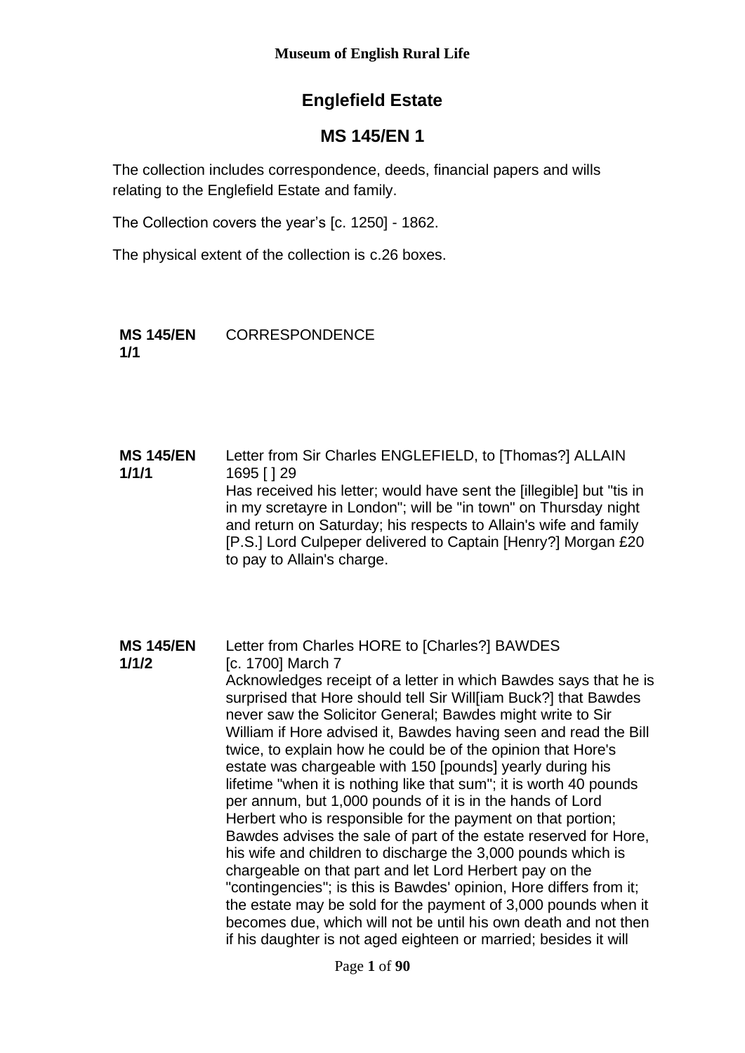**Museum of English Rural Life**

# Englefield Estate

## MS 145/EN 1

The collection includes correspondence, deeds, financial papers and wills relating to the Englefield Estate and family.

The Collection covers the year's [c. 1250] - 1862.

The physical extent of the collection is c.26 boxes.

**MS 145/EN 1/1** CORRESPONDENCE

**MS 145/EN 1/1/1** Letter from Sir Charles ENGLEFIELD, to [Thomas?] ALLAIN
1695 [ ] 29
Has received his letter; would have sent the [illegible] but "tis in in my scretayre in London"; will be "in town" on Thursday night and return on Saturday; his respects to Allain's wife and family [P.S.] Lord Culpeper delivered to Captain [Henry?] Morgan £20 to pay to Allain's charge.

**MS 145/EN 1/1/2** Letter from Charles HORE to [Charles?] BAWDES
[c. 1700] March 7
Acknowledges receipt of a letter in which Bawdes says that he is surprised that Hore should tell Sir Will[iam Buck?] that Bawdes never saw the Solicitor General; Bawdes might write to Sir William if Hore advised it, Bawdes having seen and read the Bill twice, to explain how he could be of the opinion that Hore's estate was chargeable with 150 [pounds] yearly during his lifetime "when it is nothing like that sum"; it is worth 40 pounds per annum, but 1,000 pounds of it is in the hands of Lord Herbert who is responsible for the payment on that portion; Bawdes advises the sale of part of the estate reserved for Hore, his wife and children to discharge the 3,000 pounds which is chargeable on that part and let Lord Herbert pay on the "contingencies"; is this is Bawdes' opinion, Hore differs from it; the estate may be sold for the payment of 3,000 pounds when it becomes due, which will not be until his own death and not then if his daughter is not aged eighteen or married; besides it will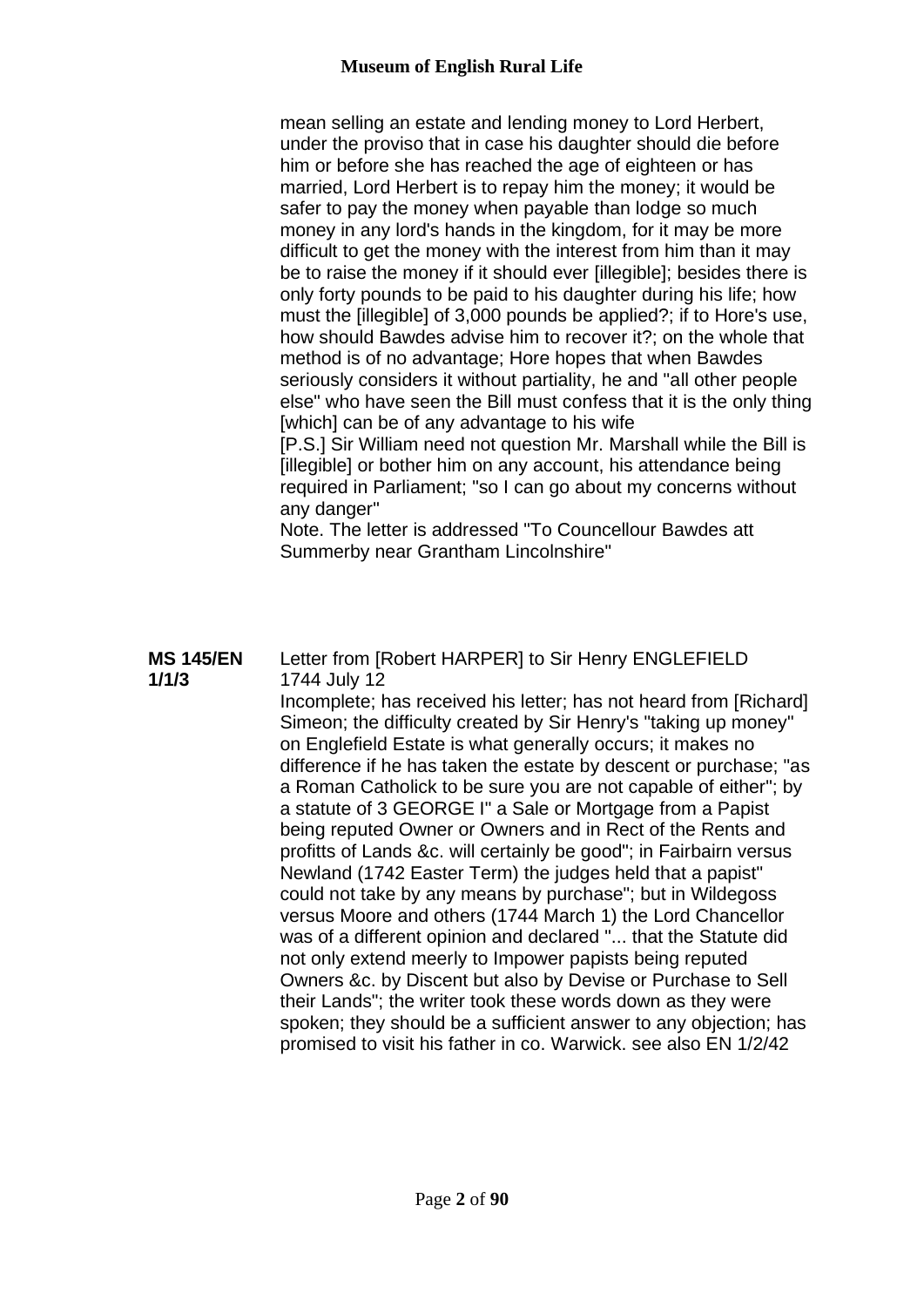mean selling an estate and lending money to Lord Herbert, under the proviso that in case his daughter should die before him or before she has reached the age of eighteen or has married, Lord Herbert is to repay him the money; it would be safer to pay the money when payable than lodge so much money in any lord's hands in the kingdom, for it may be more difficult to get the money with the interest from him than it may be to raise the money if it should ever [illegible]; besides there is only forty pounds to be paid to his daughter during his life; how must the [illegible] of 3,000 pounds be applied?; if to Hore's use, how should Bawdes advise him to recover it?; on the whole that method is of no advantage; Hore hopes that when Bawdes seriously considers it without partiality, he and "all other people else" who have seen the Bill must confess that it is the only thing [which] can be of any advantage to his wife

[P.S.] Sir William need not question Mr. Marshall while the Bill is [illegible] or bother him on any account, his attendance being required in Parliament; "so I can go about my concerns without any danger"

Note. The letter is addressed "To Councellour Bawdes att Summerby near Grantham Lincolnshire"

**MS 145/EN 1/1/3**

Letter from [Robert HARPER] to Sir Henry ENGLEFIELD

1744 July 12

Incomplete; has received his letter; has not heard from [Richard] Simeon; the difficulty created by Sir Henry's "taking up money" on Englefield Estate is what generally occurs; it makes no difference if he has taken the estate by descent or purchase; "as a Roman Catholick to be sure you are not capable of either"; by a statute of 3 GEORGE I" a Sale or Mortgage from a Papist being reputed Owner or Owners and in Rect of the Rents and profitts of Lands &c. will certainly be good"; in Fairbairn versus Newland (1742 Easter Term) the judges held that a papist" could not take by any means by purchase"; but in Wildegoss versus Moore and others (1744 March 1) the Lord Chancellor was of a different opinion and declared "... that the Statute did not only extend meerly to Impower papists being reputed Owners &c. by Discent but also by Devise or Purchase to Sell their Lands"; the writer took these words down as they were spoken; they should be a sufficient answer to any objection; has promised to visit his father in co. Warwick. see also EN 1/2/42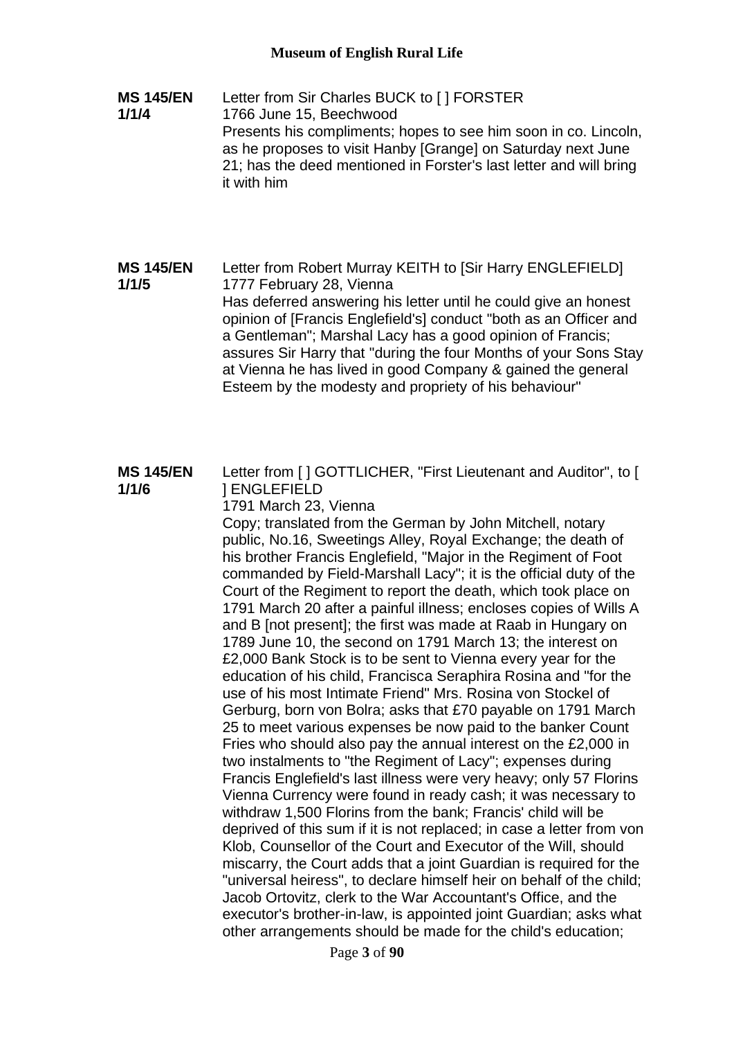**MS 145/EN 1/1/4**

Letter from Sir Charles BUCK to [ ] FORSTER
1766 June 15, Beechwood
Presents his compliments; hopes to see him soon in co. Lincoln, as he proposes to visit Hanby [Grange] on Saturday next June 21; has the deed mentioned in Forster's last letter and will bring it with him

**MS 145/EN 1/1/5**

Letter from Robert Murray KEITH to [Sir Harry ENGLEFIELD]
1777 February 28, Vienna
Has deferred answering his letter until he could give an honest opinion of [Francis Englefield's] conduct "both as an Officer and a Gentleman"; Marshal Lacy has a good opinion of Francis; assures Sir Harry that "during the four Months of your Sons Stay at Vienna he has lived in good Company & gained the general Esteem by the modesty and propriety of his behaviour"

**MS 145/EN 1/1/6**

Letter from [ ] GOTTLICHER, "First Lieutenant and Auditor", to [ ] ENGLEFIELD
1791 March 23, Vienna
Copy; translated from the German by John Mitchell, notary public, No.16, Sweetings Alley, Royal Exchange; the death of his brother Francis Englefield, "Major in the Regiment of Foot commanded by Field-Marshall Lacy"; it is the official duty of the Court of the Regiment to report the death, which took place on 1791 March 20 after a painful illness; encloses copies of Wills A and B [not present]; the first was made at Raab in Hungary on 1789 June 10, the second on 1791 March 13; the interest on £2,000 Bank Stock is to be sent to Vienna every year for the education of his child, Francisca Seraphira Rosina and "for the use of his most Intimate Friend" Mrs. Rosina von Stockel of Gerburg, born von Bolra; asks that £70 payable on 1791 March 25 to meet various expenses be now paid to the banker Count Fries who should also pay the annual interest on the £2,000 in two instalments to "the Regiment of Lacy"; expenses during Francis Englefield's last illness were very heavy; only 57 Florins Vienna Currency were found in ready cash; it was necessary to withdraw 1,500 Florins from the bank; Francis' child will be deprived of this sum if it is not replaced; in case a letter from von Klob, Counsellor of the Court and Executor of the Will, should miscarry, the Court adds that a joint Guardian is required for the "universal heiress", to declare himself heir on behalf of the child; Jacob Ortovitz, clerk to the War Accountant's Office, and the executor's brother-in-law, is appointed joint Guardian; asks what other arrangements should be made for the child's education;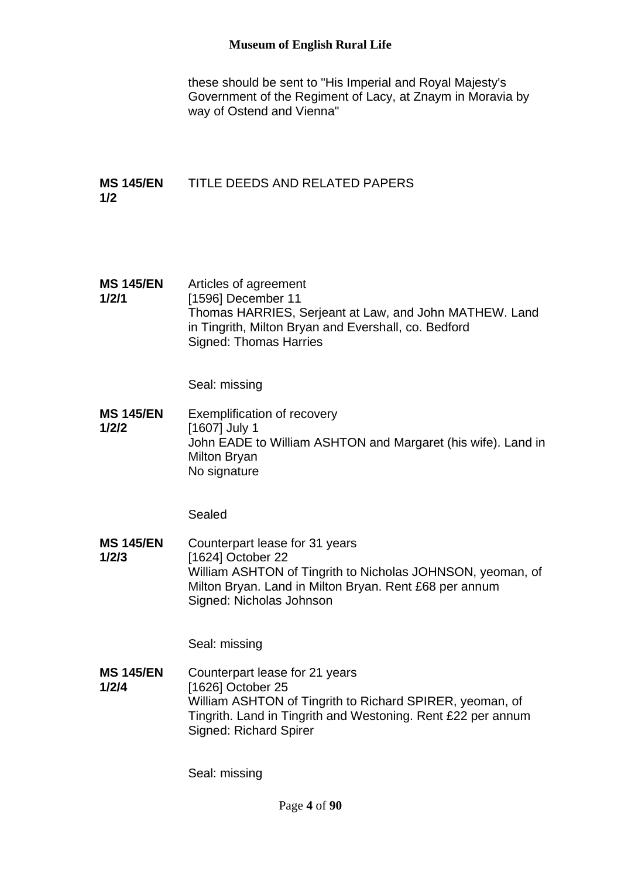these should be sent to "His Imperial and Royal Majesty's Government of the Regiment of Lacy, at Znaym in Moravia by way of Ostend and Vienna"

**MS 145/EN 1/2** TITLE DEEDS AND RELATED PAPERS

**MS 145/EN 1/2/1**
Articles of agreement
[1596] December 11
Thomas HARRIES, Serjeant at Law, and John MATHEW. Land in Tingrith, Milton Bryan and Evershall, co. Bedford
Signed: Thomas Harries

Seal: missing

**MS 145/EN 1/2/2**
Exemplification of recovery
[1607] July 1
John EADE to William ASHTON and Margaret (his wife). Land in Milton Bryan
No signature

Sealed

**MS 145/EN 1/2/3**
Counterpart lease for 31 years
[1624] October 22
William ASHTON of Tingrith to Nicholas JOHNSON, yeoman, of Milton Bryan. Land in Milton Bryan. Rent £68 per annum
Signed: Nicholas Johnson

Seal: missing

**MS 145/EN 1/2/4**
Counterpart lease for 21 years
[1626] October 25
William ASHTON of Tingrith to Richard SPIRER, yeoman, of Tingrith. Land in Tingrith and Westoning. Rent £22 per annum
Signed: Richard Spirer

Seal: missing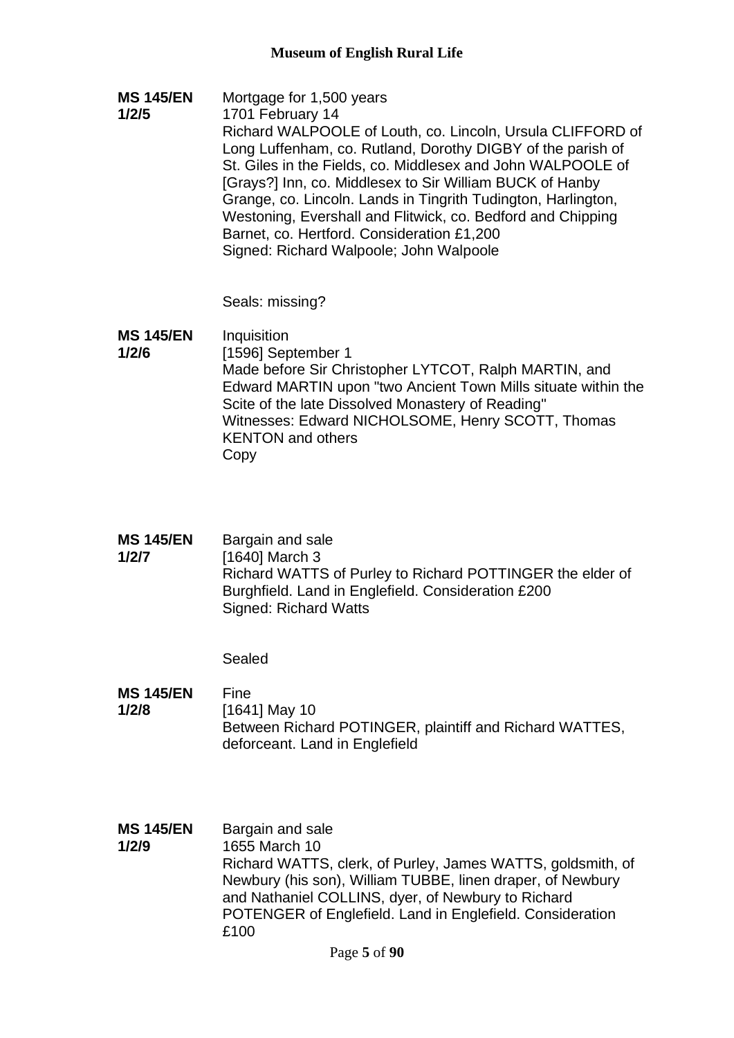**MS 145/EN 1/2/5**

Mortgage for 1,500 years
1701 February 14
Richard WALPOOLE of Louth, co. Lincoln, Ursula CLIFFORD of Long Luffenham, co. Rutland, Dorothy DIGBY of the parish of St. Giles in the Fields, co. Middlesex and John WALPOOLE of [Grays?] Inn, co. Middlesex to Sir William BUCK of Hanby Grange, co. Lincoln. Lands in Tingrith Tudington, Harlington, Westoning, Evershall and Flitwick, co. Bedford and Chipping Barnet, co. Hertford. Consideration £1,200
Signed: Richard Walpoole; John Walpoole

Seals: missing?

**MS 145/EN 1/2/6**

Inquisition
[1596] September 1
Made before Sir Christopher LYTCOT, Ralph MARTIN, and Edward MARTIN upon "two Ancient Town Mills situate within the Scite of the late Dissolved Monastery of Reading"
Witnesses: Edward NICHOLSOME, Henry SCOTT, Thomas KENTON and others
Copy

**MS 145/EN 1/2/7**

Bargain and sale
[1640] March 3
Richard WATTS of Purley to Richard POTTINGER the elder of Burghfield. Land in Englefield. Consideration £200
Signed: Richard Watts

Sealed

**MS 145/EN 1/2/8**

Fine
[1641] May 10
Between Richard POTINGER, plaintiff and Richard WATTES, deforceant. Land in Englefield

**MS 145/EN 1/2/9**

Bargain and sale
1655 March 10
Richard WATTS, clerk, of Purley, James WATTS, goldsmith, of Newbury (his son), William TUBBE, linen draper, of Newbury and Nathaniel COLLINS, dyer, of Newbury to Richard POTENGER of Englefield. Land in Englefield. Consideration £100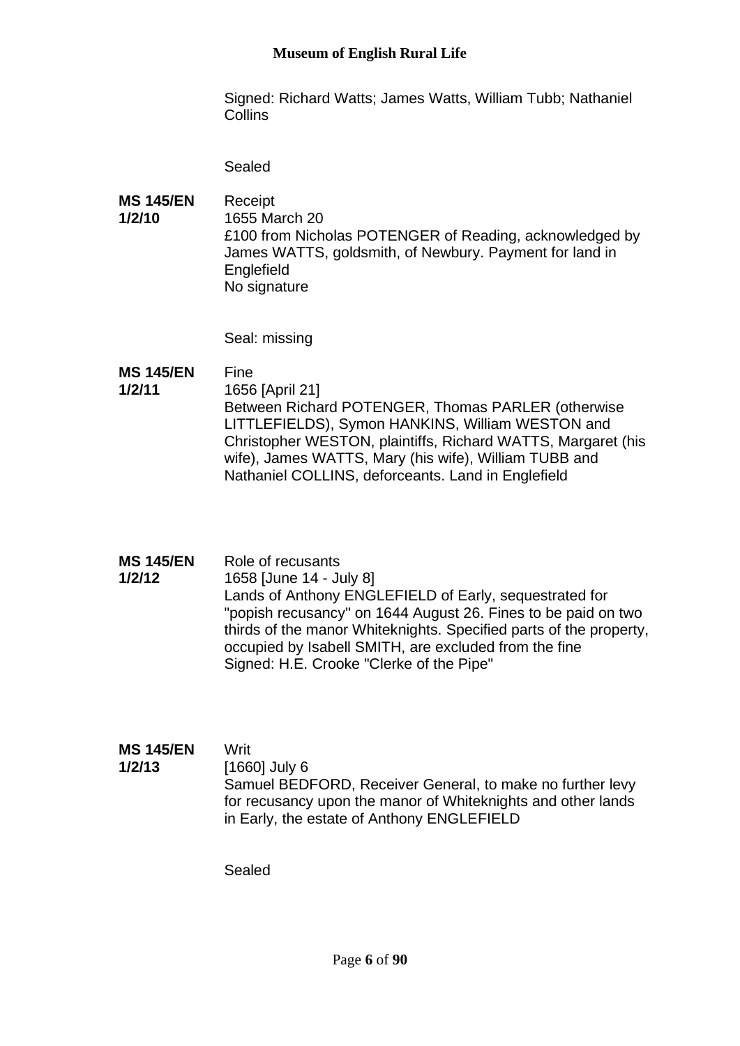Signed: Richard Watts; James Watts, William Tubb; Nathaniel Collins

Sealed

**MS 145/EN 1/2/10**

Receipt
1655 March 20
£100 from Nicholas POTENGER of Reading, acknowledged by James WATTS, goldsmith, of Newbury. Payment for land in Englefield
No signature

Seal: missing

**MS 145/EN 1/2/11**

Fine
1656 [April 21]
Between Richard POTENGER, Thomas PARLER (otherwise LITTLEFIELDS), Symon HANKINS, William WESTON and Christopher WESTON, plaintiffs, Richard WATTS, Margaret (his wife), James WATTS, Mary (his wife), William TUBB and Nathaniel COLLINS, deforceants. Land in Englefield

**MS 145/EN 1/2/12**

Role of recusants
1658 [June 14 - July 8]
Lands of Anthony ENGLEFIELD of Early, sequestrated for "popish recusancy" on 1644 August 26. Fines to be paid on two thirds of the manor Whiteknights. Specified parts of the property, occupied by Isabell SMITH, are excluded from the fine
Signed: H.E. Crooke "Clerke of the Pipe"

**MS 145/EN 1/2/13**

Writ
[1660] July 6
Samuel BEDFORD, Receiver General, to make no further levy for recusancy upon the manor of Whiteknights and other lands in Early, the estate of Anthony ENGLEFIELD

Sealed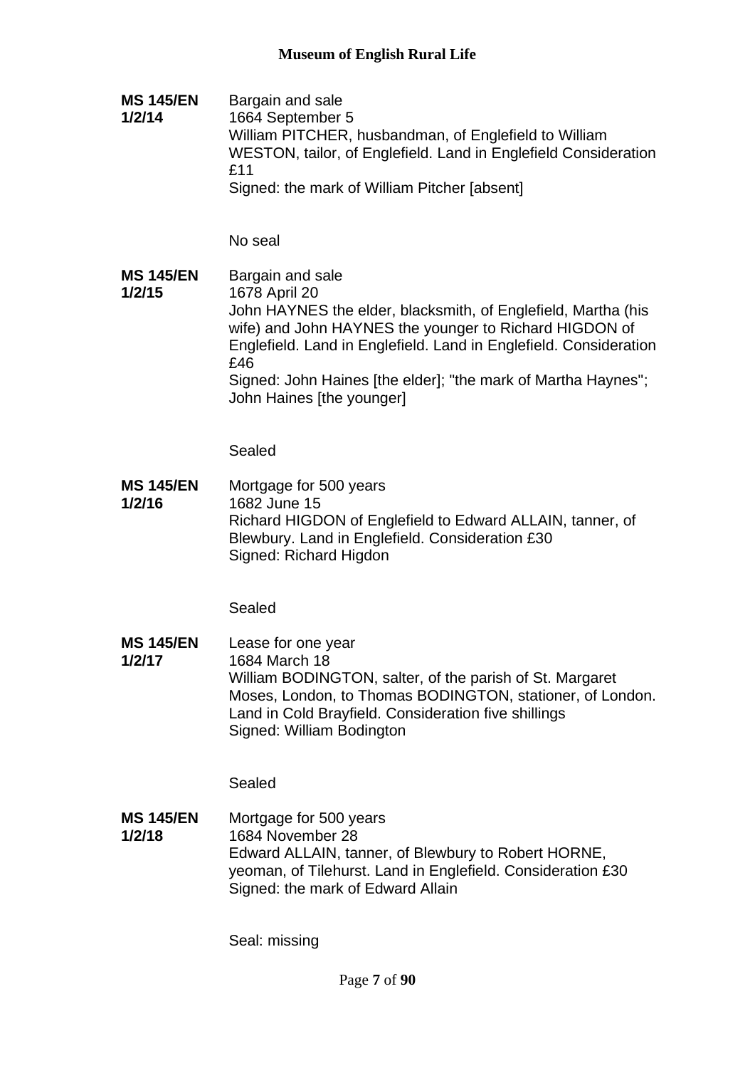**MS 145/EN 1/2/14**

Bargain and sale
1664 September 5
William PITCHER, husbandman, of Englefield to William WESTON, tailor, of Englefield. Land in Englefield Consideration £11
Signed: the mark of William Pitcher [absent]

No seal

**MS 145/EN 1/2/15**

Bargain and sale
1678 April 20
John HAYNES the elder, blacksmith, of Englefield, Martha (his wife) and John HAYNES the younger to Richard HIGDON of Englefield. Land in Englefield. Land in Englefield. Consideration £46
Signed: John Haines [the elder]; "the mark of Martha Haynes"; John Haines [the younger]

Sealed

**MS 145/EN 1/2/16**

Mortgage for 500 years
1682 June 15
Richard HIGDON of Englefield to Edward ALLAIN, tanner, of Blewbury. Land in Englefield. Consideration £30
Signed: Richard Higdon

Sealed

**MS 145/EN 1/2/17**

Lease for one year
1684 March 18
William BODINGTON, salter, of the parish of St. Margaret Moses, London, to Thomas BODINGTON, stationer, of London. Land in Cold Brayfield. Consideration five shillings
Signed: William Bodington

Sealed

**MS 145/EN 1/2/18**

Mortgage for 500 years
1684 November 28
Edward ALLAIN, tanner, of Blewbury to Robert HORNE, yeoman, of Tilehurst. Land in Englefield. Consideration £30
Signed: the mark of Edward Allain

Seal: missing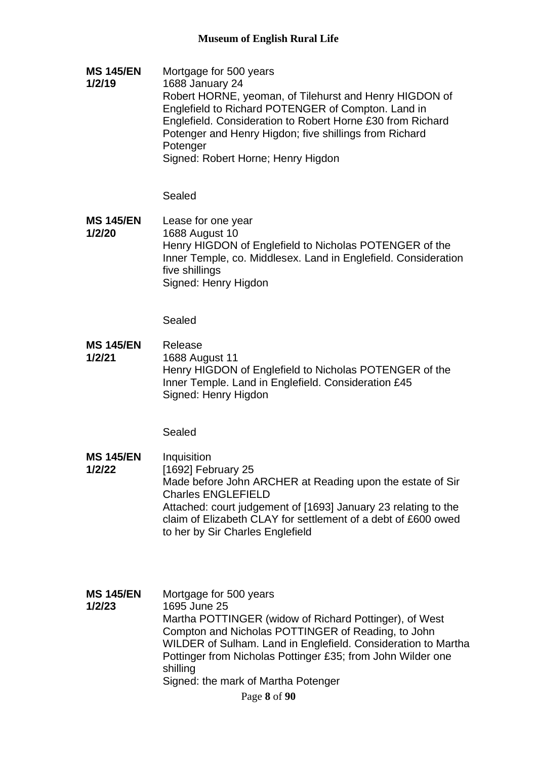**MS 145/EN 1/2/19**

Mortgage for 500 years
1688 January 24
Robert HORNE, yeoman, of Tilehurst and Henry HIGDON of Englefield to Richard POTENGER of Compton. Land in Englefield. Consideration to Robert Horne £30 from Richard Potenger and Henry Higdon; five shillings from Richard Potenger
Signed: Robert Horne; Henry Higdon

Sealed

**MS 145/EN 1/2/20**

Lease for one year
1688 August 10
Henry HIGDON of Englefield to Nicholas POTENGER of the Inner Temple, co. Middlesex. Land in Englefield. Consideration five shillings
Signed: Henry Higdon

Sealed

**MS 145/EN 1/2/21**

Release
1688 August 11
Henry HIGDON of Englefield to Nicholas POTENGER of the Inner Temple. Land in Englefield. Consideration £45
Signed: Henry Higdon

Sealed

**MS 145/EN 1/2/22**

Inquisition
[1692] February 25
Made before John ARCHER at Reading upon the estate of Sir Charles ENGLEFIELD
Attached: court judgement of [1693] January 23 relating to the claim of Elizabeth CLAY for settlement of a debt of £600 owed to her by Sir Charles Englefield

**MS 145/EN 1/2/23**

Mortgage for 500 years
1695 June 25
Martha POTTINGER (widow of Richard Pottinger), of West Compton and Nicholas POTTINGER of Reading, to John WILDER of Sulham. Land in Englefield. Consideration to Martha Pottinger from Nicholas Pottinger £35; from John Wilder one shilling
Signed: the mark of Martha Potenger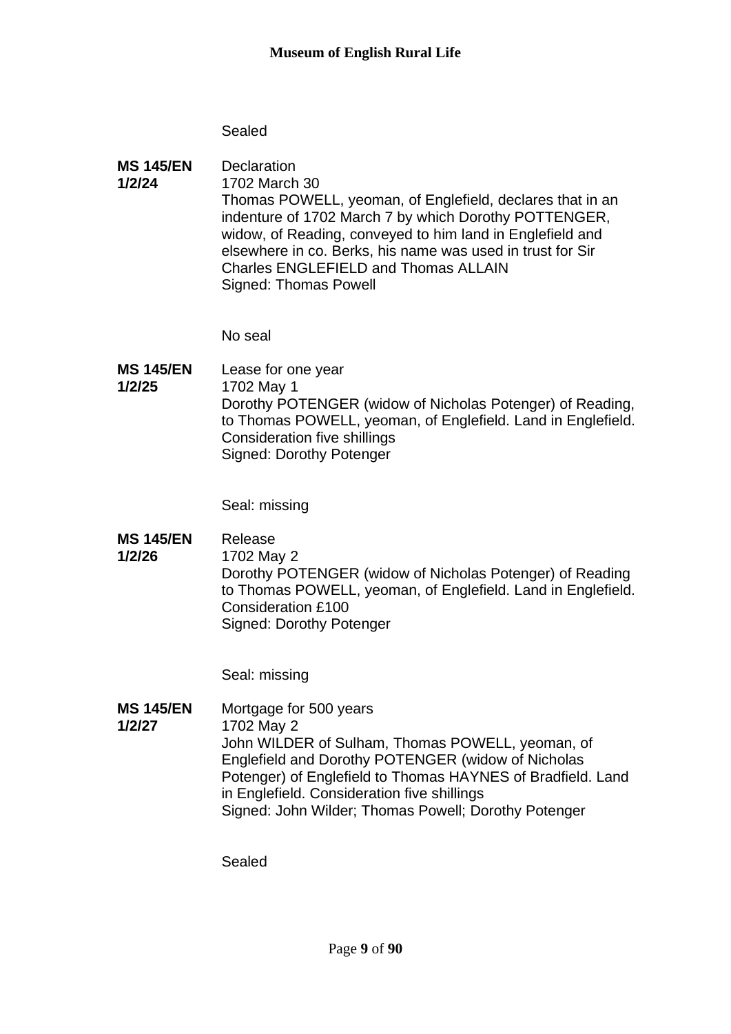Sealed

**MS 145/EN 1/2/24**

Declaration
1702 March 30
Thomas POWELL, yeoman, of Englefield, declares that in an indenture of 1702 March 7 by which Dorothy POTTENGER, widow, of Reading, conveyed to him land in Englefield and elsewhere in co. Berks, his name was used in trust for Sir Charles ENGLEFIELD and Thomas ALLAIN
Signed: Thomas Powell

No seal

**MS 145/EN 1/2/25**

Lease for one year
1702 May 1
Dorothy POTENGER (widow of Nicholas Potenger) of Reading, to Thomas POWELL, yeoman, of Englefield. Land in Englefield. Consideration five shillings
Signed: Dorothy Potenger

Seal: missing

**MS 145/EN 1/2/26**

Release
1702 May 2
Dorothy POTENGER (widow of Nicholas Potenger) of Reading to Thomas POWELL, yeoman, of Englefield. Land in Englefield. Consideration £100
Signed: Dorothy Potenger

Seal: missing

**MS 145/EN 1/2/27**

Mortgage for 500 years
1702 May 2
John WILDER of Sulham, Thomas POWELL, yeoman, of Englefield and Dorothy POTENGER (widow of Nicholas Potenger) of Englefield to Thomas HAYNES of Bradfield. Land in Englefield. Consideration five shillings
Signed: John Wilder; Thomas Powell; Dorothy Potenger

Sealed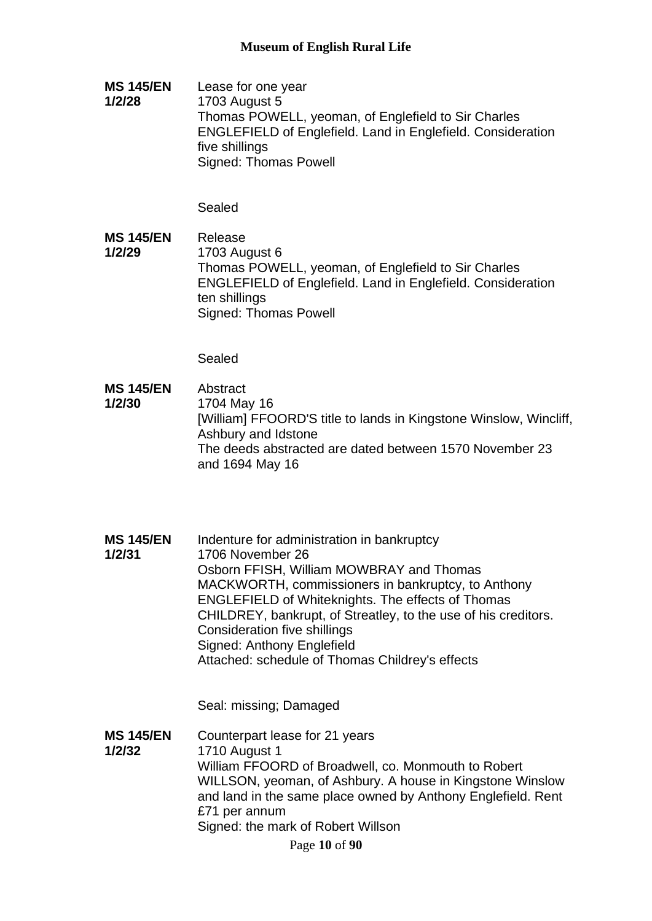**MS 145/EN 1/2/28**
Lease for one year
1703 August 5
Thomas POWELL, yeoman, of Englefield to Sir Charles ENGLEFIELD of Englefield. Land in Englefield. Consideration five shillings
Signed: Thomas Powell

Sealed

**MS 145/EN 1/2/29**
Release
1703 August 6
Thomas POWELL, yeoman, of Englefield to Sir Charles ENGLEFIELD of Englefield. Land in Englefield. Consideration ten shillings
Signed: Thomas Powell

Sealed

**MS 145/EN 1/2/30**
Abstract
1704 May 16
[William] FFOORD'S title to lands in Kingstone Winslow, Wincliff, Ashbury and Idstone
The deeds abstracted are dated between 1570 November 23 and 1694 May 16

**MS 145/EN 1/2/31**
Indenture for administration in bankruptcy
1706 November 26
Osborn FFISH, William MOWBRAY and Thomas MACKWORTH, commissioners in bankruptcy, to Anthony ENGLEFIELD of Whiteknights. The effects of Thomas CHILDREY, bankrupt, of Streatley, to the use of his creditors. Consideration five shillings
Signed: Anthony Englefield
Attached: schedule of Thomas Childrey's effects

Seal: missing; Damaged

**MS 145/EN 1/2/32**
Counterpart lease for 21 years
1710 August 1
William FFOORD of Broadwell, co. Monmouth to Robert WILLSON, yeoman, of Ashbury. A house in Kingstone Winslow and land in the same place owned by Anthony Englefield. Rent £71 per annum
Signed: the mark of Robert Willson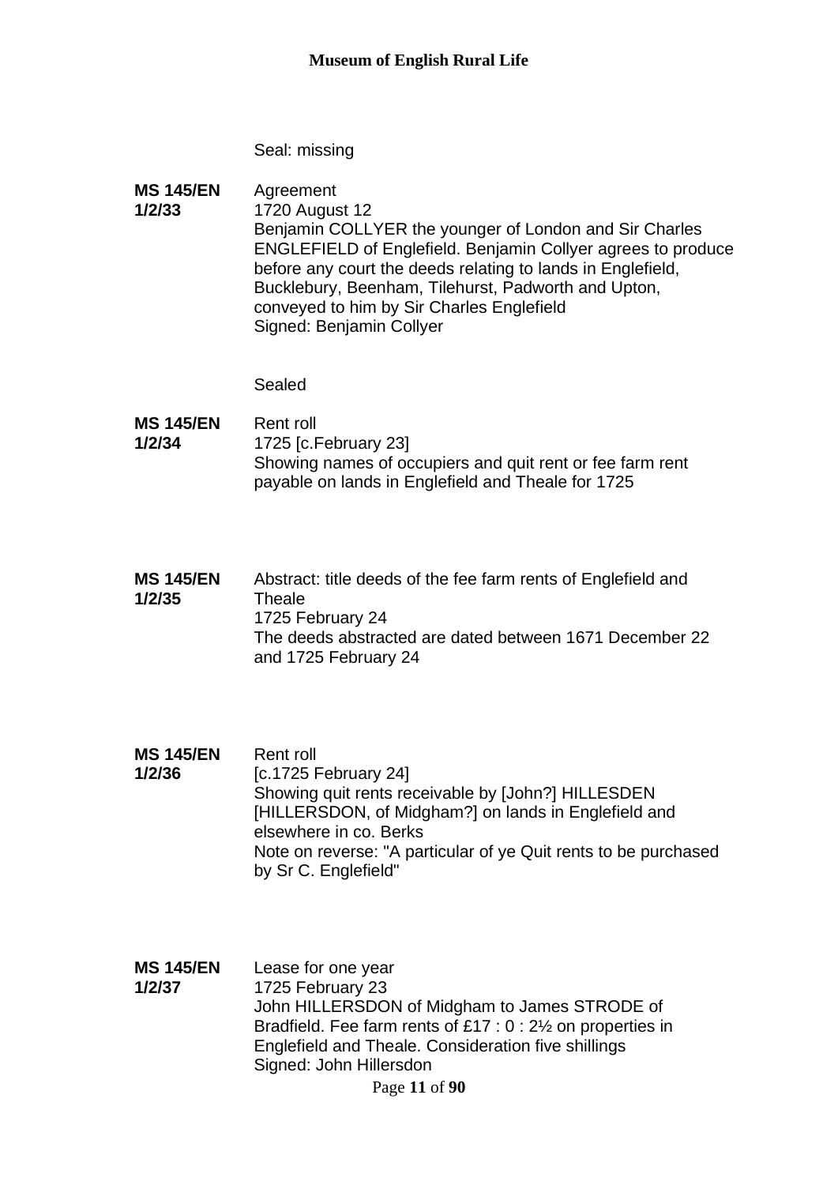Seal: missing

**MS 145/EN 1/2/33**

Agreement
1720 August 12
Benjamin COLLYER the younger of London and Sir Charles ENGLEFIELD of Englefield. Benjamin Collyer agrees to produce before any court the deeds relating to lands in Englefield, Bucklebury, Beenham, Tilehurst, Padworth and Upton, conveyed to him by Sir Charles Englefield
Signed: Benjamin Collyer

Sealed

**MS 145/EN 1/2/34**

Rent roll
1725 [c.February 23]
Showing names of occupiers and quit rent or fee farm rent payable on lands in Englefield and Theale for 1725

**MS 145/EN 1/2/35**

Abstract: title deeds of the fee farm rents of Englefield and Theale
1725 February 24
The deeds abstracted are dated between 1671 December 22 and 1725 February 24

**MS 145/EN 1/2/36**

Rent roll
[c.1725 February 24]
Showing quit rents receivable by [John?] HILLESDEN [HILLERSDON, of Midgham?] on lands in Englefield and elsewhere in co. Berks
Note on reverse: "A particular of ye Quit rents to be purchased by Sr C. Englefield"

**MS 145/EN 1/2/37**

Lease for one year
1725 February 23
John HILLERSDON of Midgham to James STRODE of Bradfield. Fee farm rents of £17 : 0 : 2½ on properties in Englefield and Theale. Consideration five shillings
Signed: John Hillersdon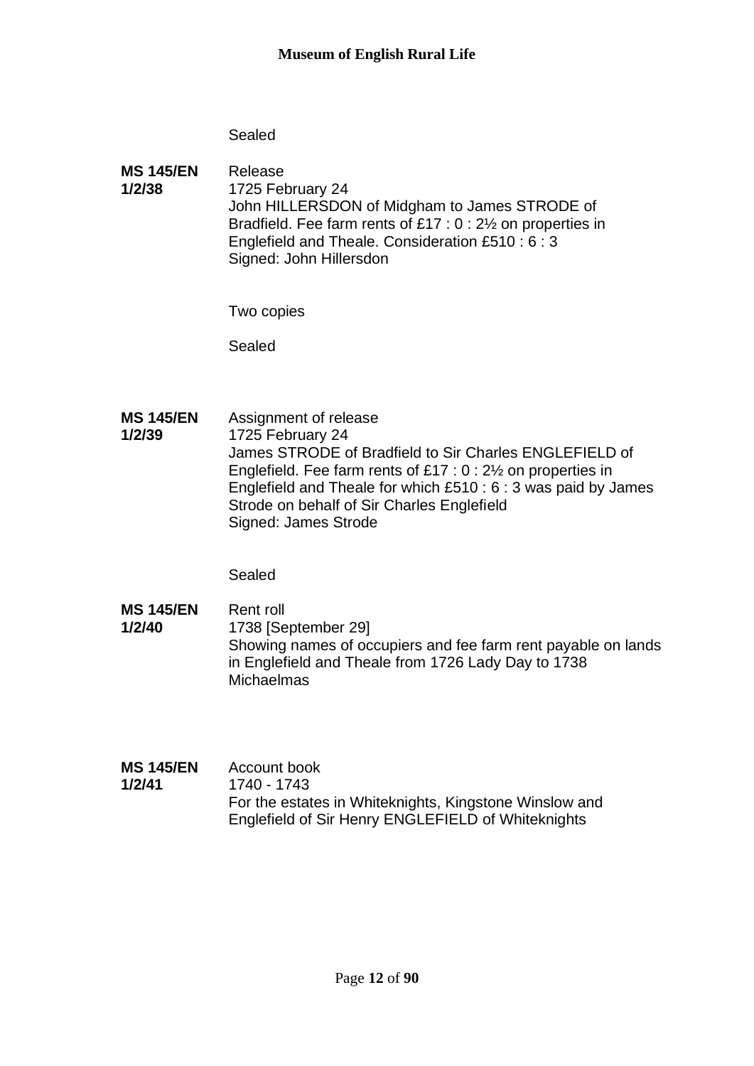Sealed

**MS 145/EN 1/2/38**

Release
1725 February 24
John HILLERSDON of Midgham to James STRODE of Bradfield. Fee farm rents of £17 : 0 : 2½ on properties in Englefield and Theale. Consideration £510 : 6 : 3
Signed: John Hillersdon

Two copies

Sealed

**MS 145/EN 1/2/39**

Assignment of release
1725 February 24
James STRODE of Bradfield to Sir Charles ENGLEFIELD of Englefield. Fee farm rents of £17 : 0 : 2½ on properties in Englefield and Theale for which £510 : 6 : 3 was paid by James Strode on behalf of Sir Charles Englefield
Signed: James Strode

Sealed

**MS 145/EN 1/2/40**

Rent roll
1738 [September 29]
Showing names of occupiers and fee farm rent payable on lands in Englefield and Theale from 1726 Lady Day to 1738 Michaelmas

**MS 145/EN 1/2/41**

Account book
1740 - 1743
For the estates in Whiteknights, Kingstone Winslow and Englefield of Sir Henry ENGLEFIELD of Whiteknights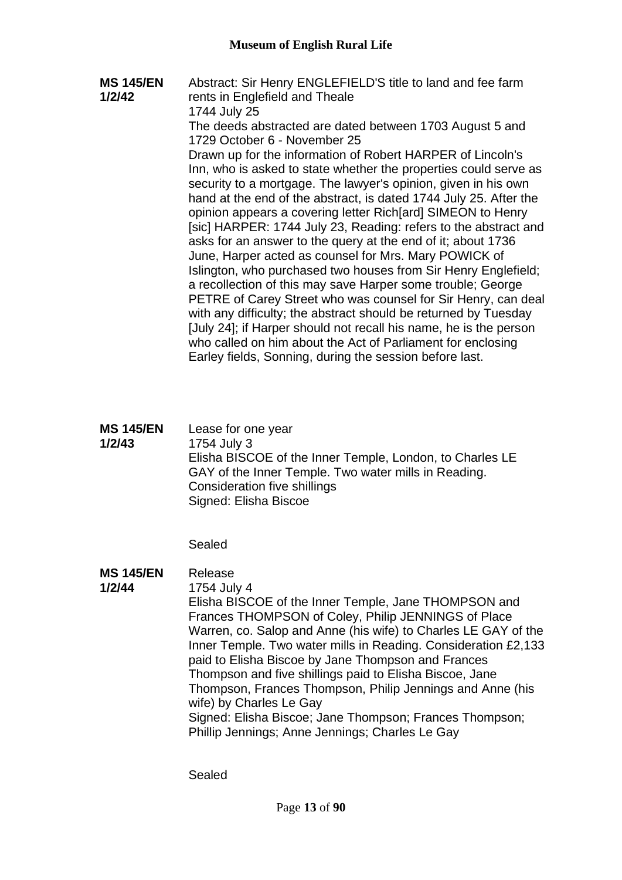**MS 145/EN 1/2/42**

Abstract: Sir Henry ENGLEFIELD'S title to land and fee farm rents in Englefield and Theale
1744 July 25
The deeds abstracted are dated between 1703 August 5 and 1729 October 6 - November 25
Drawn up for the information of Robert HARPER of Lincoln's Inn, who is asked to state whether the properties could serve as security to a mortgage. The lawyer's opinion, given in his own hand at the end of the abstract, is dated 1744 July 25. After the opinion appears a covering letter Rich[ard] SIMEON to Henry [sic] HARPER: 1744 July 23, Reading: refers to the abstract and asks for an answer to the query at the end of it; about 1736 June, Harper acted as counsel for Mrs. Mary POWICK of Islington, who purchased two houses from Sir Henry Englefield; a recollection of this may save Harper some trouble; George PETRE of Carey Street who was counsel for Sir Henry, can deal with any difficulty; the abstract should be returned by Tuesday [July 24]; if Harper should not recall his name, he is the person who called on him about the Act of Parliament for enclosing Earley fields, Sonning, during the session before last.

**MS 145/EN 1/2/43**

Lease for one year
1754 July 3
Elisha BISCOE of the Inner Temple, London, to Charles LE GAY of the Inner Temple. Two water mills in Reading.
Consideration five shillings
Signed: Elisha Biscoe

Sealed

**MS 145/EN 1/2/44**

Release
1754 July 4
Elisha BISCOE of the Inner Temple, Jane THOMPSON and Frances THOMPSON of Coley, Philip JENNINGS of Place Warren, co. Salop and Anne (his wife) to Charles LE GAY of the Inner Temple. Two water mills in Reading. Consideration £2,133 paid to Elisha Biscoe by Jane Thompson and Frances Thompson and five shillings paid to Elisha Biscoe, Jane Thompson, Frances Thompson, Philip Jennings and Anne (his wife) by Charles Le Gay
Signed: Elisha Biscoe; Jane Thompson; Frances Thompson; Phillip Jennings; Anne Jennings; Charles Le Gay

Sealed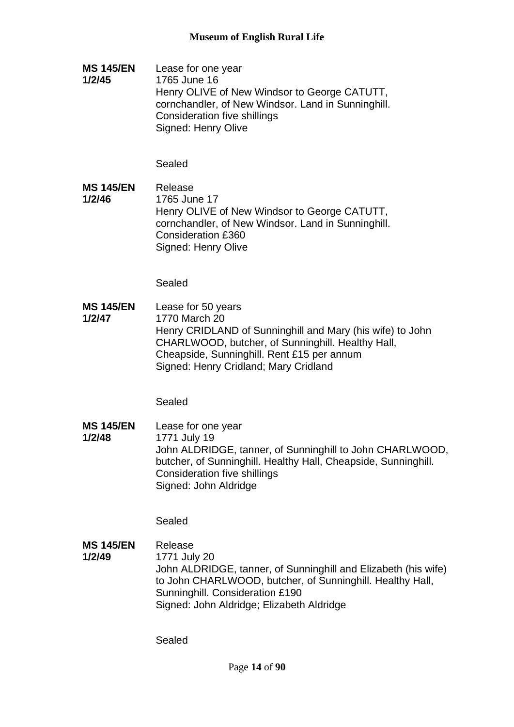**MS 145/EN 1/2/45**

Lease for one year
1765 June 16
Henry OLIVE of New Windsor to George CATUTT, cornchandler, of New Windsor. Land in Sunninghill.
Consideration five shillings
Signed: Henry Olive

Sealed

**MS 145/EN 1/2/46**

Release
1765 June 17
Henry OLIVE of New Windsor to George CATUTT, cornchandler, of New Windsor. Land in Sunninghill.
Consideration £360
Signed: Henry Olive

Sealed

**MS 145/EN 1/2/47**

Lease for 50 years
1770 March 20
Henry CRIDLAND of Sunninghill and Mary (his wife) to John CHARLWOOD, butcher, of Sunninghill. Healthy Hall, Cheapside, Sunninghill. Rent £15 per annum
Signed: Henry Cridland; Mary Cridland

Sealed

**MS 145/EN 1/2/48**

Lease for one year
1771 July 19
John ALDRIDGE, tanner, of Sunninghill to John CHARLWOOD, butcher, of Sunninghill. Healthy Hall, Cheapside, Sunninghill.
Consideration five shillings
Signed: John Aldridge

Sealed

**MS 145/EN 1/2/49**

Release
1771 July 20
John ALDRIDGE, tanner, of Sunninghill and Elizabeth (his wife) to John CHARLWOOD, butcher, of Sunninghill. Healthy Hall, Sunninghill. Consideration £190
Signed: John Aldridge; Elizabeth Aldridge

Sealed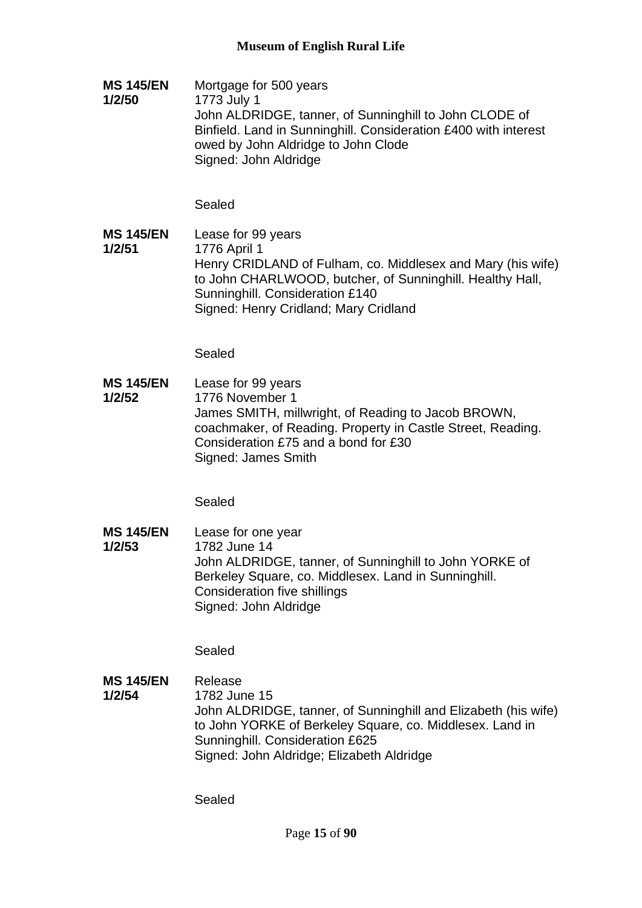**MS 145/EN 1/2/50**

Mortgage for 500 years
1773 July 1
John ALDRIDGE, tanner, of Sunninghill to John CLODE of Binfield. Land in Sunninghill. Consideration £400 with interest owed by John Aldridge to John Clode
Signed: John Aldridge

Sealed

**MS 145/EN 1/2/51**

Lease for 99 years
1776 April 1
Henry CRIDLAND of Fulham, co. Middlesex and Mary (his wife) to John CHARLWOOD, butcher, of Sunninghill. Healthy Hall, Sunninghill. Consideration £140
Signed: Henry Cridland; Mary Cridland

Sealed

**MS 145/EN 1/2/52**

Lease for 99 years
1776 November 1
James SMITH, millwright, of Reading to Jacob BROWN, coachmaker, of Reading. Property in Castle Street, Reading. Consideration £75 and a bond for £30
Signed: James Smith

Sealed

**MS 145/EN 1/2/53**

Lease for one year
1782 June 14
John ALDRIDGE, tanner, of Sunninghill to John YORKE of Berkeley Square, co. Middlesex. Land in Sunninghill. Consideration five shillings
Signed: John Aldridge

Sealed

**MS 145/EN 1/2/54**

Release
1782 June 15
John ALDRIDGE, tanner, of Sunninghill and Elizabeth (his wife) to John YORKE of Berkeley Square, co. Middlesex. Land in Sunninghill. Consideration £625
Signed: John Aldridge; Elizabeth Aldridge

Sealed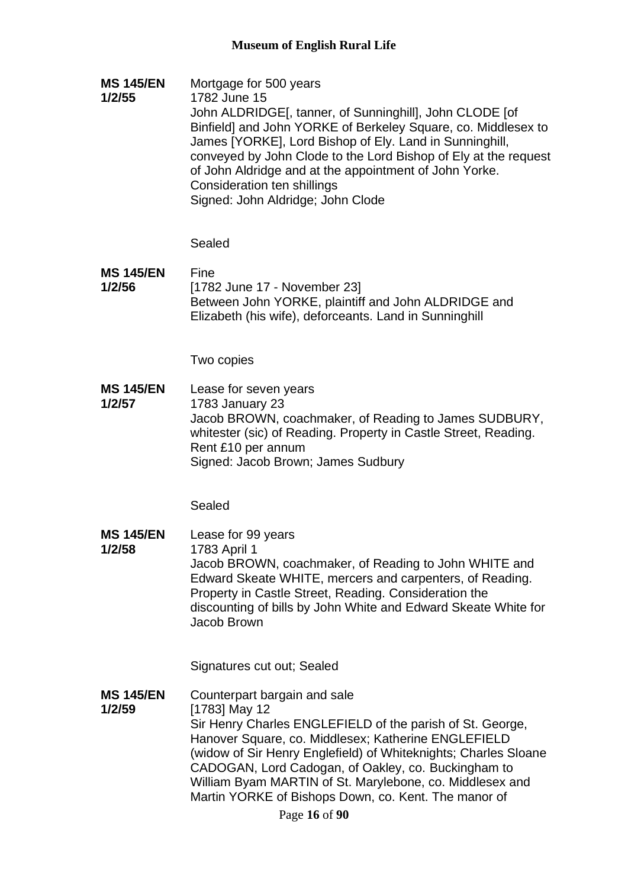**MS 145/EN 1/2/55**

Mortgage for 500 years
1782 June 15
John ALDRIDGE[, tanner, of Sunninghill], John CLODE [of Binfield] and John YORKE of Berkeley Square, co. Middlesex to James [YORKE], Lord Bishop of Ely. Land in Sunninghill, conveyed by John Clode to the Lord Bishop of Ely at the request of John Aldridge and at the appointment of John Yorke. Consideration ten shillings
Signed: John Aldridge; John Clode

Sealed

**MS 145/EN 1/2/56**

Fine
[1782 June 17 - November 23]
Between John YORKE, plaintiff and John ALDRIDGE and Elizabeth (his wife), deforceants. Land in Sunninghill

Two copies

**MS 145/EN 1/2/57**

Lease for seven years
1783 January 23
Jacob BROWN, coachmaker, of Reading to James SUDBURY, whitester (sic) of Reading. Property in Castle Street, Reading. Rent £10 per annum
Signed: Jacob Brown; James Sudbury

Sealed

**MS 145/EN 1/2/58**

Lease for 99 years
1783 April 1
Jacob BROWN, coachmaker, of Reading to John WHITE and Edward Skeate WHITE, mercers and carpenters, of Reading. Property in Castle Street, Reading. Consideration the discounting of bills by John White and Edward Skeate White for Jacob Brown

Signatures cut out; Sealed

**MS 145/EN 1/2/59**

Counterpart bargain and sale
[1783] May 12
Sir Henry Charles ENGLEFIELD of the parish of St. George, Hanover Square, co. Middlesex; Katherine ENGLEFIELD (widow of Sir Henry Englefield) of Whiteknights; Charles Sloane CADOGAN, Lord Cadogan, of Oakley, co. Buckingham to William Byam MARTIN of St. Marylebone, co. Middlesex and Martin YORKE of Bishops Down, co. Kent. The manor of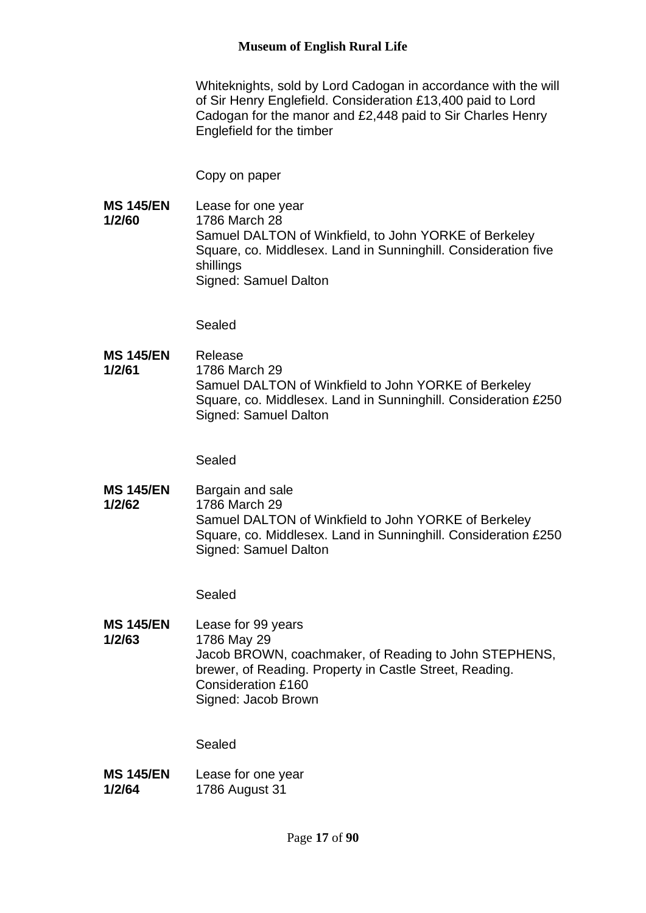Whiteknights, sold by Lord Cadogan in accordance with the will of Sir Henry Englefield. Consideration £13,400 paid to Lord Cadogan for the manor and £2,448 paid to Sir Charles Henry Englefield for the timber

Copy on paper

**MS 145/EN 1/2/60**
Lease for one year
1786 March 28
Samuel DALTON of Winkfield, to John YORKE of Berkeley Square, co. Middlesex. Land in Sunninghill. Consideration five shillings
Signed: Samuel Dalton

Sealed

**MS 145/EN 1/2/61**
Release
1786 March 29
Samuel DALTON of Winkfield to John YORKE of Berkeley Square, co. Middlesex. Land in Sunninghill. Consideration £250
Signed: Samuel Dalton

Sealed

**MS 145/EN 1/2/62**
Bargain and sale
1786 March 29
Samuel DALTON of Winkfield to John YORKE of Berkeley Square, co. Middlesex. Land in Sunninghill. Consideration £250
Signed: Samuel Dalton

Sealed

**MS 145/EN 1/2/63**
Lease for 99 years
1786 May 29
Jacob BROWN, coachmaker, of Reading to John STEPHENS, brewer, of Reading. Property in Castle Street, Reading. Consideration £160
Signed: Jacob Brown

Sealed

**MS 145/EN 1/2/64**
Lease for one year
1786 August 31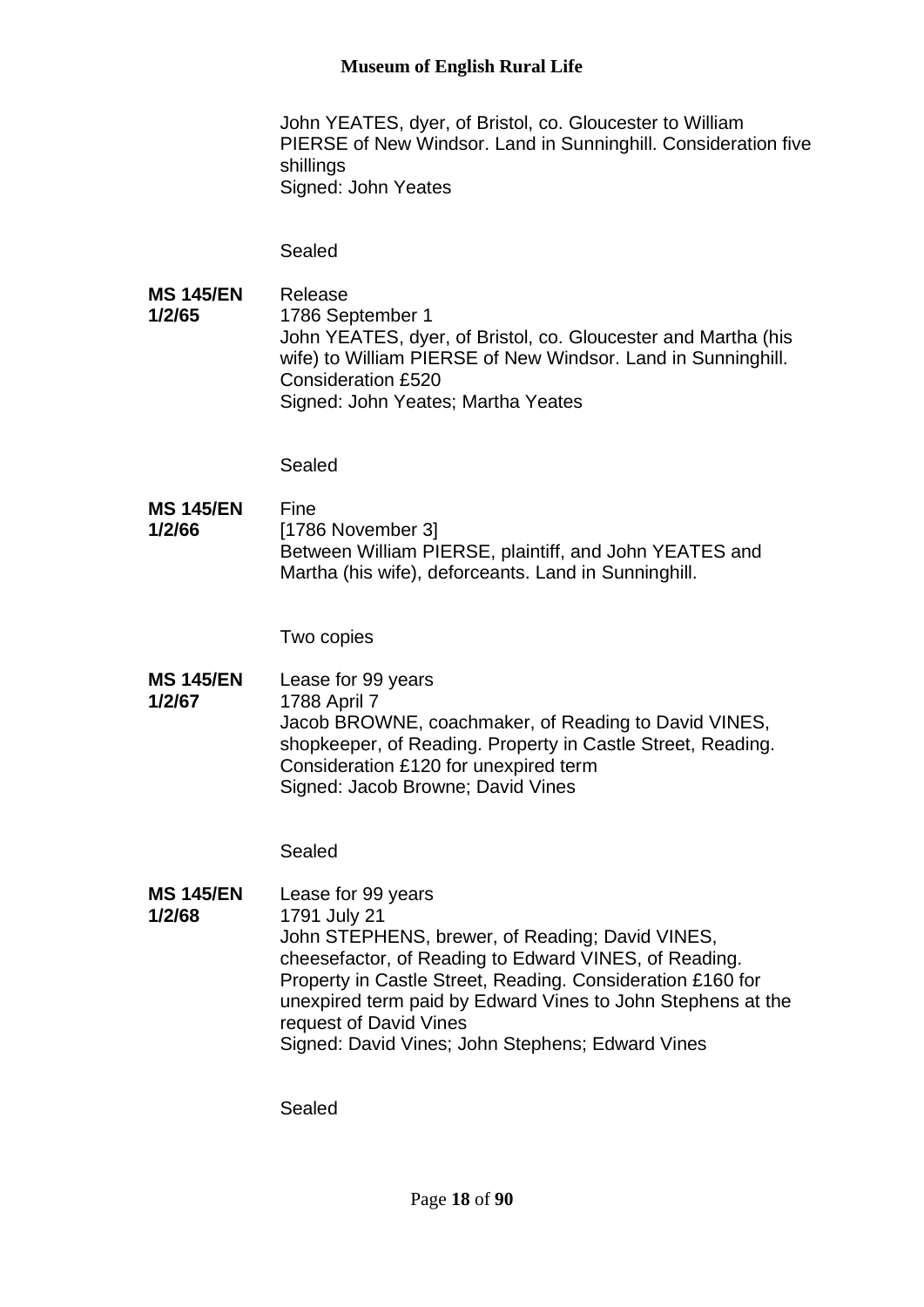John YEATES, dyer, of Bristol, co. Gloucester to William PIERSE of New Windsor. Land in Sunninghill. Consideration five shillings
Signed: John Yeates

Sealed

**MS 145/EN 1/2/65**
Release
1786 September 1
John YEATES, dyer, of Bristol, co. Gloucester and Martha (his wife) to William PIERSE of New Windsor. Land in Sunninghill. Consideration £520
Signed: John Yeates; Martha Yeates

Sealed

**MS 145/EN 1/2/66**
Fine
[1786 November 3]
Between William PIERSE, plaintiff, and John YEATES and Martha (his wife), deforceants. Land in Sunninghill.

Two copies

**MS 145/EN 1/2/67**
Lease for 99 years
1788 April 7
Jacob BROWNE, coachmaker, of Reading to David VINES, shopkeeper, of Reading. Property in Castle Street, Reading. Consideration £120 for unexpired term
Signed: Jacob Browne; David Vines

Sealed

**MS 145/EN 1/2/68**
Lease for 99 years
1791 July 21
John STEPHENS, brewer, of Reading; David VINES, cheesefactor, of Reading to Edward VINES, of Reading. Property in Castle Street, Reading. Consideration £160 for unexpired term paid by Edward Vines to John Stephens at the request of David Vines
Signed: David Vines; John Stephens; Edward Vines

Sealed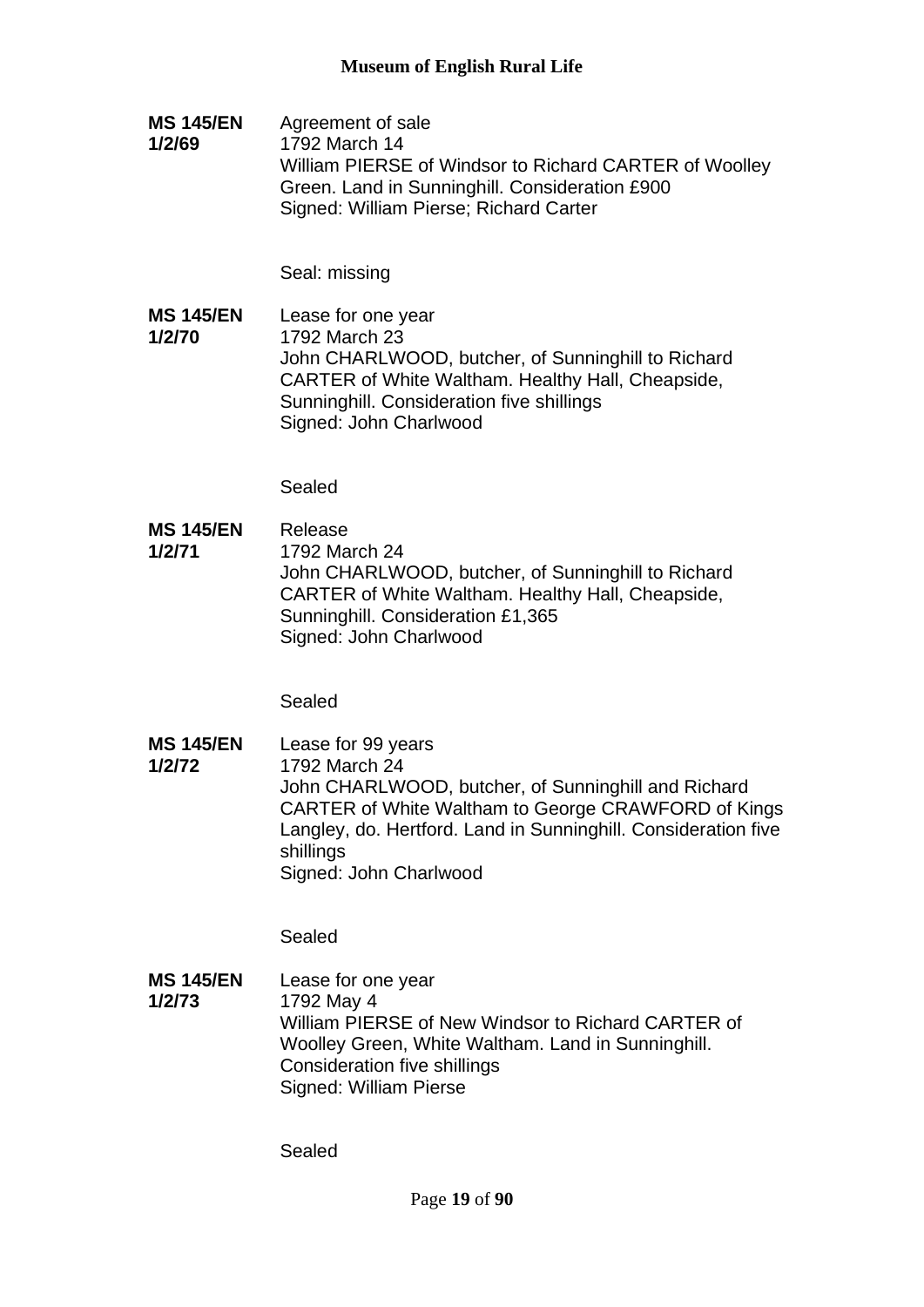**MS 145/EN 1/2/69**
Agreement of sale
1792 March 14
William PIERSE of Windsor to Richard CARTER of Woolley Green. Land in Sunninghill. Consideration £900
Signed: William Pierse; Richard Carter

Seal: missing

**MS 145/EN 1/2/70**
Lease for one year
1792 March 23
John CHARLWOOD, butcher, of Sunninghill to Richard CARTER of White Waltham. Healthy Hall, Cheapside, Sunninghill. Consideration five shillings
Signed: John Charlwood

Sealed

**MS 145/EN 1/2/71**
Release
1792 March 24
John CHARLWOOD, butcher, of Sunninghill to Richard CARTER of White Waltham. Healthy Hall, Cheapside, Sunninghill. Consideration £1,365
Signed: John Charlwood

Sealed

**MS 145/EN 1/2/72**
Lease for 99 years
1792 March 24
John CHARLWOOD, butcher, of Sunninghill and Richard CARTER of White Waltham to George CRAWFORD of Kings Langley, do. Hertford. Land in Sunninghill. Consideration five shillings
Signed: John Charlwood

Sealed

**MS 145/EN 1/2/73**
Lease for one year
1792 May 4
William PIERSE of New Windsor to Richard CARTER of Woolley Green, White Waltham. Land in Sunninghill. Consideration five shillings
Signed: William Pierse

Sealed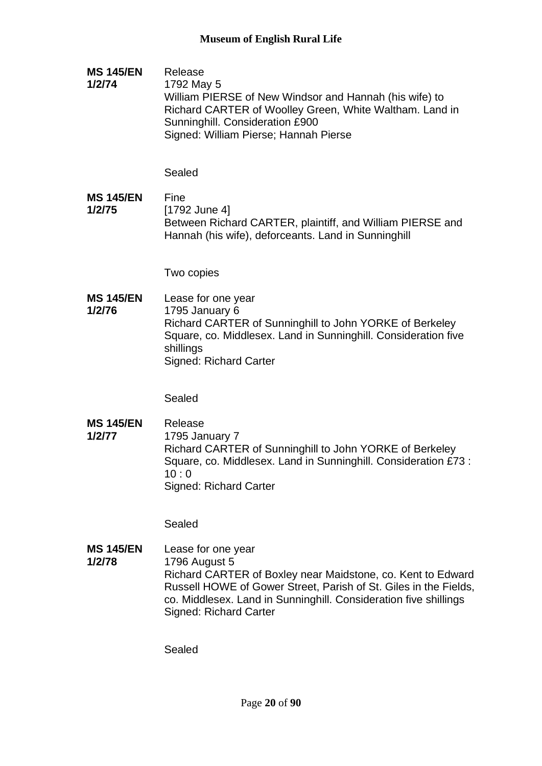**MS 145/EN 1/2/74**

Release
1792 May 5
William PIERSE of New Windsor and Hannah (his wife) to Richard CARTER of Woolley Green, White Waltham. Land in Sunninghill. Consideration £900
Signed: William Pierse; Hannah Pierse

Sealed

**MS 145/EN 1/2/75**

Fine
[1792 June 4]
Between Richard CARTER, plaintiff, and William PIERSE and Hannah (his wife), deforceants. Land in Sunninghill

Two copies

**MS 145/EN 1/2/76**

Lease for one year
1795 January 6
Richard CARTER of Sunninghill to John YORKE of Berkeley Square, co. Middlesex. Land in Sunninghill. Consideration five shillings
Signed: Richard Carter

Sealed

**MS 145/EN 1/2/77**

Release
1795 January 7
Richard CARTER of Sunninghill to John YORKE of Berkeley Square, co. Middlesex. Land in Sunninghill. Consideration £73 : 10 : 0
Signed: Richard Carter

Sealed

**MS 145/EN 1/2/78**

Lease for one year
1796 August 5
Richard CARTER of Boxley near Maidstone, co. Kent to Edward Russell HOWE of Gower Street, Parish of St. Giles in the Fields, co. Middlesex. Land in Sunninghill. Consideration five shillings
Signed: Richard Carter

Sealed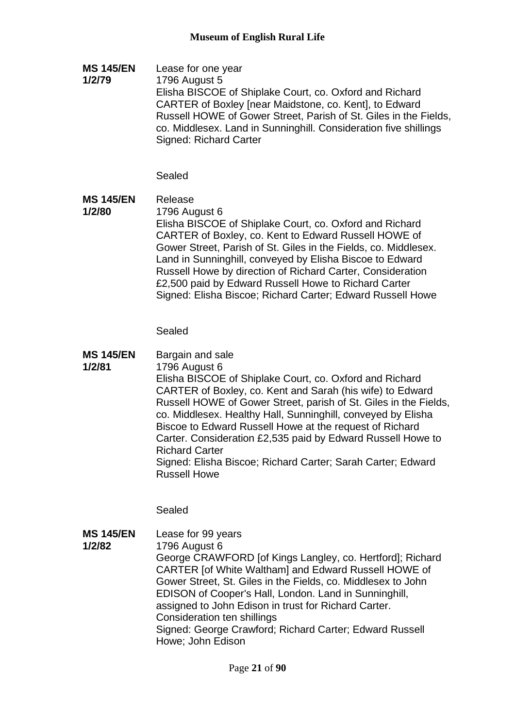**MS 145/EN 1/2/79**

Lease for one year
1796 August 5
Elisha BISCOE of Shiplake Court, co. Oxford and Richard CARTER of Boxley [near Maidstone, co. Kent], to Edward Russell HOWE of Gower Street, Parish of St. Giles in the Fields, co. Middlesex. Land in Sunninghill. Consideration five shillings
Signed: Richard Carter

Sealed

**MS 145/EN 1/2/80**

Release
1796 August 6
Elisha BISCOE of Shiplake Court, co. Oxford and Richard CARTER of Boxley, co. Kent to Edward Russell HOWE of Gower Street, Parish of St. Giles in the Fields, co. Middlesex. Land in Sunninghill, conveyed by Elisha Biscoe to Edward Russell Howe by direction of Richard Carter, Consideration £2,500 paid by Edward Russell Howe to Richard Carter
Signed: Elisha Biscoe; Richard Carter; Edward Russell Howe

Sealed

**MS 145/EN 1/2/81**

Bargain and sale
1796 August 6
Elisha BISCOE of Shiplake Court, co. Oxford and Richard CARTER of Boxley, co. Kent and Sarah (his wife) to Edward Russell HOWE of Gower Street, parish of St. Giles in the Fields, co. Middlesex. Healthy Hall, Sunninghill, conveyed by Elisha Biscoe to Edward Russell Howe at the request of Richard Carter. Consideration £2,535 paid by Edward Russell Howe to Richard Carter
Signed: Elisha Biscoe; Richard Carter; Sarah Carter; Edward Russell Howe

Sealed

**MS 145/EN 1/2/82**

Lease for 99 years
1796 August 6
George CRAWFORD [of Kings Langley, co. Hertford]; Richard CARTER [of White Waltham] and Edward Russell HOWE of Gower Street, St. Giles in the Fields, co. Middlesex to John EDISON of Cooper's Hall, London. Land in Sunninghill, assigned to John Edison in trust for Richard Carter.
Consideration ten shillings
Signed: George Crawford; Richard Carter; Edward Russell Howe; John Edison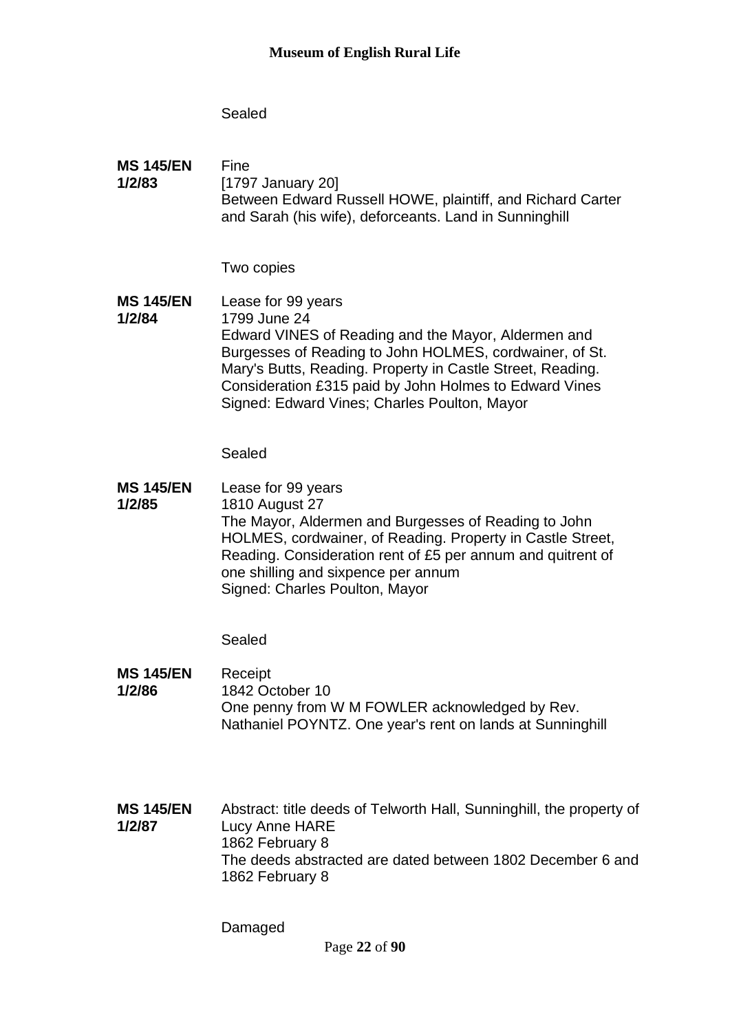Sealed

**MS 145/EN 1/2/83**
Fine
[1797 January 20]
Between Edward Russell HOWE, plaintiff, and Richard Carter and Sarah (his wife), deforceants. Land in Sunninghill

Two copies

**MS 145/EN 1/2/84**
Lease for 99 years
1799 June 24
Edward VINES of Reading and the Mayor, Aldermen and Burgesses of Reading to John HOLMES, cordwainer, of St. Mary's Butts, Reading. Property in Castle Street, Reading. Consideration £315 paid by John Holmes to Edward Vines
Signed: Edward Vines; Charles Poulton, Mayor

Sealed

**MS 145/EN 1/2/85**
Lease for 99 years
1810 August 27
The Mayor, Aldermen and Burgesses of Reading to John HOLMES, cordwainer, of Reading. Property in Castle Street, Reading. Consideration rent of £5 per annum and quitrent of one shilling and sixpence per annum
Signed: Charles Poulton, Mayor

Sealed

**MS 145/EN 1/2/86**
Receipt
1842 October 10
One penny from W M FOWLER acknowledged by Rev. Nathaniel POYNTZ. One year's rent on lands at Sunninghill

**MS 145/EN 1/2/87**
Abstract: title deeds of Telworth Hall, Sunninghill, the property of Lucy Anne HARE
1862 February 8
The deeds abstracted are dated between 1802 December 6 and 1862 February 8

Damaged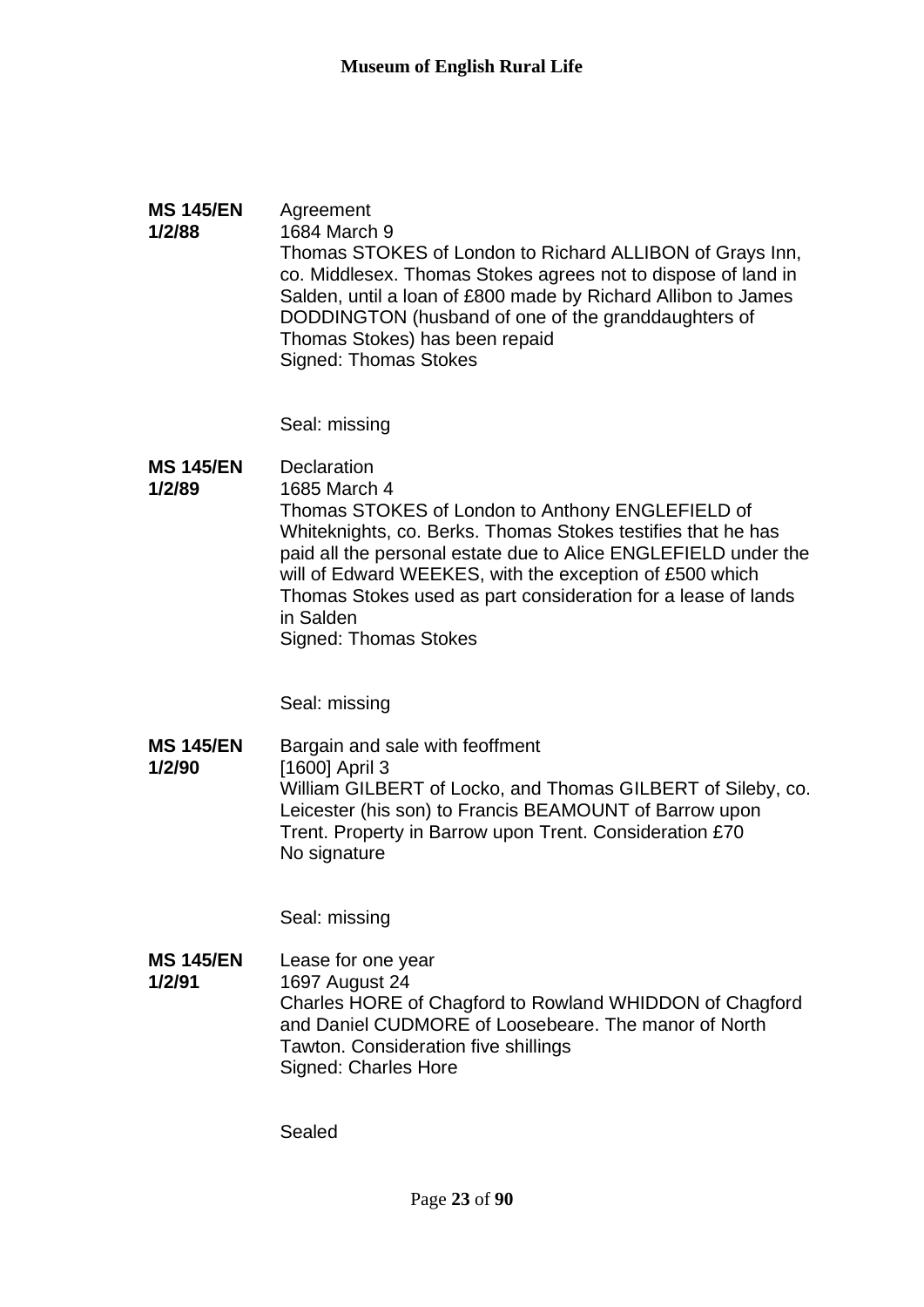**MS 145/EN 1/2/88**

Agreement
1684 March 9
Thomas STOKES of London to Richard ALLIBON of Grays Inn, co. Middlesex. Thomas Stokes agrees not to dispose of land in Salden, until a loan of £800 made by Richard Allibon to James DODDINGTON (husband of one of the granddaughters of Thomas Stokes) has been repaid
Signed: Thomas Stokes

Seal: missing

**MS 145/EN 1/2/89**

Declaration
1685 March 4
Thomas STOKES of London to Anthony ENGLEFIELD of Whiteknights, co. Berks. Thomas Stokes testifies that he has paid all the personal estate due to Alice ENGLEFIELD under the will of Edward WEEKES, with the exception of £500 which Thomas Stokes used as part consideration for a lease of lands in Salden
Signed: Thomas Stokes

Seal: missing

**MS 145/EN 1/2/90**

Bargain and sale with feoffment
[1600] April 3
William GILBERT of Locko, and Thomas GILBERT of Sileby, co. Leicester (his son) to Francis BEAMOUNT of Barrow upon Trent. Property in Barrow upon Trent. Consideration £70
No signature

Seal: missing

**MS 145/EN 1/2/91**

Lease for one year
1697 August 24
Charles HORE of Chagford to Rowland WHIDDON of Chagford and Daniel CUDMORE of Loosebeare. The manor of North Tawton. Consideration five shillings
Signed: Charles Hore

Sealed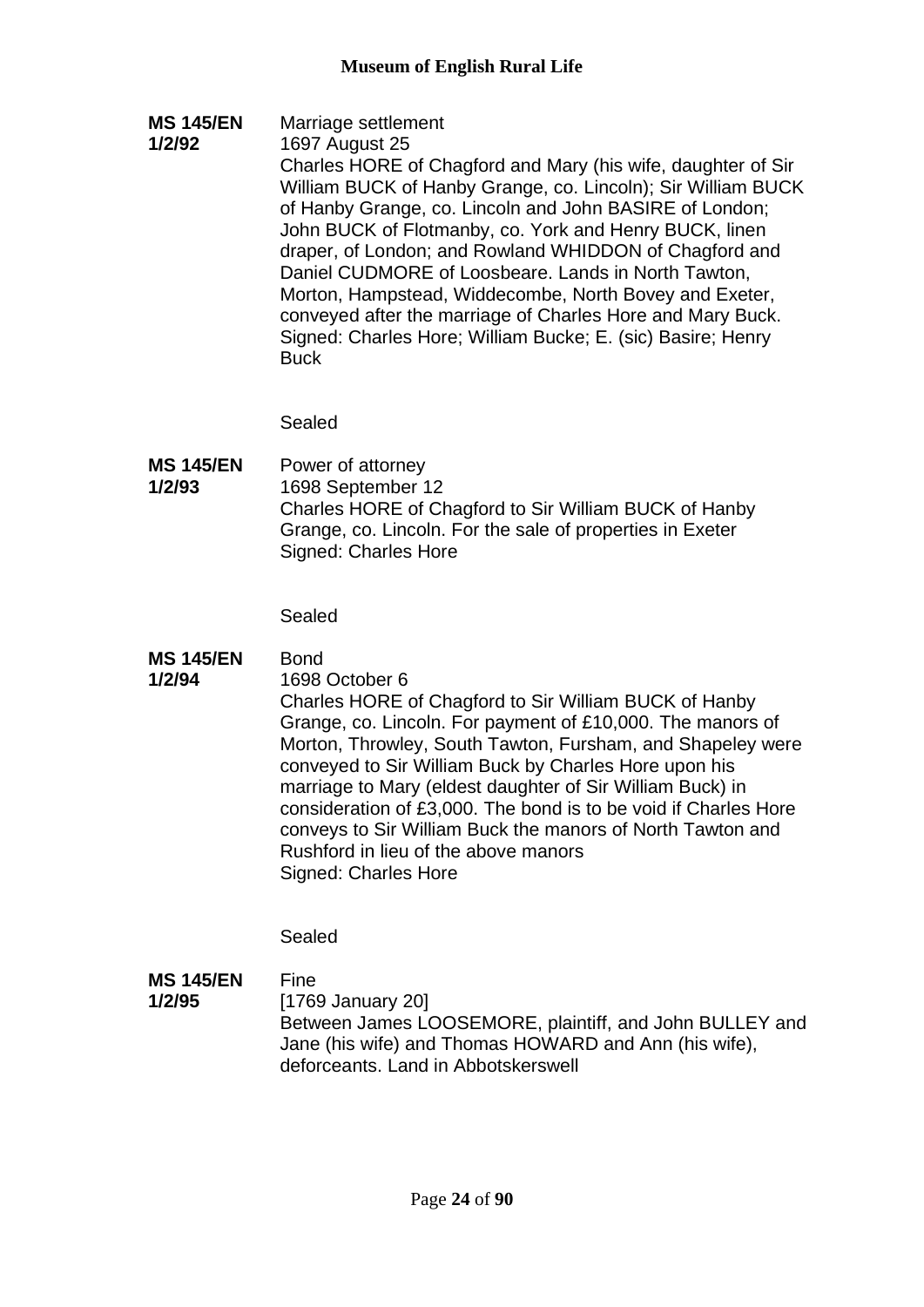**MS 145/EN 1/2/92**
Marriage settlement
1697 August 25
Charles HORE of Chagford and Mary (his wife, daughter of Sir William BUCK of Hanby Grange, co. Lincoln); Sir William BUCK of Hanby Grange, co. Lincoln and John BASIRE of London; John BUCK of Flotmanby, co. York and Henry BUCK, linen draper, of London; and Rowland WHIDDON of Chagford and Daniel CUDMORE of Loosbeare. Lands in North Tawton, Morton, Hampstead, Widdecombe, North Bovey and Exeter, conveyed after the marriage of Charles Hore and Mary Buck.
Signed: Charles Hore; William Bucke; E. (sic) Basire; Henry Buck

Sealed

**MS 145/EN 1/2/93**
Power of attorney
1698 September 12
Charles HORE of Chagford to Sir William BUCK of Hanby Grange, co. Lincoln. For the sale of properties in Exeter
Signed: Charles Hore

Sealed

**MS 145/EN 1/2/94**
Bond
1698 October 6
Charles HORE of Chagford to Sir William BUCK of Hanby Grange, co. Lincoln. For payment of £10,000. The manors of Morton, Throwley, South Tawton, Fursham, and Shapeley were conveyed to Sir William Buck by Charles Hore upon his marriage to Mary (eldest daughter of Sir William Buck) in consideration of £3,000. The bond is to be void if Charles Hore conveys to Sir William Buck the manors of North Tawton and Rushford in lieu of the above manors
Signed: Charles Hore

Sealed

**MS 145/EN 1/2/95**
Fine
[1769 January 20]
Between James LOOSEMORE, plaintiff, and John BULLEY and Jane (his wife) and Thomas HOWARD and Ann (his wife), deforceants. Land in Abbotskerswell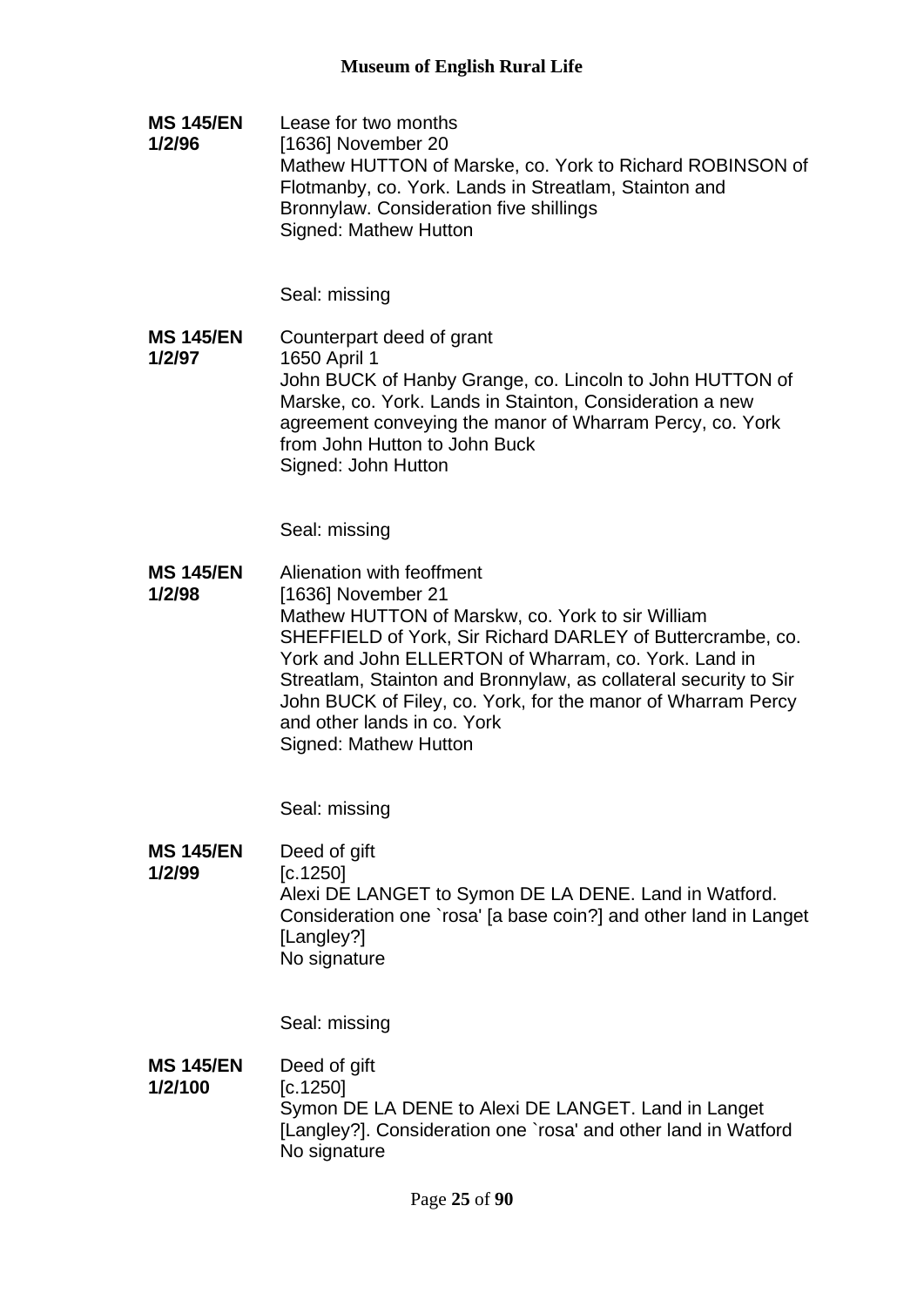**MS 145/EN 1/2/96**

Lease for two months
[1636] November 20
Mathew HUTTON of Marske, co. York to Richard ROBINSON of Flotmanby, co. York. Lands in Streatlam, Stainton and Bronnylaw. Consideration five shillings
Signed: Mathew Hutton

Seal: missing

**MS 145/EN 1/2/97**

Counterpart deed of grant
1650 April 1
John BUCK of Hanby Grange, co. Lincoln to John HUTTON of Marske, co. York. Lands in Stainton, Consideration a new agreement conveying the manor of Wharram Percy, co. York from John Hutton to John Buck
Signed: John Hutton

Seal: missing

**MS 145/EN 1/2/98**

Alienation with feoffment
[1636] November 21
Mathew HUTTON of Marskw, co. York to sir William SHEFFIELD of York, Sir Richard DARLEY of Buttercrambe, co. York and John ELLERTON of Wharram, co. York. Land in Streatlam, Stainton and Bronnylaw, as collateral security to Sir John BUCK of Filey, co. York, for the manor of Wharram Percy and other lands in co. York
Signed: Mathew Hutton

Seal: missing

**MS 145/EN 1/2/99**

Deed of gift
[c.1250]
Alexi DE LANGET to Symon DE LA DENE. Land in Watford. Consideration one `rosa' [a base coin?] and other land in Langet [Langley?]
No signature

Seal: missing

**MS 145/EN 1/2/100**

Deed of gift
[c.1250]
Symon DE LA DENE to Alexi DE LANGET. Land in Langet [Langley?]. Consideration one `rosa' and other land in Watford
No signature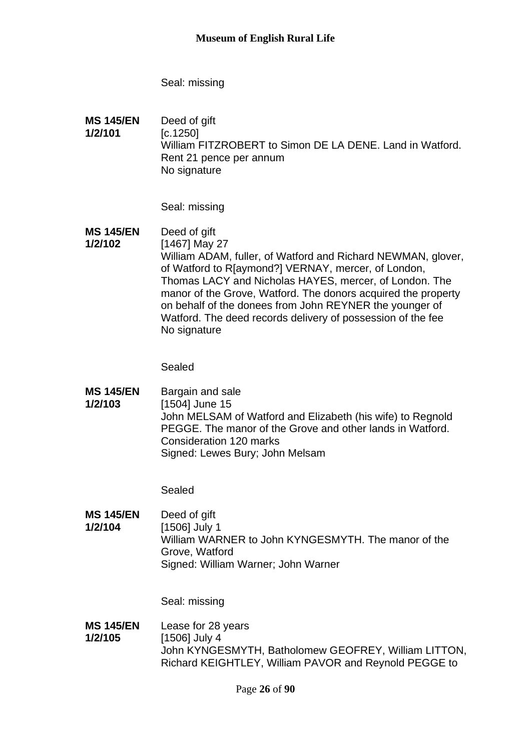Seal: missing

**MS 145/EN 1/2/101**

Deed of gift
[c.1250]
William FITZROBERT to Simon DE LA DENE. Land in Watford.
Rent 21 pence per annum
No signature

Seal: missing

**MS 145/EN 1/2/102**

Deed of gift
[1467] May 27
William ADAM, fuller, of Watford and Richard NEWMAN, glover, of Watford to R[aymond?] VERNAY, mercer, of London, Thomas LACY and Nicholas HAYES, mercer, of London. The manor of the Grove, Watford. The donors acquired the property on behalf of the donees from John REYNER the younger of Watford. The deed records delivery of possession of the fee
No signature

Sealed

**MS 145/EN 1/2/103**

Bargain and sale
[1504] June 15
John MELSAM of Watford and Elizabeth (his wife) to Regnold PEGGE. The manor of the Grove and other lands in Watford.
Consideration 120 marks
Signed: Lewes Bury; John Melsam

Sealed

**MS 145/EN 1/2/104**

Deed of gift
[1506] July 1
William WARNER to John KYNGESMYTH. The manor of the Grove, Watford
Signed: William Warner; John Warner

Seal: missing

**MS 145/EN 1/2/105**

Lease for 28 years
[1506] July 4
John KYNGESMYTH, Batholomew GEOFREY, William LITTON, Richard KEIGHTLEY, William PAVOR and Reynold PEGGE to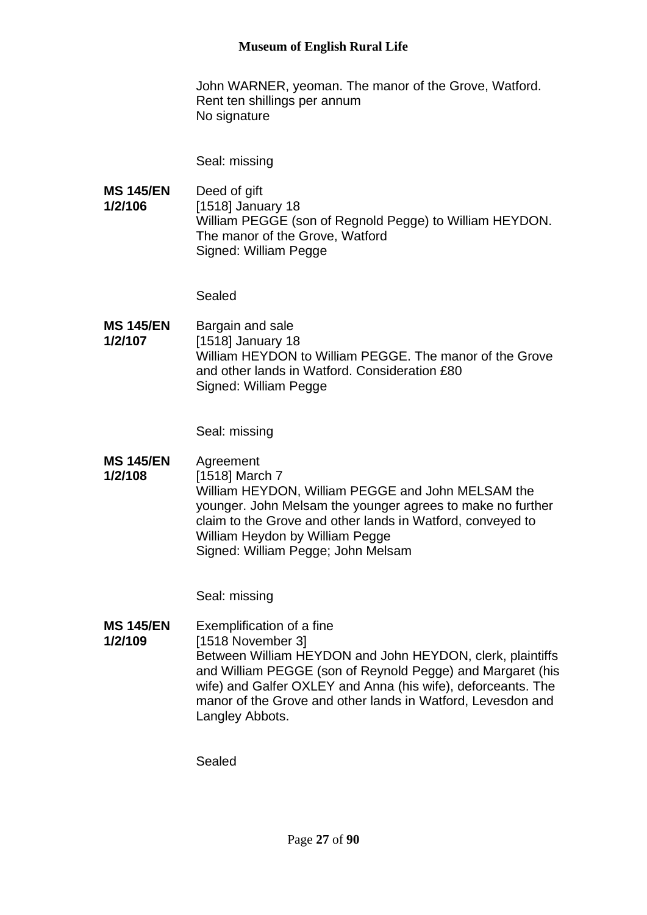John WARNER, yeoman. The manor of the Grove, Watford.
Rent ten shillings per annum
No signature

Seal: missing

**MS 145/EN 1/2/106**

Deed of gift
[1518] January 18
William PEGGE (son of Regnold Pegge) to William HEYDON. The manor of the Grove, Watford
Signed: William Pegge

Sealed

**MS 145/EN 1/2/107**

Bargain and sale
[1518] January 18
William HEYDON to William PEGGE. The manor of the Grove and other lands in Watford. Consideration £80
Signed: William Pegge

Seal: missing

**MS 145/EN 1/2/108**

Agreement
[1518] March 7
William HEYDON, William PEGGE and John MELSAM the younger. John Melsam the younger agrees to make no further claim to the Grove and other lands in Watford, conveyed to William Heydon by William Pegge
Signed: William Pegge; John Melsam

Seal: missing

**MS 145/EN 1/2/109**

Exemplification of a fine
[1518 November 3]
Between William HEYDON and John HEYDON, clerk, plaintiffs and William PEGGE (son of Reynold Pegge) and Margaret (his wife) and Galfer OXLEY and Anna (his wife), deforceants. The manor of the Grove and other lands in Watford, Levesdon and Langley Abbots.

Sealed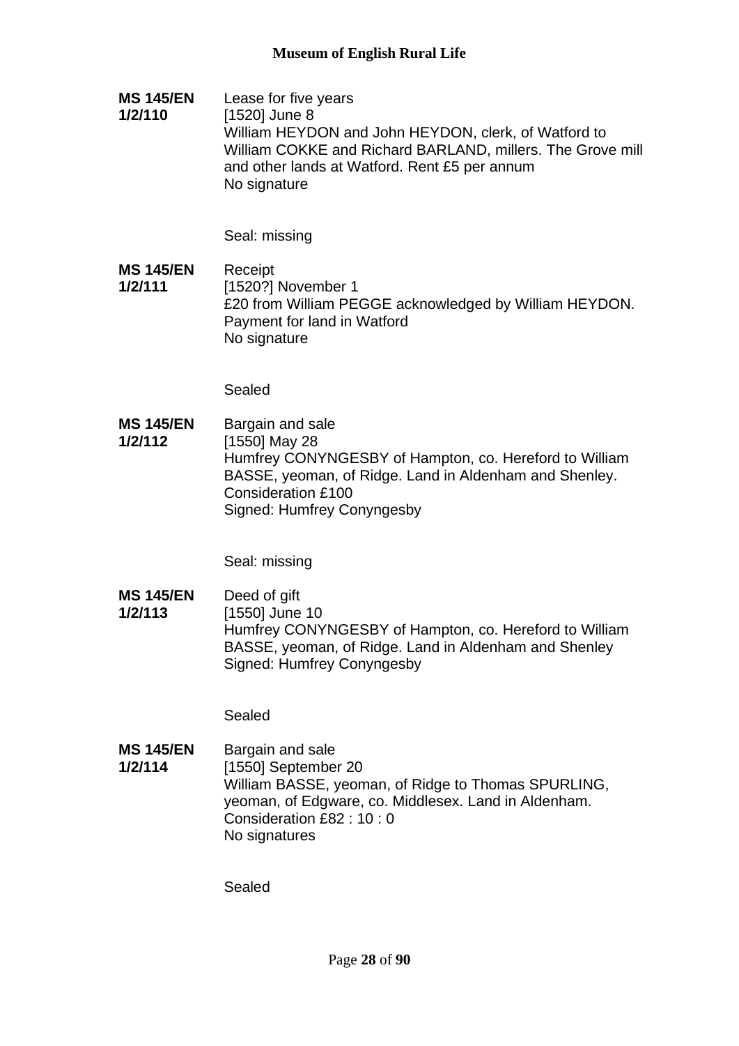**MS 145/EN 1/2/110**
Lease for five years
[1520] June 8
William HEYDON and John HEYDON, clerk, of Watford to William COKKE and Richard BARLAND, millers. The Grove mill and other lands at Watford. Rent £5 per annum
No signature

Seal: missing

**MS 145/EN 1/2/111**
Receipt
[1520?] November 1
£20 from William PEGGE acknowledged by William HEYDON. Payment for land in Watford
No signature

Sealed

**MS 145/EN 1/2/112**
Bargain and sale
[1550] May 28
Humfrey CONYNGESBY of Hampton, co. Hereford to William BASSE, yeoman, of Ridge. Land in Aldenham and Shenley. Consideration £100
Signed: Humfrey Conyngesby

Seal: missing

**MS 145/EN 1/2/113**
Deed of gift
[1550] June 10
Humfrey CONYNGESBY of Hampton, co. Hereford to William BASSE, yeoman, of Ridge. Land in Aldenham and Shenley
Signed: Humfrey Conyngesby

Sealed

**MS 145/EN 1/2/114**
Bargain and sale
[1550] September 20
William BASSE, yeoman, of Ridge to Thomas SPURLING, yeoman, of Edgware, co. Middlesex. Land in Aldenham. Consideration £82 : 10 : 0
No signatures

Sealed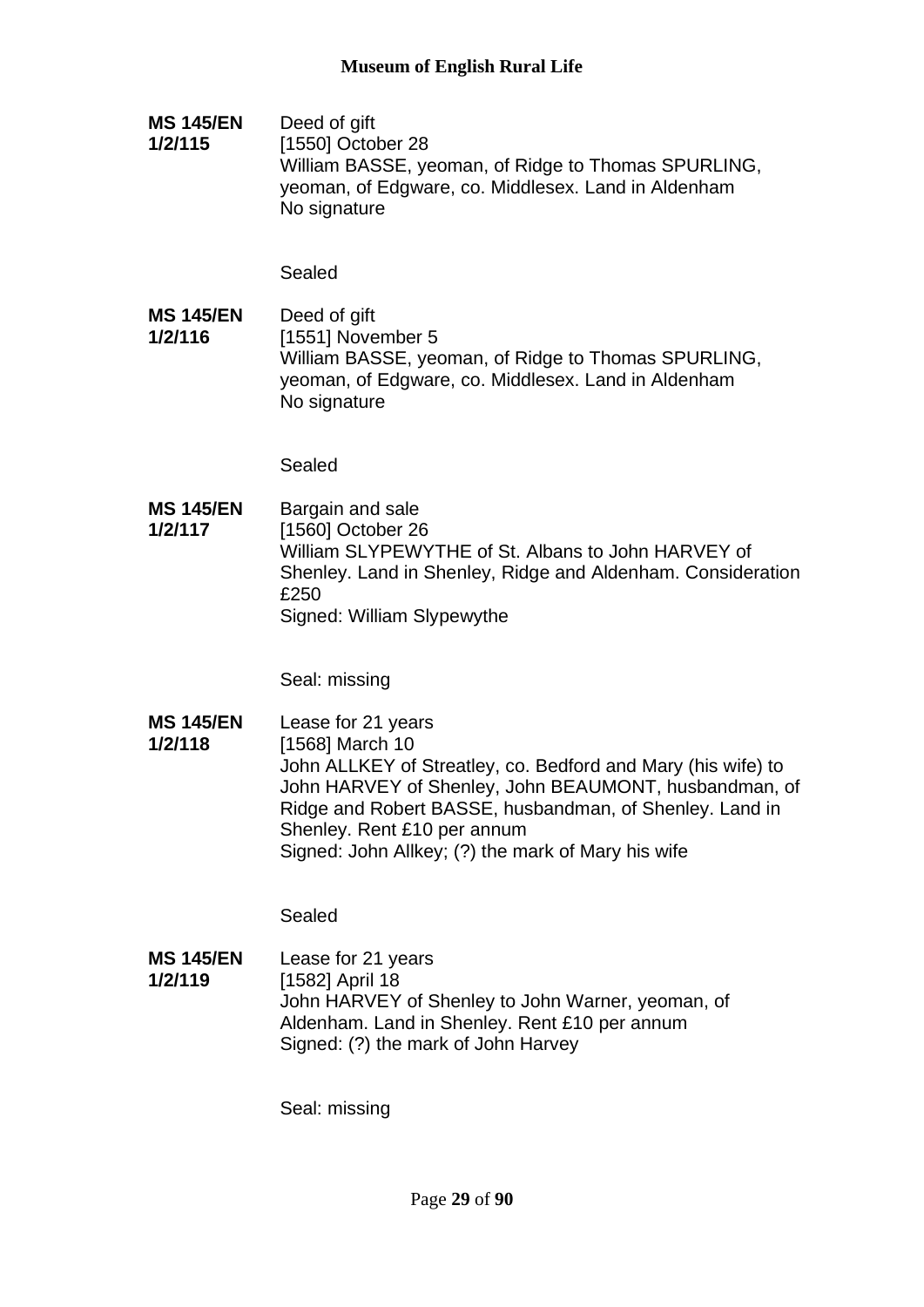**MS 145/EN 1/2/115**

Deed of gift
[1550] October 28
William BASSE, yeoman, of Ridge to Thomas SPURLING, yeoman, of Edgware, co. Middlesex. Land in Aldenham
No signature

Sealed

**MS 145/EN 1/2/116**

Deed of gift
[1551] November 5
William BASSE, yeoman, of Ridge to Thomas SPURLING, yeoman, of Edgware, co. Middlesex. Land in Aldenham
No signature

Sealed

**MS 145/EN 1/2/117**

Bargain and sale
[1560] October 26
William SLYPEWYTHE of St. Albans to John HARVEY of Shenley. Land in Shenley, Ridge and Aldenham. Consideration £250
Signed: William Slypewythe

Seal: missing

**MS 145/EN 1/2/118**

Lease for 21 years
[1568] March 10
John ALLKEY of Streatley, co. Bedford and Mary (his wife) to John HARVEY of Shenley, John BEAUMONT, husbandman, of Ridge and Robert BASSE, husbandman, of Shenley. Land in Shenley. Rent £10 per annum
Signed: John Allkey; (?) the mark of Mary his wife

Sealed

**MS 145/EN 1/2/119**

Lease for 21 years
[1582] April 18
John HARVEY of Shenley to John Warner, yeoman, of Aldenham. Land in Shenley. Rent £10 per annum
Signed: (?) the mark of John Harvey

Seal: missing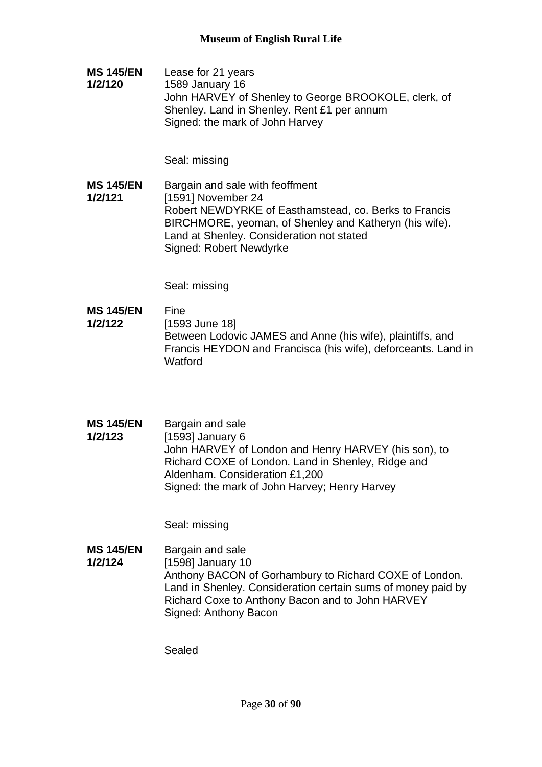**MS 145/EN 1/2/120**

Lease for 21 years
1589 January 16
John HARVEY of Shenley to George BROOKOLE, clerk, of Shenley. Land in Shenley. Rent £1 per annum
Signed: the mark of John Harvey

Seal: missing

**MS 145/EN 1/2/121**

Bargain and sale with feoffment
[1591] November 24
Robert NEWDYRKE of Easthamstead, co. Berks to Francis BIRCHMORE, yeoman, of Shenley and Katheryn (his wife). Land at Shenley. Consideration not stated
Signed: Robert Newdyrke

Seal: missing

**MS 145/EN 1/2/122**

Fine
[1593 June 18]
Between Lodovic JAMES and Anne (his wife), plaintiffs, and Francis HEYDON and Francisca (his wife), deforceants. Land in Watford

**MS 145/EN 1/2/123**

Bargain and sale
[1593] January 6
John HARVEY of London and Henry HARVEY (his son), to Richard COXE of London. Land in Shenley, Ridge and Aldenham. Consideration £1,200
Signed: the mark of John Harvey; Henry Harvey

Seal: missing

**MS 145/EN 1/2/124**

Bargain and sale
[1598] January 10
Anthony BACON of Gorhambury to Richard COXE of London. Land in Shenley. Consideration certain sums of money paid by Richard Coxe to Anthony Bacon and to John HARVEY
Signed: Anthony Bacon

Sealed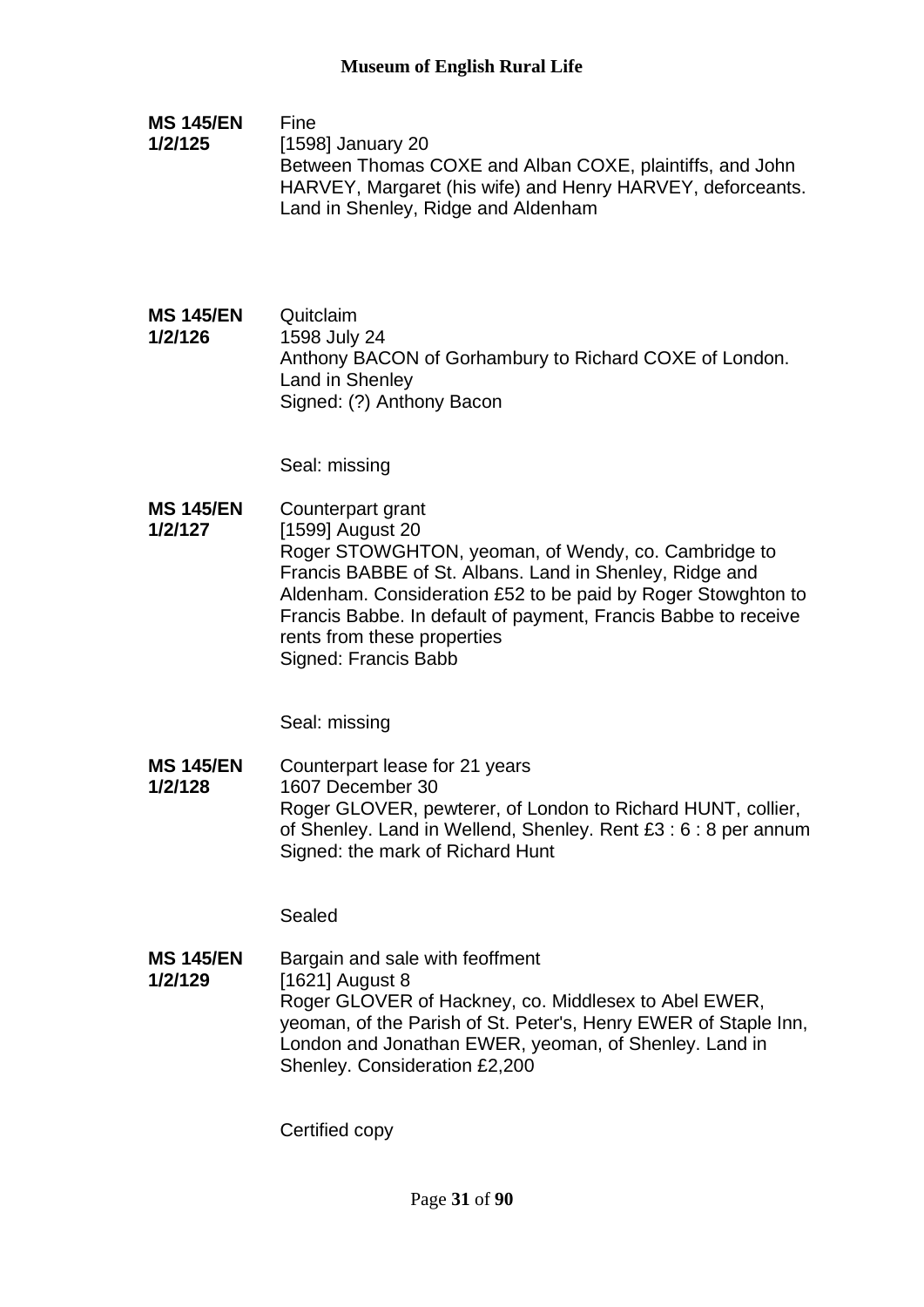**MS 145/EN 1/2/125**

Fine
[1598] January 20
Between Thomas COXE and Alban COXE, plaintiffs, and John HARVEY, Margaret (his wife) and Henry HARVEY, deforceants. Land in Shenley, Ridge and Aldenham

**MS 145/EN 1/2/126**

Quitclaim
1598 July 24
Anthony BACON of Gorhambury to Richard COXE of London. Land in Shenley
Signed: (?) Anthony Bacon

Seal: missing

**MS 145/EN 1/2/127**

Counterpart grant
[1599] August 20
Roger STOWGHTON, yeoman, of Wendy, co. Cambridge to Francis BABBE of St. Albans. Land in Shenley, Ridge and Aldenham. Consideration £52 to be paid by Roger Stowghton to Francis Babbe. In default of payment, Francis Babbe to receive rents from these properties
Signed: Francis Babb

Seal: missing

**MS 145/EN 1/2/128**

Counterpart lease for 21 years
1607 December 30
Roger GLOVER, pewterer, of London to Richard HUNT, collier, of Shenley. Land in Wellend, Shenley. Rent £3 : 6 : 8 per annum
Signed: the mark of Richard Hunt

Sealed

**MS 145/EN 1/2/129**

Bargain and sale with feoffment
[1621] August 8
Roger GLOVER of Hackney, co. Middlesex to Abel EWER, yeoman, of the Parish of St. Peter's, Henry EWER of Staple Inn, London and Jonathan EWER, yeoman, of Shenley. Land in Shenley. Consideration £2,200

Certified copy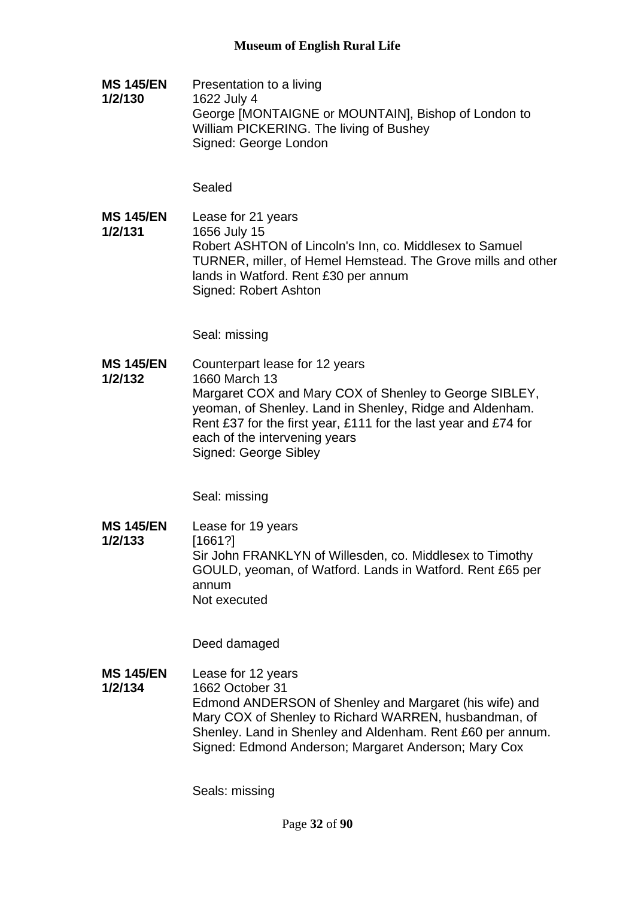**MS 145/EN 1/2/130**

Presentation to a living
1622 July 4
George [MONTAIGNE or MOUNTAIN], Bishop of London to William PICKERING. The living of Bushey
Signed: George London

Sealed

**MS 145/EN 1/2/131**

Lease for 21 years
1656 July 15
Robert ASHTON of Lincoln's Inn, co. Middlesex to Samuel TURNER, miller, of Hemel Hemstead. The Grove mills and other lands in Watford. Rent £30 per annum
Signed: Robert Ashton

Seal: missing

**MS 145/EN 1/2/132**

Counterpart lease for 12 years
1660 March 13
Margaret COX and Mary COX of Shenley to George SIBLEY, yeoman, of Shenley. Land in Shenley, Ridge and Aldenham. Rent £37 for the first year, £111 for the last year and £74 for each of the intervening years
Signed: George Sibley

Seal: missing

**MS 145/EN 1/2/133**

Lease for 19 years
[1661?]
Sir John FRANKLYN of Willesden, co. Middlesex to Timothy GOULD, yeoman, of Watford. Lands in Watford. Rent £65 per annum
Not executed

Deed damaged

**MS 145/EN 1/2/134**

Lease for 12 years
1662 October 31
Edmond ANDERSON of Shenley and Margaret (his wife) and Mary COX of Shenley to Richard WARREN, husbandman, of Shenley. Land in Shenley and Aldenham. Rent £60 per annum.
Signed: Edmond Anderson; Margaret Anderson; Mary Cox

Seals: missing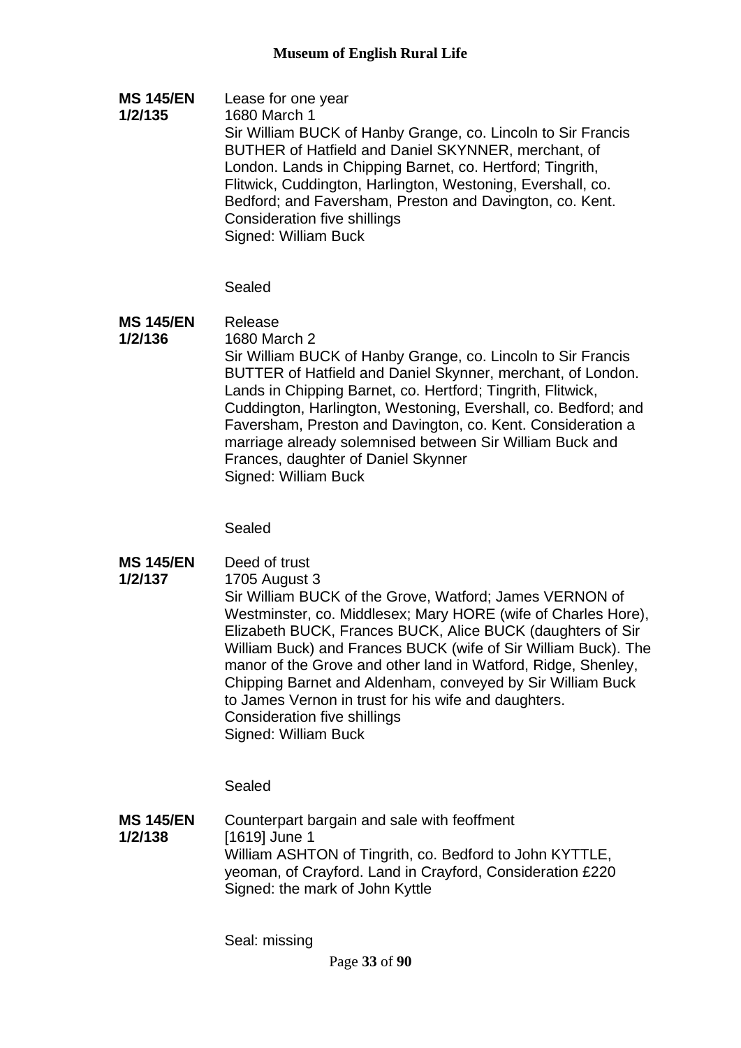**MS 145/EN 1/2/135**

Lease for one year
1680 March 1
Sir William BUCK of Hanby Grange, co. Lincoln to Sir Francis BUTHER of Hatfield and Daniel SKYNNER, merchant, of London. Lands in Chipping Barnet, co. Hertford; Tingrith, Flitwick, Cuddington, Harlington, Westoning, Evershall, co. Bedford; and Faversham, Preston and Davington, co. Kent. Consideration five shillings
Signed: William Buck

Sealed

**MS 145/EN 1/2/136**

Release
1680 March 2
Sir William BUCK of Hanby Grange, co. Lincoln to Sir Francis BUTTER of Hatfield and Daniel Skynner, merchant, of London. Lands in Chipping Barnet, co. Hertford; Tingrith, Flitwick, Cuddington, Harlington, Westoning, Evershall, co. Bedford; and Faversham, Preston and Davington, co. Kent. Consideration a marriage already solemnised between Sir William Buck and Frances, daughter of Daniel Skynner
Signed: William Buck

Sealed

**MS 145/EN 1/2/137**

Deed of trust
1705 August 3
Sir William BUCK of the Grove, Watford; James VERNON of Westminster, co. Middlesex; Mary HORE (wife of Charles Hore), Elizabeth BUCK, Frances BUCK, Alice BUCK (daughters of Sir William Buck) and Frances BUCK (wife of Sir William Buck). The manor of the Grove and other land in Watford, Ridge, Shenley, Chipping Barnet and Aldenham, conveyed by Sir William Buck to James Vernon in trust for his wife and daughters.
Consideration five shillings
Signed: William Buck

Sealed

**MS 145/EN 1/2/138**

Counterpart bargain and sale with feoffment
[1619] June 1
William ASHTON of Tingrith, co. Bedford to John KYTTLE, yeoman, of Crayford. Land in Crayford, Consideration £220
Signed: the mark of John Kyttle

Seal: missing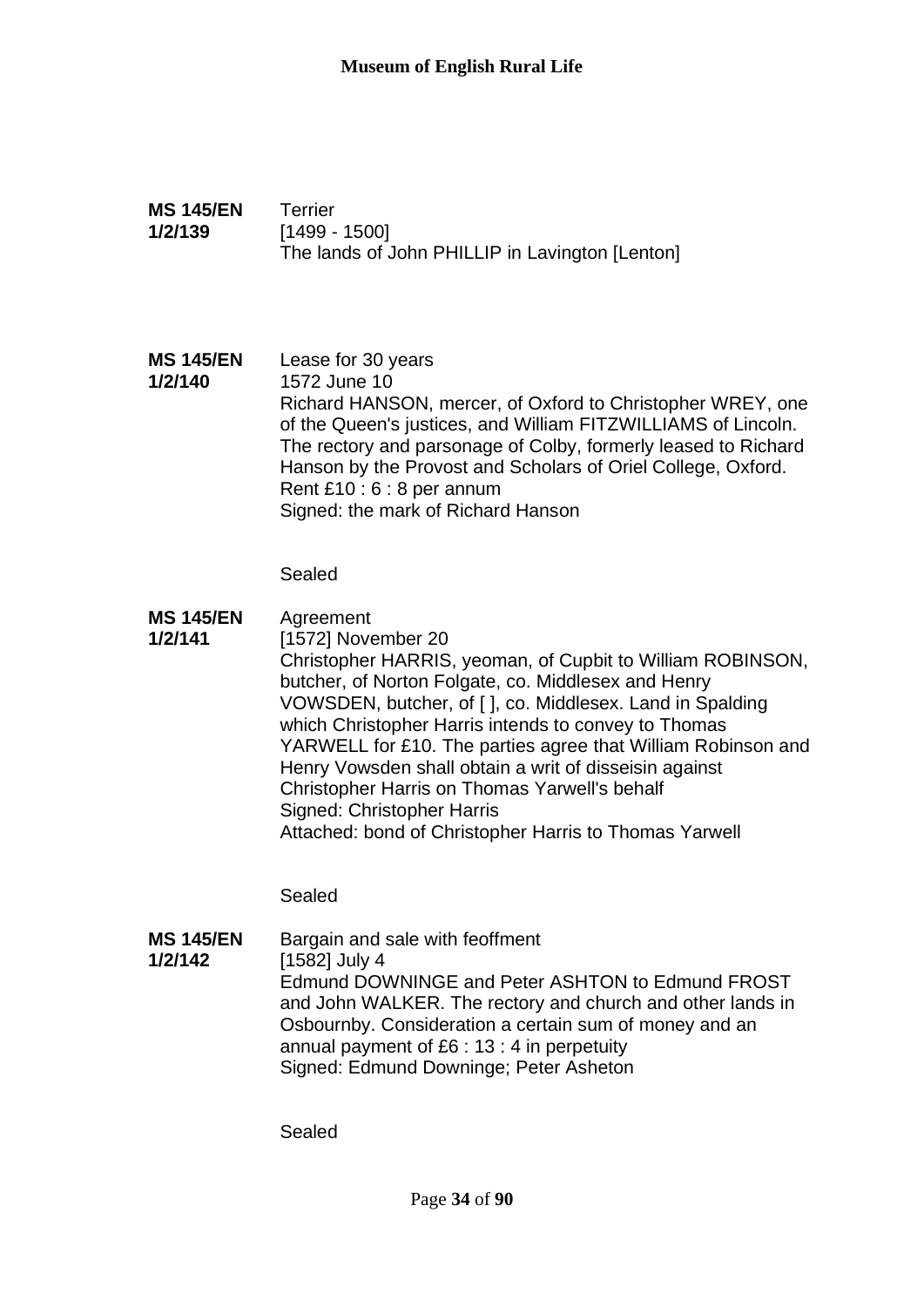**MS 145/EN 1/2/139**

Terrier
[1499 - 1500]
The lands of John PHILLIP in Lavington [Lenton]

**MS 145/EN 1/2/140**

Lease for 30 years
1572 June 10
Richard HANSON, mercer, of Oxford to Christopher WREY, one of the Queen's justices, and William FITZWILLIAMS of Lincoln. The rectory and parsonage of Colby, formerly leased to Richard Hanson by the Provost and Scholars of Oriel College, Oxford.
Rent £10 : 6 : 8 per annum
Signed: the mark of Richard Hanson

Sealed

**MS 145/EN 1/2/141**

Agreement
[1572] November 20
Christopher HARRIS, yeoman, of Cupbit to William ROBINSON, butcher, of Norton Folgate, co. Middlesex and Henry VOWSDEN, butcher, of [ ], co. Middlesex. Land in Spalding which Christopher Harris intends to convey to Thomas YARWELL for £10. The parties agree that William Robinson and Henry Vowsden shall obtain a writ of disseisin against Christopher Harris on Thomas Yarwell's behalf
Signed: Christopher Harris
Attached: bond of Christopher Harris to Thomas Yarwell

Sealed

**MS 145/EN 1/2/142**

Bargain and sale with feoffment
[1582] July 4
Edmund DOWNINGE and Peter ASHTON to Edmund FROST and John WALKER. The rectory and church and other lands in Osbournby. Consideration a certain sum of money and an annual payment of £6 : 13 : 4 in perpetuity
Signed: Edmund Downinge; Peter Asheton

Sealed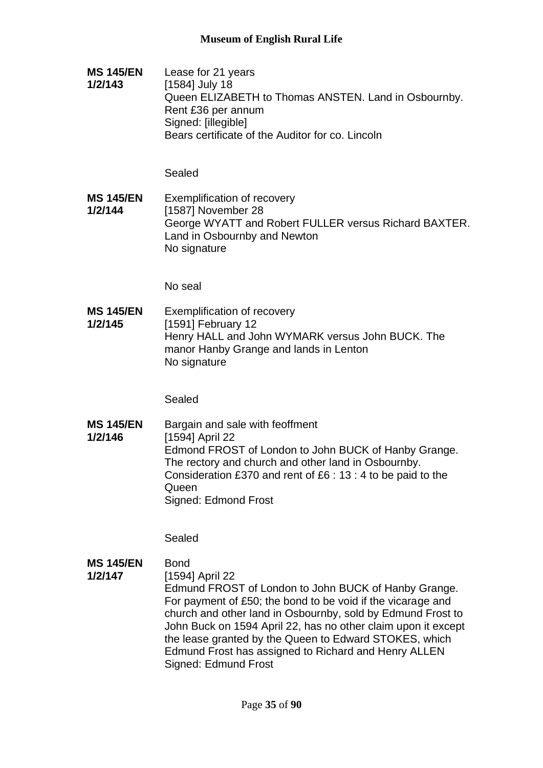**MS 145/EN 1/2/143**

Lease for 21 years
[1584] July 18
Queen ELIZABETH to Thomas ANSTEN. Land in Osbournby.
Rent £36 per annum
Signed: [illegible]
Bears certificate of the Auditor for co. Lincoln

Sealed

**MS 145/EN 1/2/144**

Exemplification of recovery
[1587] November 28
George WYATT and Robert FULLER versus Richard BAXTER.
Land in Osbournby and Newton
No signature

No seal

**MS 145/EN 1/2/145**

Exemplification of recovery
[1591] February 12
Henry HALL and John WYMARK versus John BUCK. The manor Hanby Grange and lands in Lenton
No signature

Sealed

**MS 145/EN 1/2/146**

Bargain and sale with feoffment
[1594] April 22
Edmond FROST of London to John BUCK of Hanby Grange.
The rectory and church and other land in Osbournby.
Consideration £370 and rent of £6 : 13 : 4 to be paid to the Queen
Signed: Edmond Frost

Sealed

**MS 145/EN 1/2/147**

Bond
[1594] April 22
Edmund FROST of London to John BUCK of Hanby Grange.
For payment of £50; the bond to be void if the vicarage and church and other land in Osbournby, sold by Edmund Frost to John Buck on 1594 April 22, has no other claim upon it except the lease granted by the Queen to Edward STOKES, which Edmund Frost has assigned to Richard and Henry ALLEN
Signed: Edmund Frost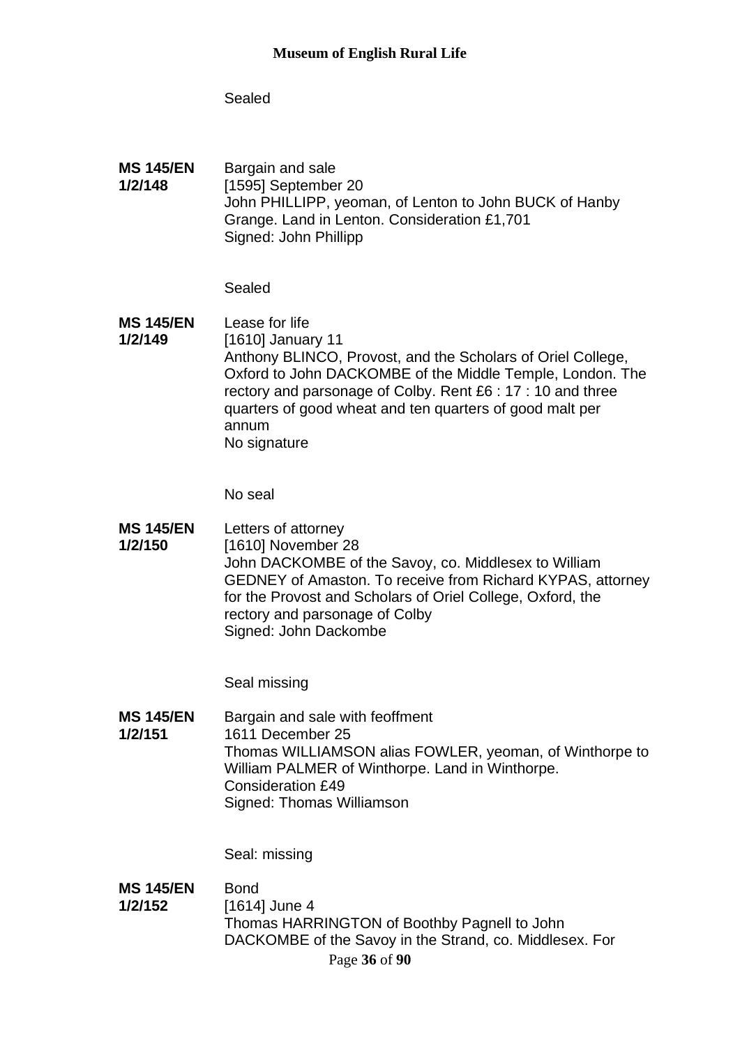Sealed

**MS 145/EN 1/2/148** Bargain and sale
[1595] September 20
John PHILLIPP, yeoman, of Lenton to John BUCK of Hanby Grange. Land in Lenton. Consideration £1,701
Signed: John Phillipp

Sealed

**MS 145/EN 1/2/149** Lease for life
[1610] January 11
Anthony BLINCO, Provost, and the Scholars of Oriel College, Oxford to John DACKOMBE of the Middle Temple, London. The rectory and parsonage of Colby. Rent £6 : 17 : 10 and three quarters of good wheat and ten quarters of good malt per annum
No signature

No seal

**MS 145/EN 1/2/150** Letters of attorney
[1610] November 28
John DACKOMBE of the Savoy, co. Middlesex to William GEDNEY of Amaston. To receive from Richard KYPAS, attorney for the Provost and Scholars of Oriel College, Oxford, the rectory and parsonage of Colby
Signed: John Dackombe

Seal missing

**MS 145/EN 1/2/151** Bargain and sale with feoffment
1611 December 25
Thomas WILLIAMSON alias FOWLER, yeoman, of Winthorpe to William PALMER of Winthorpe. Land in Winthorpe.
Consideration £49
Signed: Thomas Williamson

Seal: missing

**MS 145/EN 1/2/152** Bond
[1614] June 4
Thomas HARRINGTON of Boothby Pagnell to John DACKOMBE of the Savoy in the Strand, co. Middlesex. For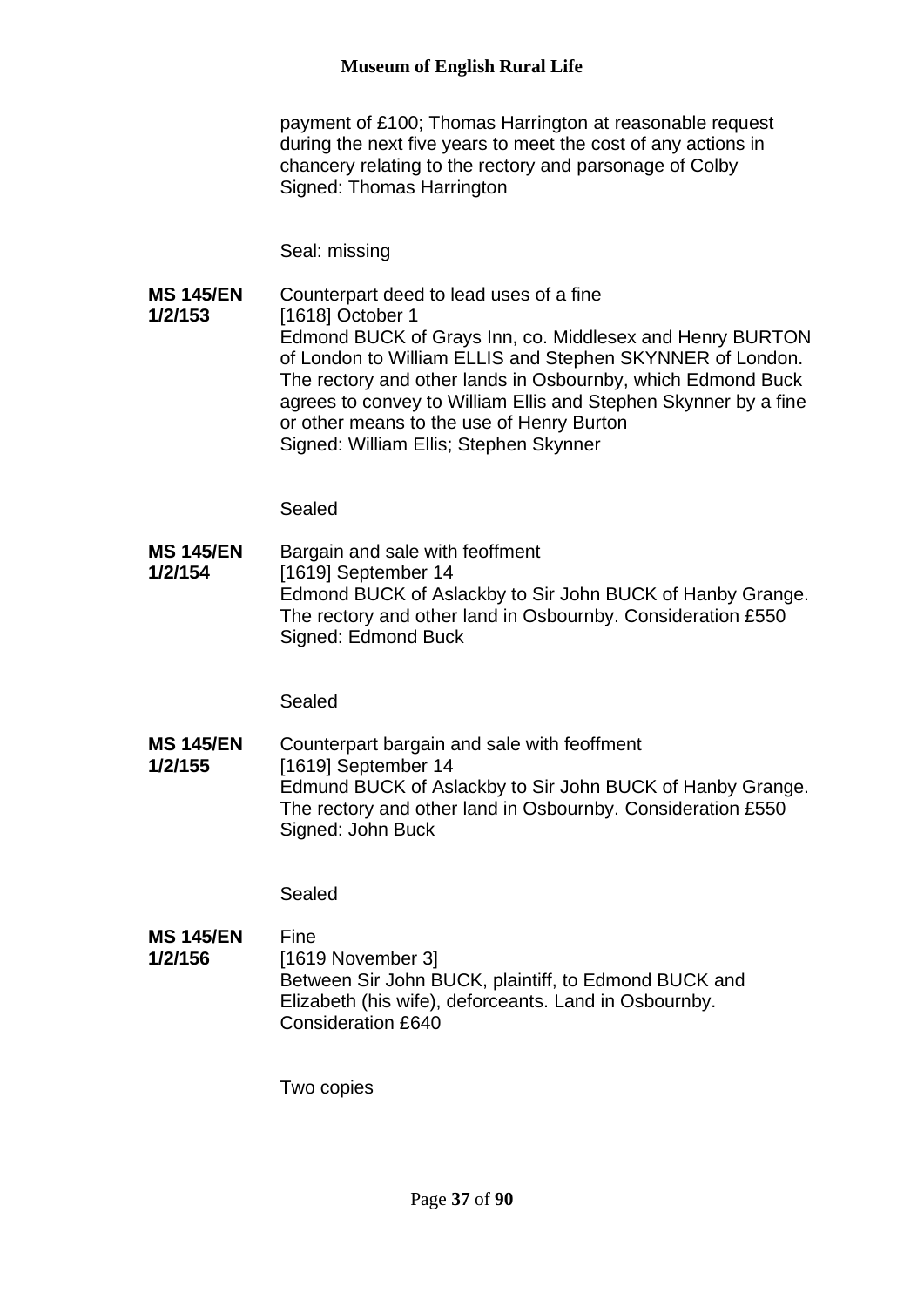payment of £100; Thomas Harrington at reasonable request during the next five years to meet the cost of any actions in chancery relating to the rectory and parsonage of Colby
Signed: Thomas Harrington

Seal: missing

**MS 145/EN 1/2/153**
Counterpart deed to lead uses of a fine
[1618] October 1
Edmond BUCK of Grays Inn, co. Middlesex and Henry BURTON of London to William ELLIS and Stephen SKYNNER of London. The rectory and other lands in Osbournby, which Edmond Buck agrees to convey to William Ellis and Stephen Skynner by a fine or other means to the use of Henry Burton
Signed: William Ellis; Stephen Skynner

Sealed

**MS 145/EN 1/2/154**
Bargain and sale with feoffment
[1619] September 14
Edmond BUCK of Aslackby to Sir John BUCK of Hanby Grange. The rectory and other land in Osbournby. Consideration £550
Signed: Edmond Buck

Sealed

**MS 145/EN 1/2/155**
Counterpart bargain and sale with feoffment
[1619] September 14
Edmund BUCK of Aslackby to Sir John BUCK of Hanby Grange. The rectory and other land in Osbournby. Consideration £550
Signed: John Buck

Sealed

**MS 145/EN 1/2/156**
Fine
[1619 November 3]
Between Sir John BUCK, plaintiff, to Edmond BUCK and Elizabeth (his wife), deforceants. Land in Osbournby. Consideration £640

Two copies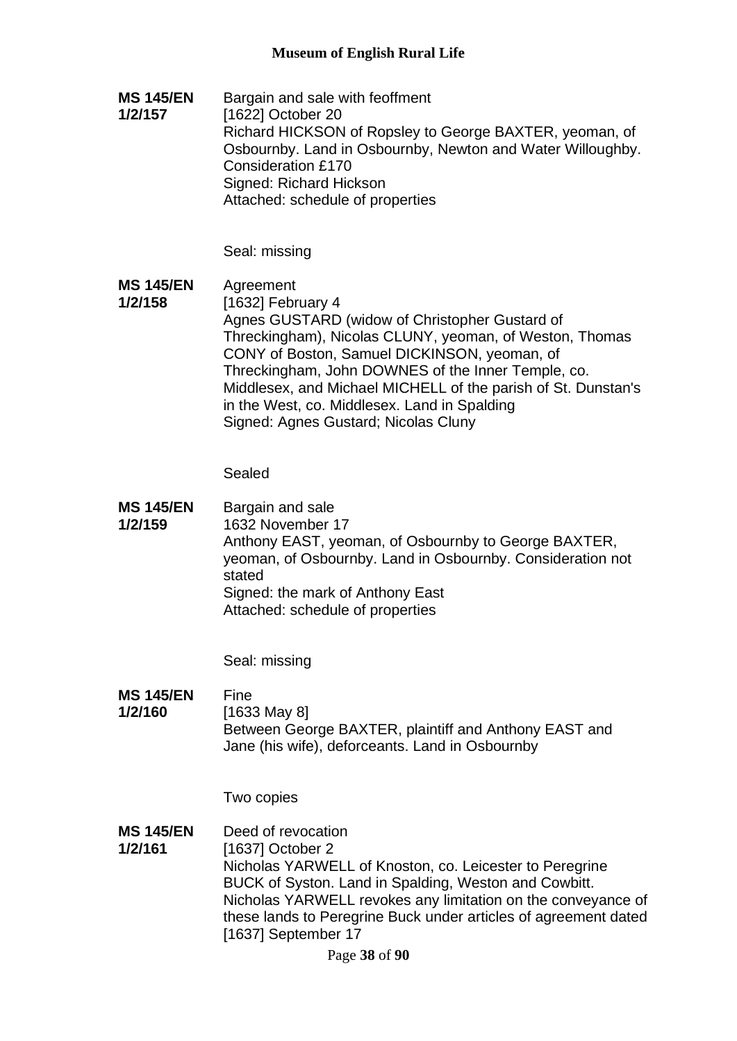**MS 145/EN 1/2/157**

Bargain and sale with feoffment
[1622] October 20
Richard HICKSON of Ropsley to George BAXTER, yeoman, of Osbournby. Land in Osbournby, Newton and Water Willoughby. Consideration £170
Signed: Richard Hickson
Attached: schedule of properties

Seal: missing

**MS 145/EN 1/2/158**

Agreement
[1632] February 4
Agnes GUSTARD (widow of Christopher Gustard of Threckingham), Nicolas CLUNY, yeoman, of Weston, Thomas CONY of Boston, Samuel DICKINSON, yeoman, of Threckingham, John DOWNES of the Inner Temple, co. Middlesex, and Michael MICHELL of the parish of St. Dunstan's in the West, co. Middlesex. Land in Spalding
Signed: Agnes Gustard; Nicolas Cluny

Sealed

**MS 145/EN 1/2/159**

Bargain and sale
1632 November 17
Anthony EAST, yeoman, of Osbournby to George BAXTER, yeoman, of Osbournby. Land in Osbournby. Consideration not stated
Signed: the mark of Anthony East
Attached: schedule of properties

Seal: missing

**MS 145/EN 1/2/160**

Fine
[1633 May 8]
Between George BAXTER, plaintiff and Anthony EAST and Jane (his wife), deforceants. Land in Osbournby

Two copies

**MS 145/EN 1/2/161**

Deed of revocation
[1637] October 2
Nicholas YARWELL of Knoston, co. Leicester to Peregrine BUCK of Syston. Land in Spalding, Weston and Cowbitt. Nicholas YARWELL revokes any limitation on the conveyance of these lands to Peregrine Buck under articles of agreement dated [1637] September 17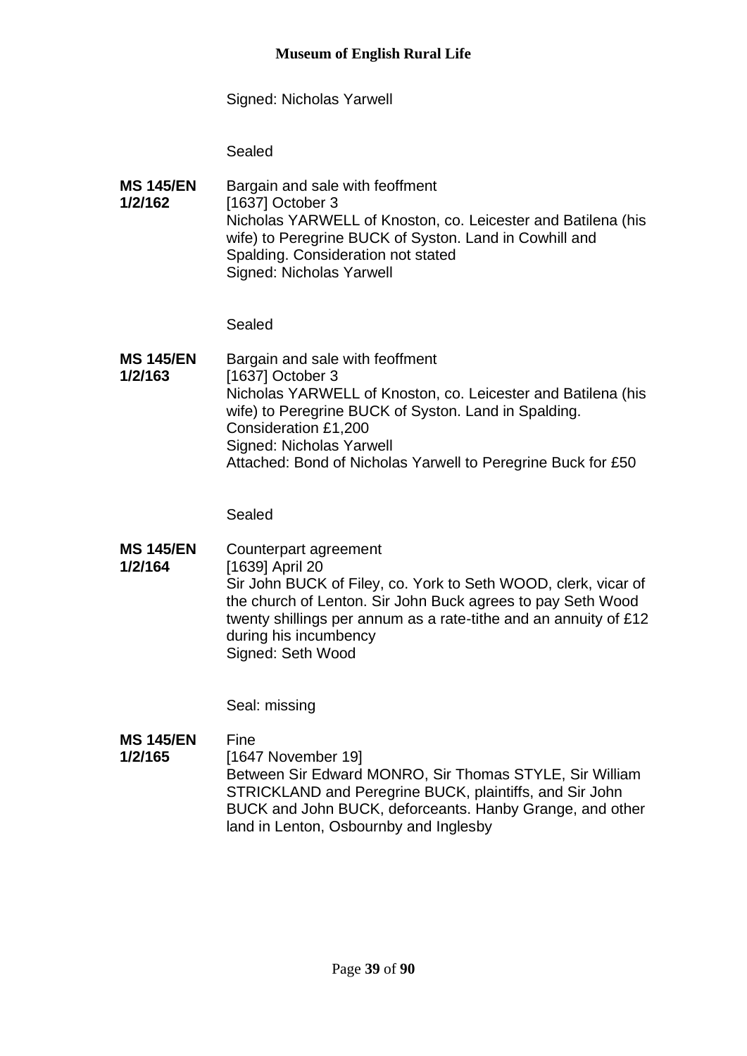Signed: Nicholas Yarwell

Sealed

**MS 145/EN 1/2/162**

Bargain and sale with feoffment
[1637] October 3
Nicholas YARWELL of Knoston, co. Leicester and Batilena (his wife) to Peregrine BUCK of Syston. Land in Cowhill and Spalding. Consideration not stated
Signed: Nicholas Yarwell

Sealed

**MS 145/EN 1/2/163**

Bargain and sale with feoffment
[1637] October 3
Nicholas YARWELL of Knoston, co. Leicester and Batilena (his wife) to Peregrine BUCK of Syston. Land in Spalding. Consideration £1,200
Signed: Nicholas Yarwell
Attached: Bond of Nicholas Yarwell to Peregrine Buck for £50

Sealed

**MS 145/EN 1/2/164**

Counterpart agreement
[1639] April 20
Sir John BUCK of Filey, co. York to Seth WOOD, clerk, vicar of the church of Lenton. Sir John Buck agrees to pay Seth Wood twenty shillings per annum as a rate-tithe and an annuity of £12 during his incumbency
Signed: Seth Wood

Seal: missing

**MS 145/EN 1/2/165**

Fine
[1647 November 19]
Between Sir Edward MONRO, Sir Thomas STYLE, Sir William STRICKLAND and Peregrine BUCK, plaintiffs, and Sir John BUCK and John BUCK, deforceants. Hanby Grange, and other land in Lenton, Osbournby and Inglesby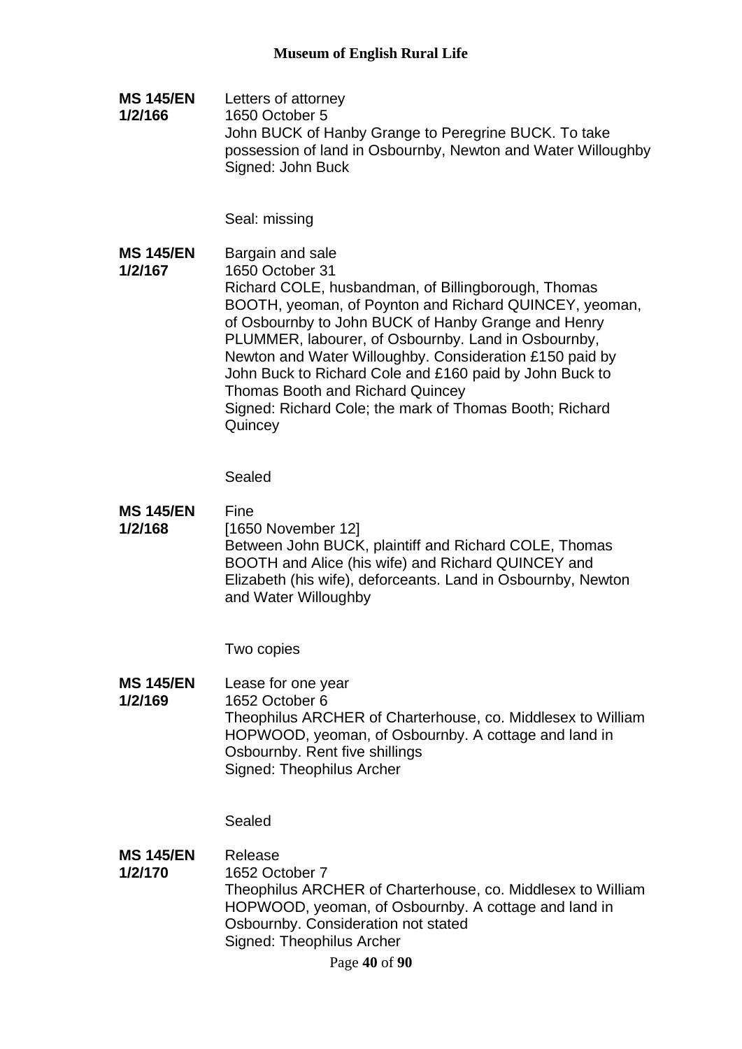**MS 145/EN 1/2/166**

Letters of attorney
1650 October 5
John BUCK of Hanby Grange to Peregrine BUCK. To take possession of land in Osbournby, Newton and Water Willoughby
Signed: John Buck

Seal: missing

**MS 145/EN 1/2/167**

Bargain and sale
1650 October 31
Richard COLE, husbandman, of Billingborough, Thomas BOOTH, yeoman, of Poynton and Richard QUINCEY, yeoman, of Osbournby to John BUCK of Hanby Grange and Henry PLUMMER, labourer, of Osbournby. Land in Osbournby, Newton and Water Willoughby. Consideration £150 paid by John Buck to Richard Cole and £160 paid by John Buck to Thomas Booth and Richard Quincey
Signed: Richard Cole; the mark of Thomas Booth; Richard Quincey

Sealed

**MS 145/EN 1/2/168**

Fine
[1650 November 12]
Between John BUCK, plaintiff and Richard COLE, Thomas BOOTH and Alice (his wife) and Richard QUINCEY and Elizabeth (his wife), deforceants. Land in Osbournby, Newton and Water Willoughby

Two copies

**MS 145/EN 1/2/169**

Lease for one year
1652 October 6
Theophilus ARCHER of Charterhouse, co. Middlesex to William HOPWOOD, yeoman, of Osbournby. A cottage and land in Osbournby. Rent five shillings
Signed: Theophilus Archer

Sealed

**MS 145/EN 1/2/170**

Release
1652 October 7
Theophilus ARCHER of Charterhouse, co. Middlesex to William HOPWOOD, yeoman, of Osbournby. A cottage and land in Osbournby. Consideration not stated
Signed: Theophilus Archer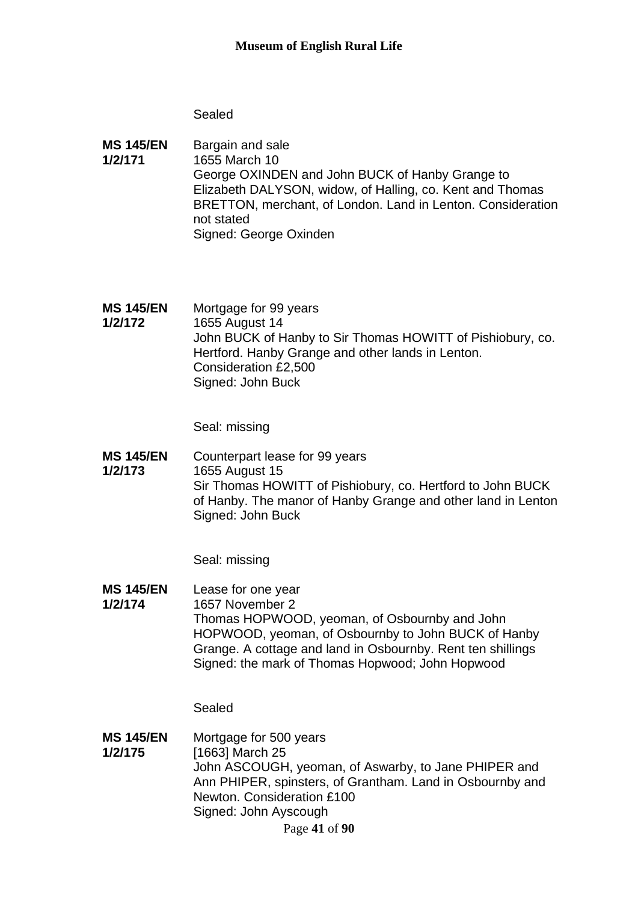Sealed

**MS 145/EN 1/2/171** Bargain and sale
1655 March 10
George OXINDEN and John BUCK of Hanby Grange to Elizabeth DALYSON, widow, of Halling, co. Kent and Thomas BRETTON, merchant, of London. Land in Lenton. Consideration not stated
Signed: George Oxinden

**MS 145/EN 1/2/172** Mortgage for 99 years
1655 August 14
John BUCK of Hanby to Sir Thomas HOWITT of Pishiobury, co. Hertford. Hanby Grange and other lands in Lenton. Consideration £2,500
Signed: John Buck

Seal: missing

**MS 145/EN 1/2/173** Counterpart lease for 99 years
1655 August 15
Sir Thomas HOWITT of Pishiobury, co. Hertford to John BUCK of Hanby. The manor of Hanby Grange and other land in Lenton
Signed: John Buck

Seal: missing

**MS 145/EN 1/2/174** Lease for one year
1657 November 2
Thomas HOPWOOD, yeoman, of Osbournby and John HOPWOOD, yeoman, of Osbournby to John BUCK of Hanby Grange. A cottage and land in Osbournby. Rent ten shillings
Signed: the mark of Thomas Hopwood; John Hopwood

Sealed

**MS 145/EN 1/2/175** Mortgage for 500 years
[1663] March 25
John ASCOUGH, yeoman, of Aswarby, to Jane PHIPER and Ann PHIPER, spinsters, of Grantham. Land in Osbournby and Newton. Consideration £100
Signed: John Ayscough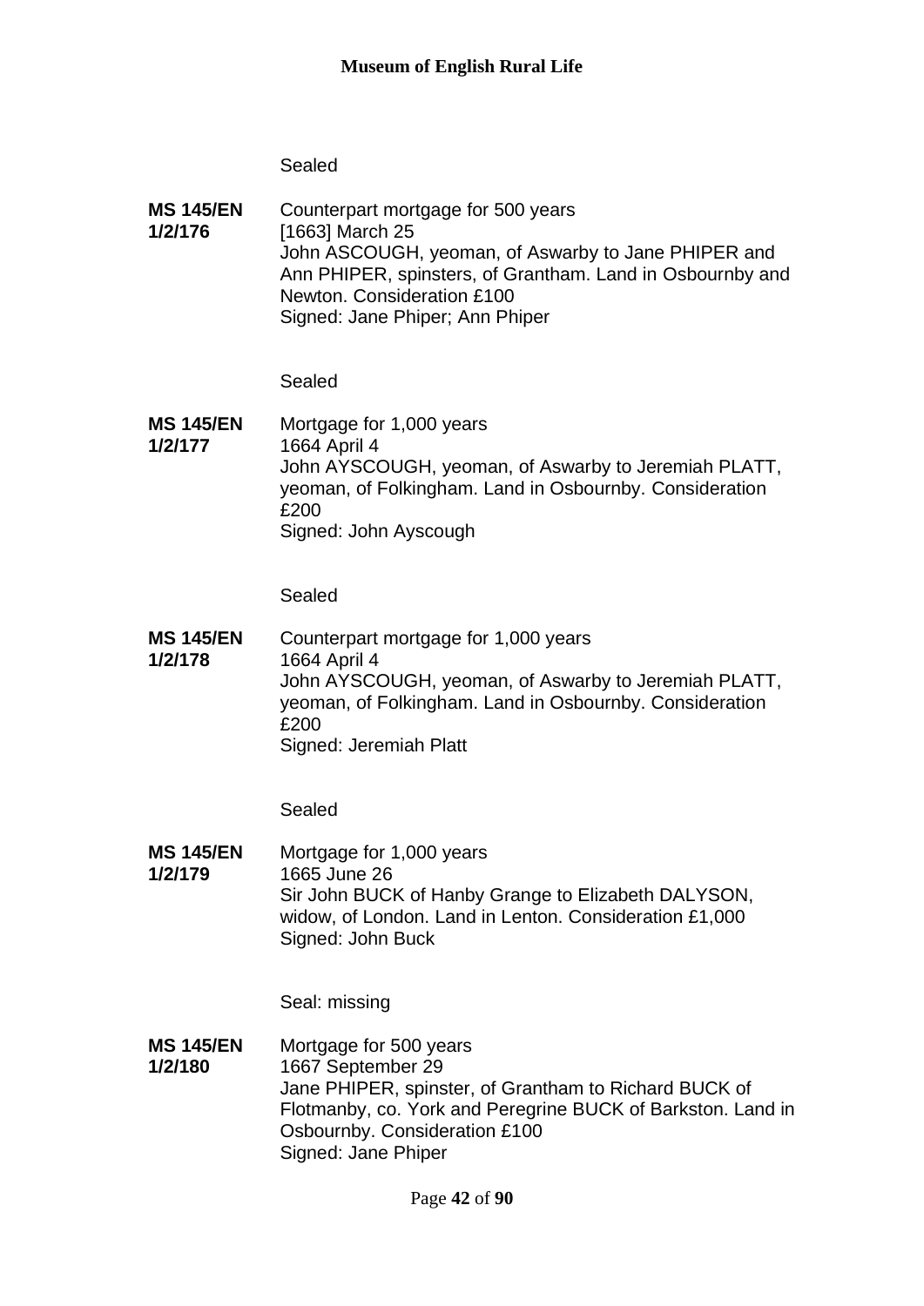Sealed

**MS 145/EN 1/2/176**

Counterpart mortgage for 500 years
[1663] March 25
John ASCOUGH, yeoman, of Aswarby to Jane PHIPER and Ann PHIPER, spinsters, of Grantham. Land in Osbournby and Newton. Consideration £100
Signed: Jane Phiper; Ann Phiper

Sealed

**MS 145/EN 1/2/177**

Mortgage for 1,000 years
1664 April 4
John AYSCOUGH, yeoman, of Aswarby to Jeremiah PLATT, yeoman, of Folkingham. Land in Osbournby. Consideration £200
Signed: John Ayscough

Sealed

**MS 145/EN 1/2/178**

Counterpart mortgage for 1,000 years
1664 April 4
John AYSCOUGH, yeoman, of Aswarby to Jeremiah PLATT, yeoman, of Folkingham. Land in Osbournby. Consideration £200
Signed: Jeremiah Platt

Sealed

**MS 145/EN 1/2/179**

Mortgage for 1,000 years
1665 June 26
Sir John BUCK of Hanby Grange to Elizabeth DALYSON, widow, of London. Land in Lenton. Consideration £1,000
Signed: John Buck

Seal: missing

**MS 145/EN 1/2/180**

Mortgage for 500 years
1667 September 29
Jane PHIPER, spinster, of Grantham to Richard BUCK of Flotmanby, co. York and Peregrine BUCK of Barkston. Land in Osbournby. Consideration £100
Signed: Jane Phiper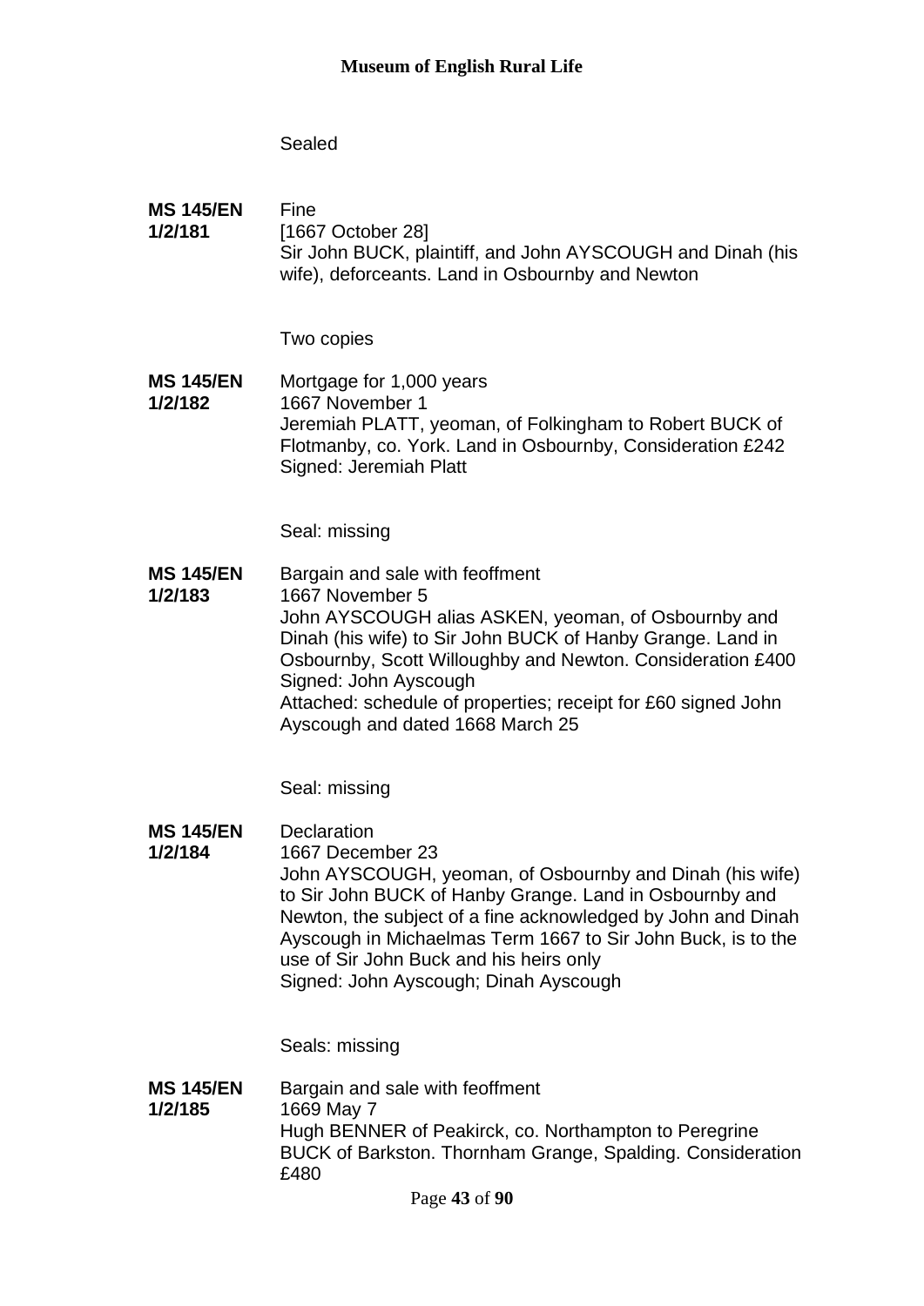Sealed

**MS 145/EN 1/2/181**

Fine
[1667 October 28]
Sir John BUCK, plaintiff, and John AYSCOUGH and Dinah (his wife), deforceants. Land in Osbournby and Newton

Two copies

**MS 145/EN 1/2/182**

Mortgage for 1,000 years
1667 November 1
Jeremiah PLATT, yeoman, of Folkingham to Robert BUCK of Flotmanby, co. York. Land in Osbournby, Consideration £242
Signed: Jeremiah Platt

Seal: missing

**MS 145/EN 1/2/183**

Bargain and sale with feoffment
1667 November 5
John AYSCOUGH alias ASKEN, yeoman, of Osbournby and Dinah (his wife) to Sir John BUCK of Hanby Grange. Land in Osbournby, Scott Willoughby and Newton. Consideration £400
Signed: John Ayscough
Attached: schedule of properties; receipt for £60 signed John Ayscough and dated 1668 March 25

Seal: missing

**MS 145/EN 1/2/184**

Declaration
1667 December 23
John AYSCOUGH, yeoman, of Osbournby and Dinah (his wife) to Sir John BUCK of Hanby Grange. Land in Osbournby and Newton, the subject of a fine acknowledged by John and Dinah Ayscough in Michaelmas Term 1667 to Sir John Buck, is to the use of Sir John Buck and his heirs only
Signed: John Ayscough; Dinah Ayscough

Seals: missing

**MS 145/EN 1/2/185**

Bargain and sale with feoffment
1669 May 7
Hugh BENNER of Peakirck, co. Northampton to Peregrine BUCK of Barkston. Thornham Grange, Spalding. Consideration £480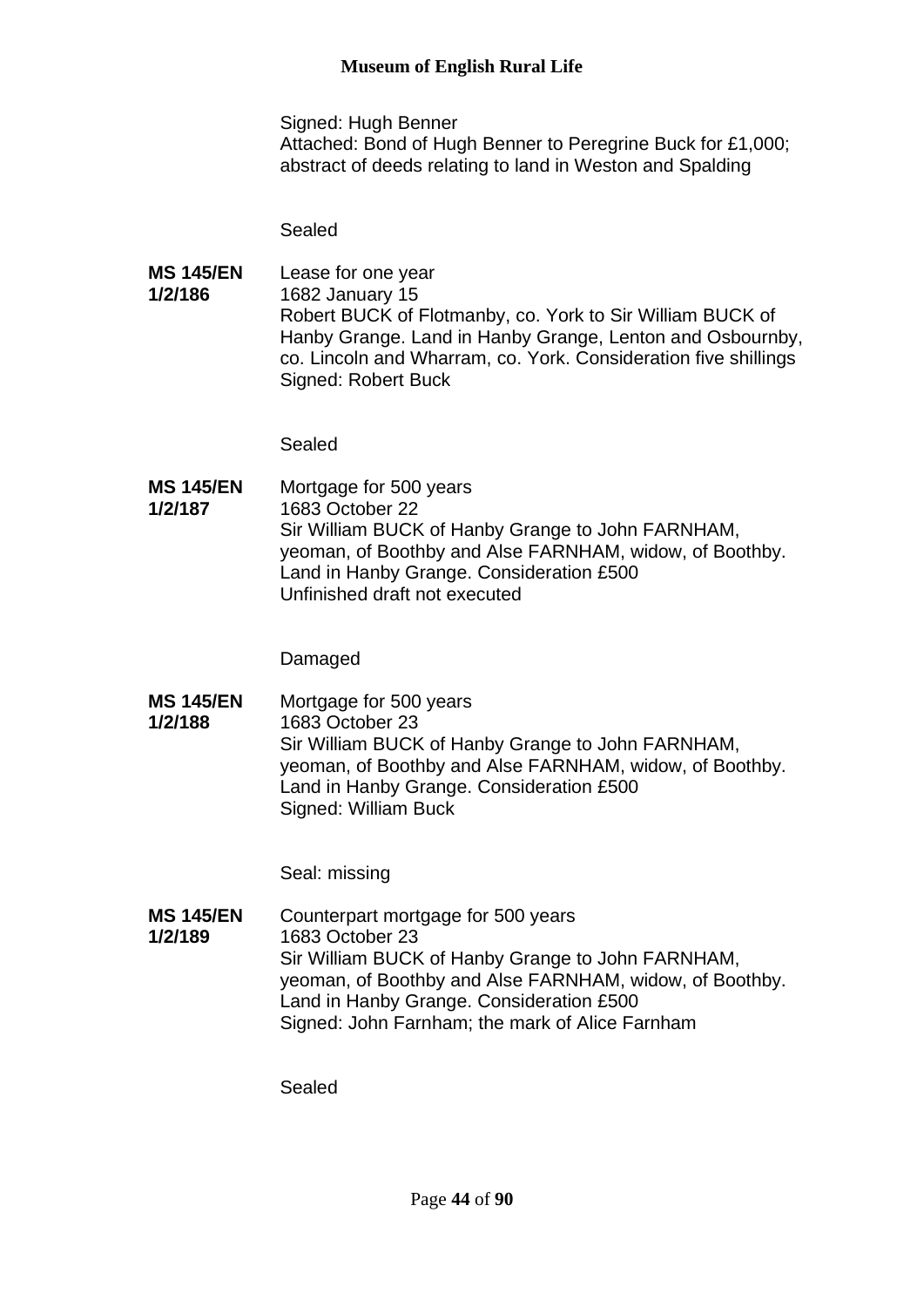Signed: Hugh Benner
Attached: Bond of Hugh Benner to Peregrine Buck for £1,000; abstract of deeds relating to land in Weston and Spalding

Sealed

**MS 145/EN 1/2/186**
Lease for one year
1682 January 15
Robert BUCK of Flotmanby, co. York to Sir William BUCK of Hanby Grange. Land in Hanby Grange, Lenton and Osbournby, co. Lincoln and Wharram, co. York. Consideration five shillings
Signed: Robert Buck

Sealed

**MS 145/EN 1/2/187**
Mortgage for 500 years
1683 October 22
Sir William BUCK of Hanby Grange to John FARNHAM, yeoman, of Boothby and Alse FARNHAM, widow, of Boothby. Land in Hanby Grange. Consideration £500
Unfinished draft not executed

Damaged

**MS 145/EN 1/2/188**
Mortgage for 500 years
1683 October 23
Sir William BUCK of Hanby Grange to John FARNHAM, yeoman, of Boothby and Alse FARNHAM, widow, of Boothby. Land in Hanby Grange. Consideration £500
Signed: William Buck

Seal: missing

**MS 145/EN 1/2/189**
Counterpart mortgage for 500 years
1683 October 23
Sir William BUCK of Hanby Grange to John FARNHAM, yeoman, of Boothby and Alse FARNHAM, widow, of Boothby. Land in Hanby Grange. Consideration £500
Signed: John Farnham; the mark of Alice Farnham

Sealed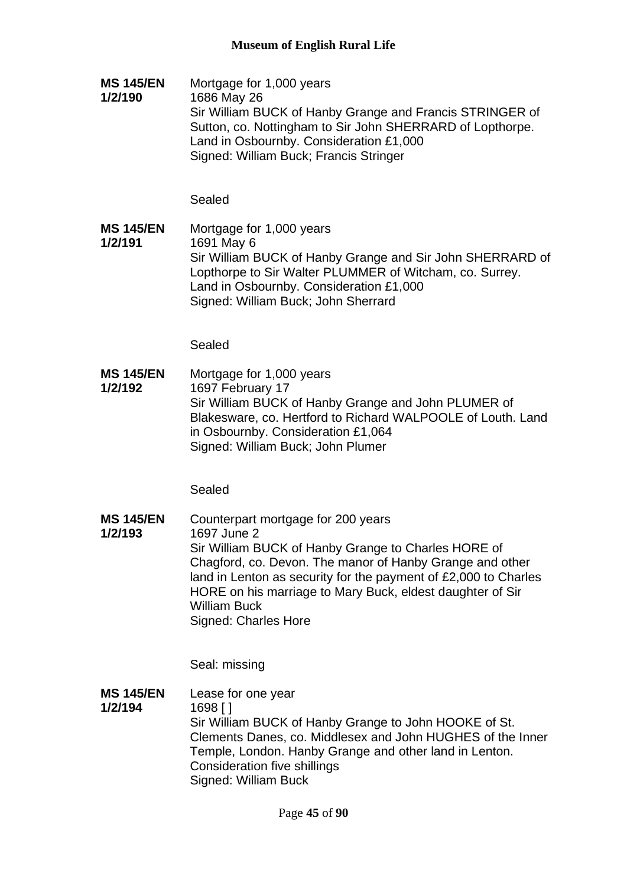**MS 145/EN 1/2/190**
Mortgage for 1,000 years
1686 May 26
Sir William BUCK of Hanby Grange and Francis STRINGER of Sutton, co. Nottingham to Sir John SHERRARD of Lopthorpe. Land in Osbournby. Consideration £1,000
Signed: William Buck; Francis Stringer

Sealed

**MS 145/EN 1/2/191**
Mortgage for 1,000 years
1691 May 6
Sir William BUCK of Hanby Grange and Sir John SHERRARD of Lopthorpe to Sir Walter PLUMMER of Witcham, co. Surrey. Land in Osbournby. Consideration £1,000
Signed: William Buck; John Sherrard

Sealed

**MS 145/EN 1/2/192**
Mortgage for 1,000 years
1697 February 17
Sir William BUCK of Hanby Grange and John PLUMER of Blakesware, co. Hertford to Richard WALPOOLE of Louth. Land in Osbournby. Consideration £1,064
Signed: William Buck; John Plumer

Sealed

**MS 145/EN 1/2/193**
Counterpart mortgage for 200 years
1697 June 2
Sir William BUCK of Hanby Grange to Charles HORE of Chagford, co. Devon. The manor of Hanby Grange and other land in Lenton as security for the payment of £2,000 to Charles HORE on his marriage to Mary Buck, eldest daughter of Sir William Buck
Signed: Charles Hore

Seal: missing

**MS 145/EN 1/2/194**
Lease for one year
1698 [ ]
Sir William BUCK of Hanby Grange to John HOOKE of St. Clements Danes, co. Middlesex and John HUGHES of the Inner Temple, London. Hanby Grange and other land in Lenton. Consideration five shillings
Signed: William Buck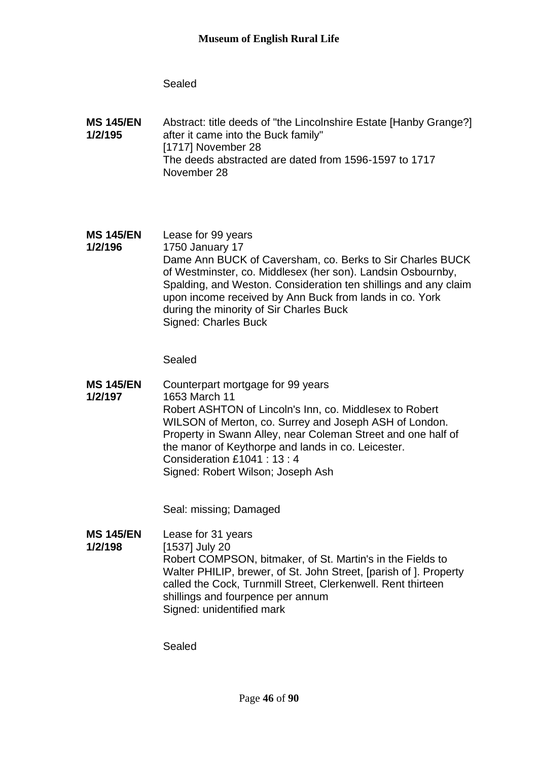Sealed

**MS 145/EN 1/2/195**

Abstract: title deeds of "the Lincolnshire Estate [Hanby Grange?] after it came into the Buck family"
[1717] November 28
The deeds abstracted are dated from 1596-1597 to 1717 November 28

**MS 145/EN 1/2/196**

Lease for 99 years
1750 January 17
Dame Ann BUCK of Caversham, co. Berks to Sir Charles BUCK of Westminster, co. Middlesex (her son). Landsin Osbournby, Spalding, and Weston. Consideration ten shillings and any claim upon income received by Ann Buck from lands in co. York during the minority of Sir Charles Buck
Signed: Charles Buck

Sealed

**MS 145/EN 1/2/197**

Counterpart mortgage for 99 years
1653 March 11
Robert ASHTON of Lincoln's Inn, co. Middlesex to Robert WILSON of Merton, co. Surrey and Joseph ASH of London. Property in Swann Alley, near Coleman Street and one half of the manor of Keythorpe and lands in co. Leicester.
Consideration £1041 : 13 : 4
Signed: Robert Wilson; Joseph Ash

Seal: missing; Damaged

**MS 145/EN 1/2/198**

Lease for 31 years
[1537] July 20
Robert COMPSON, bitmaker, of St. Martin's in the Fields to Walter PHILIP, brewer, of St. John Street, [parish of ]. Property called the Cock, Turnmill Street, Clerkenwell. Rent thirteen shillings and fourpence per annum
Signed: unidentified mark

Sealed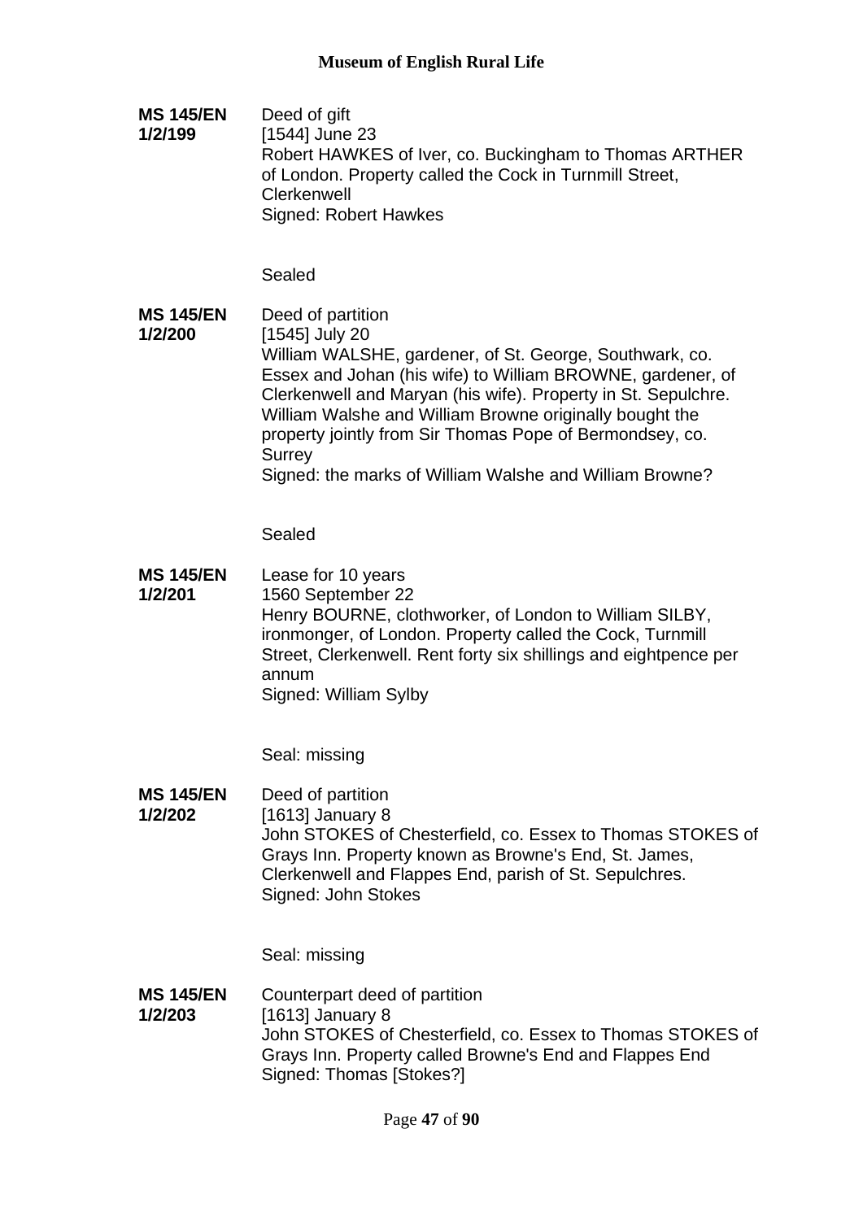**MS 145/EN 1/2/199**

Deed of gift
[1544] June 23
Robert HAWKES of Iver, co. Buckingham to Thomas ARTHER of London. Property called the Cock in Turnmill Street, Clerkenwell
Signed: Robert Hawkes

Sealed

**MS 145/EN 1/2/200**

Deed of partition
[1545] July 20
William WALSHE, gardener, of St. George, Southwark, co. Essex and Johan (his wife) to William BROWNE, gardener, of Clerkenwell and Maryan (his wife). Property in St. Sepulchre. William Walshe and William Browne originally bought the property jointly from Sir Thomas Pope of Bermondsey, co. Surrey
Signed: the marks of William Walshe and William Browne?

Sealed

**MS 145/EN 1/2/201**

Lease for 10 years
1560 September 22
Henry BOURNE, clothworker, of London to William SILBY, ironmonger, of London. Property called the Cock, Turnmill Street, Clerkenwell. Rent forty six shillings and eightpence per annum
Signed: William Sylby

Seal: missing

**MS 145/EN 1/2/202**

Deed of partition
[1613] January 8
John STOKES of Chesterfield, co. Essex to Thomas STOKES of Grays Inn. Property known as Browne's End, St. James, Clerkenwell and Flappes End, parish of St. Sepulchres.
Signed: John Stokes

Seal: missing

**MS 145/EN 1/2/203**

Counterpart deed of partition
[1613] January 8
John STOKES of Chesterfield, co. Essex to Thomas STOKES of Grays Inn. Property called Browne's End and Flappes End
Signed: Thomas [Stokes?]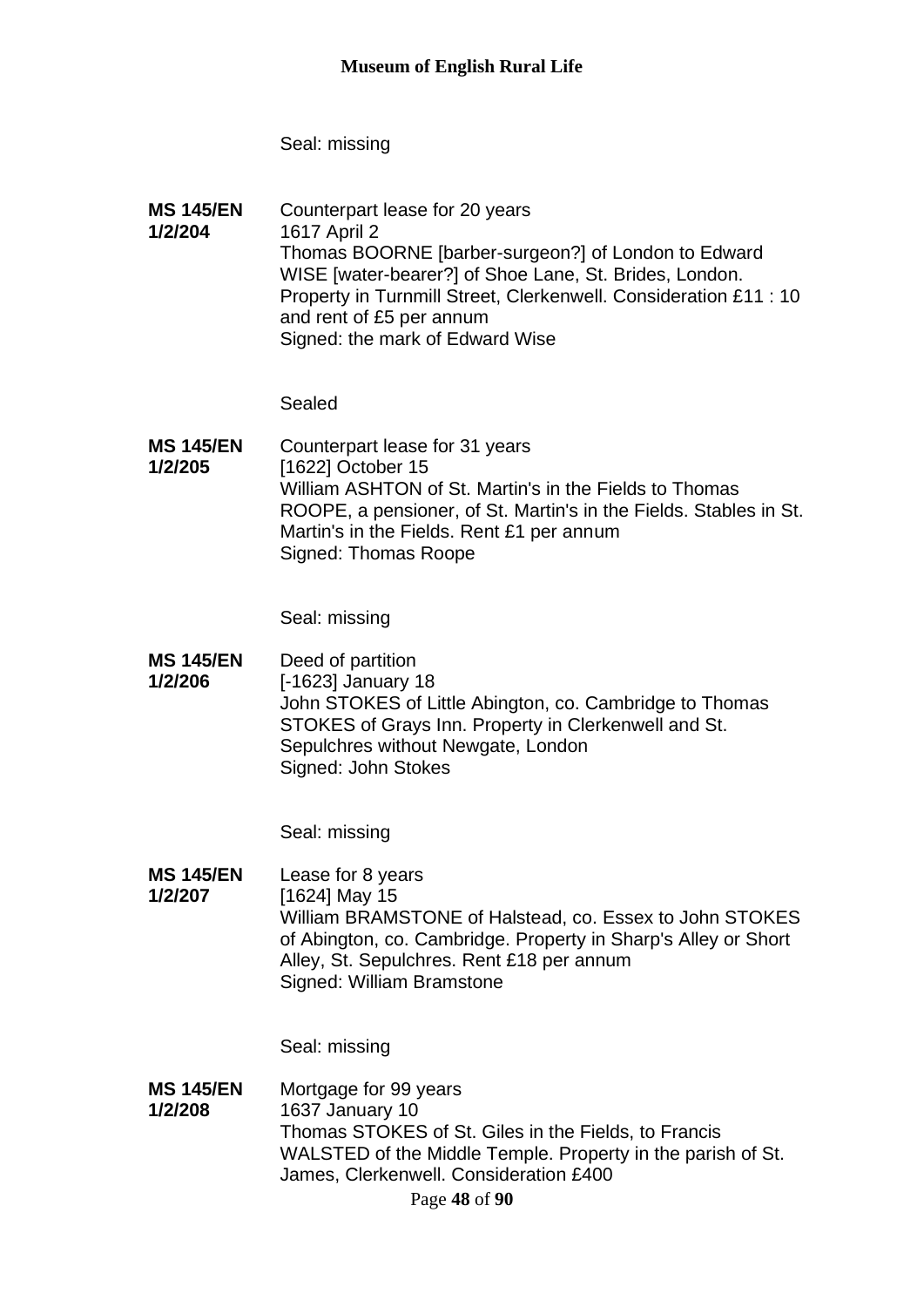Seal: missing

**MS 145/EN 1/2/204** Counterpart lease for 20 years
1617 April 2
Thomas BOORNE [barber-surgeon?] of London to Edward WISE [water-bearer?] of Shoe Lane, St. Brides, London. Property in Turnmill Street, Clerkenwell. Consideration £11 : 10 and rent of £5 per annum
Signed: the mark of Edward Wise

Sealed

**MS 145/EN 1/2/205** Counterpart lease for 31 years
[1622] October 15
William ASHTON of St. Martin's in the Fields to Thomas ROOPE, a pensioner, of St. Martin's in the Fields. Stables in St. Martin's in the Fields. Rent £1 per annum
Signed: Thomas Roope

Seal: missing

**MS 145/EN 1/2/206** Deed of partition
[-1623] January 18
John STOKES of Little Abington, co. Cambridge to Thomas STOKES of Grays Inn. Property in Clerkenwell and St. Sepulchres without Newgate, London
Signed: John Stokes

Seal: missing

**MS 145/EN 1/2/207** Lease for 8 years
[1624] May 15
William BRAMSTONE of Halstead, co. Essex to John STOKES of Abington, co. Cambridge. Property in Sharp's Alley or Short Alley, St. Sepulchres. Rent £18 per annum
Signed: William Bramstone

Seal: missing

**MS 145/EN 1/2/208** Mortgage for 99 years
1637 January 10
Thomas STOKES of St. Giles in the Fields, to Francis WALSTED of the Middle Temple. Property in the parish of St. James, Clerkenwell. Consideration £400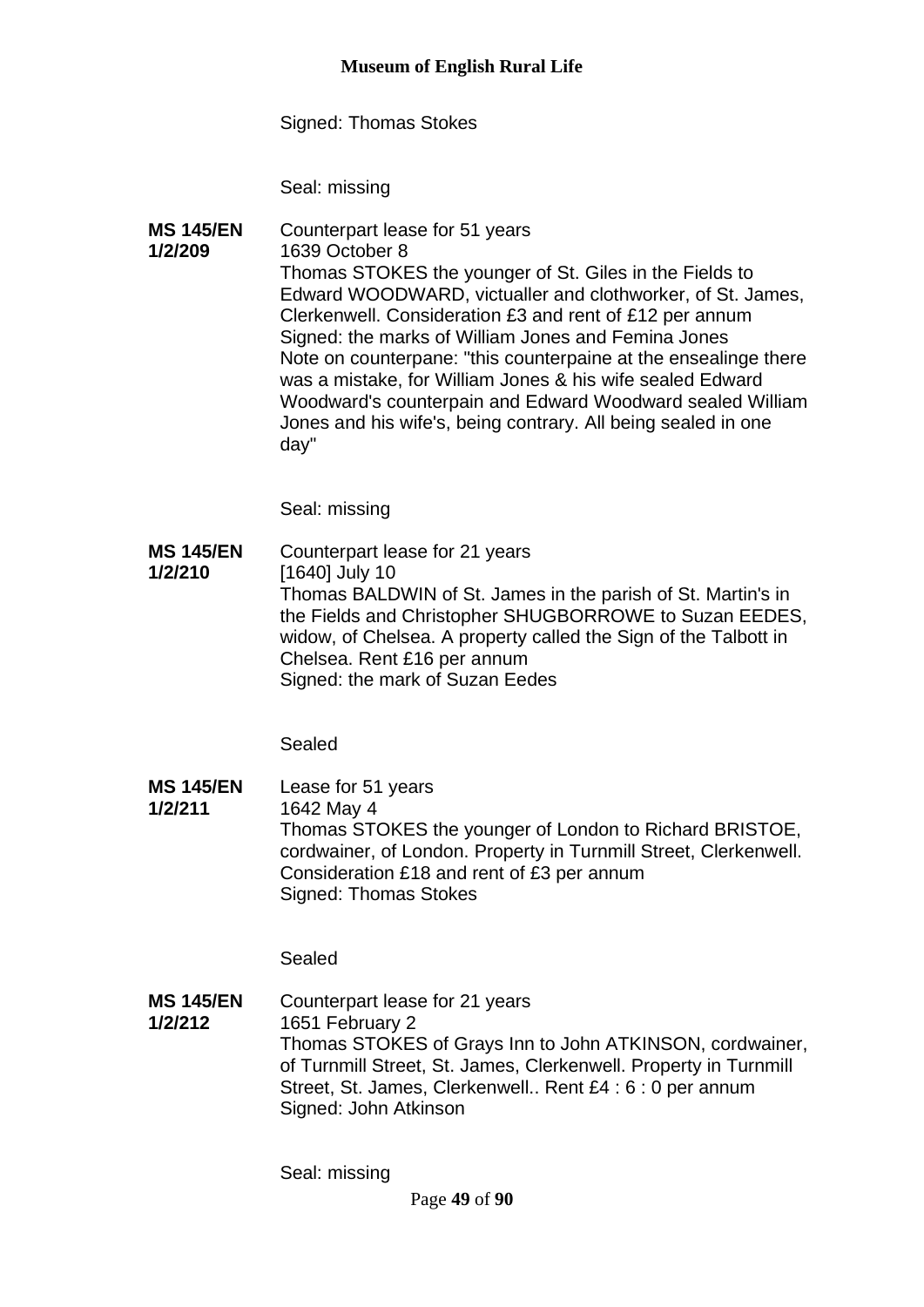Signed: Thomas Stokes

Seal: missing

**MS 145/EN 1/2/209**

Counterpart lease for 51 years
1639 October 8
Thomas STOKES the younger of St. Giles in the Fields to Edward WOODWARD, victualler and clothworker, of St. James, Clerkenwell. Consideration £3 and rent of £12 per annum
Signed: the marks of William Jones and Femina Jones
Note on counterpane: "this counterpaine at the ensealinge there was a mistake, for William Jones & his wife sealed Edward Woodward's counterpain and Edward Woodward sealed William Jones and his wife's, being contrary. All being sealed in one day"

Seal: missing

**MS 145/EN 1/2/210**

Counterpart lease for 21 years
[1640] July 10
Thomas BALDWIN of St. James in the parish of St. Martin's in the Fields and Christopher SHUGBORROWE to Suzan EEDES, widow, of Chelsea. A property called the Sign of the Talbott in Chelsea. Rent £16 per annum
Signed: the mark of Suzan Eedes

Sealed

**MS 145/EN 1/2/211**

Lease for 51 years
1642 May 4
Thomas STOKES the younger of London to Richard BRISTOE, cordwainer, of London. Property in Turnmill Street, Clerkenwell. Consideration £18 and rent of £3 per annum
Signed: Thomas Stokes

Sealed

**MS 145/EN 1/2/212**

Counterpart lease for 21 years
1651 February 2
Thomas STOKES of Grays Inn to John ATKINSON, cordwainer, of Turnmill Street, St. James, Clerkenwell. Property in Turnmill Street, St. James, Clerkenwell.. Rent £4 : 6 : 0 per annum
Signed: John Atkinson

Seal: missing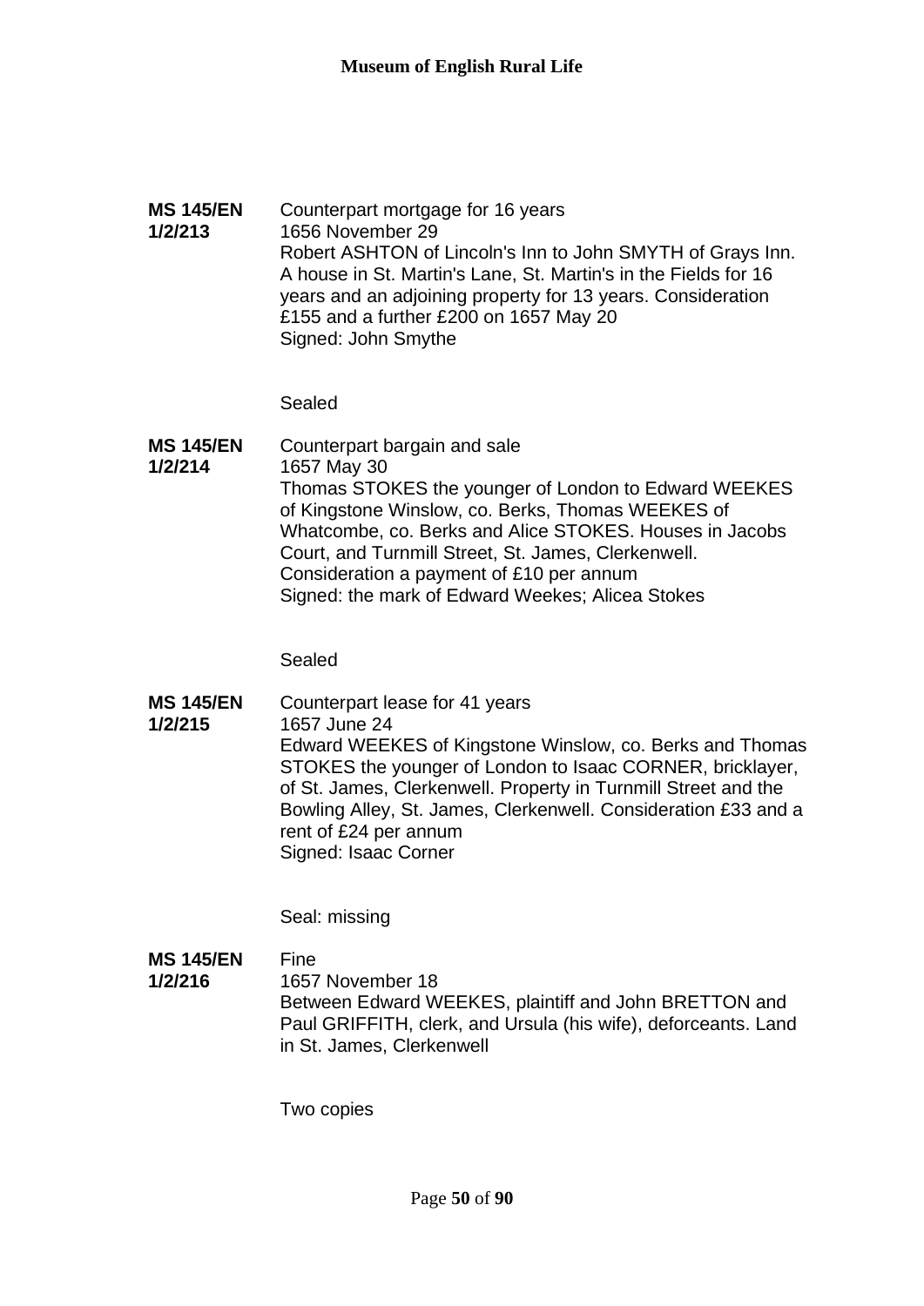**MS 145/EN 1/2/213**

Counterpart mortgage for 16 years
1656 November 29
Robert ASHTON of Lincoln's Inn to John SMYTH of Grays Inn. A house in St. Martin's Lane, St. Martin's in the Fields for 16 years and an adjoining property for 13 years. Consideration £155 and a further £200 on 1657 May 20
Signed: John Smythe

Sealed

**MS 145/EN 1/2/214**

Counterpart bargain and sale
1657 May 30
Thomas STOKES the younger of London to Edward WEEKES of Kingstone Winslow, co. Berks, Thomas WEEKES of Whatcombe, co. Berks and Alice STOKES. Houses in Jacobs Court, and Turnmill Street, St. James, Clerkenwell. Consideration a payment of £10 per annum
Signed: the mark of Edward Weekes; Alicea Stokes

Sealed

**MS 145/EN 1/2/215**

Counterpart lease for 41 years
1657 June 24
Edward WEEKES of Kingstone Winslow, co. Berks and Thomas STOKES the younger of London to Isaac CORNER, bricklayer, of St. James, Clerkenwell. Property in Turnmill Street and the Bowling Alley, St. James, Clerkenwell. Consideration £33 and a rent of £24 per annum
Signed: Isaac Corner

Seal: missing

**MS 145/EN 1/2/216**

Fine
1657 November 18
Between Edward WEEKES, plaintiff and John BRETTON and Paul GRIFFITH, clerk, and Ursula (his wife), deforceants. Land in St. James, Clerkenwell

Two copies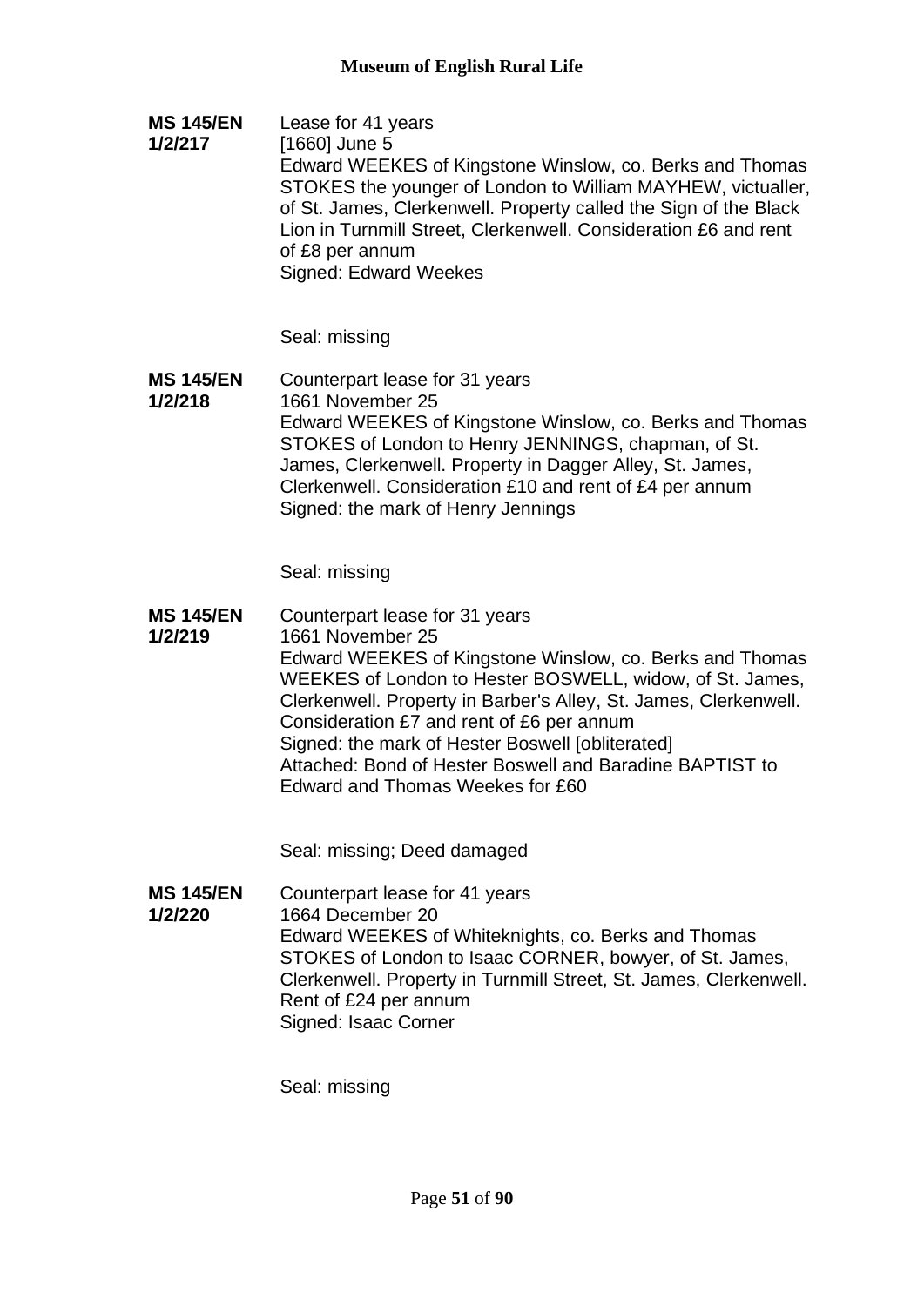**MS 145/EN 1/2/217**

Lease for 41 years
[1660] June 5
Edward WEEKES of Kingstone Winslow, co. Berks and Thomas STOKES the younger of London to William MAYHEW, victualler, of St. James, Clerkenwell. Property called the Sign of the Black Lion in Turnmill Street, Clerkenwell. Consideration £6 and rent of £8 per annum
Signed: Edward Weekes

Seal: missing

**MS 145/EN 1/2/218**

Counterpart lease for 31 years
1661 November 25
Edward WEEKES of Kingstone Winslow, co. Berks and Thomas STOKES of London to Henry JENNINGS, chapman, of St. James, Clerkenwell. Property in Dagger Alley, St. James, Clerkenwell. Consideration £10 and rent of £4 per annum
Signed: the mark of Henry Jennings

Seal: missing

**MS 145/EN 1/2/219**

Counterpart lease for 31 years
1661 November 25
Edward WEEKES of Kingstone Winslow, co. Berks and Thomas WEEKES of London to Hester BOSWELL, widow, of St. James, Clerkenwell. Property in Barber's Alley, St. James, Clerkenwell. Consideration £7 and rent of £6 per annum
Signed: the mark of Hester Boswell [obliterated]
Attached: Bond of Hester Boswell and Baradine BAPTIST to Edward and Thomas Weekes for £60

Seal: missing; Deed damaged

**MS 145/EN 1/2/220**

Counterpart lease for 41 years
1664 December 20
Edward WEEKES of Whiteknights, co. Berks and Thomas STOKES of London to Isaac CORNER, bowyer, of St. James, Clerkenwell. Property in Turnmill Street, St. James, Clerkenwell. Rent of £24 per annum
Signed: Isaac Corner

Seal: missing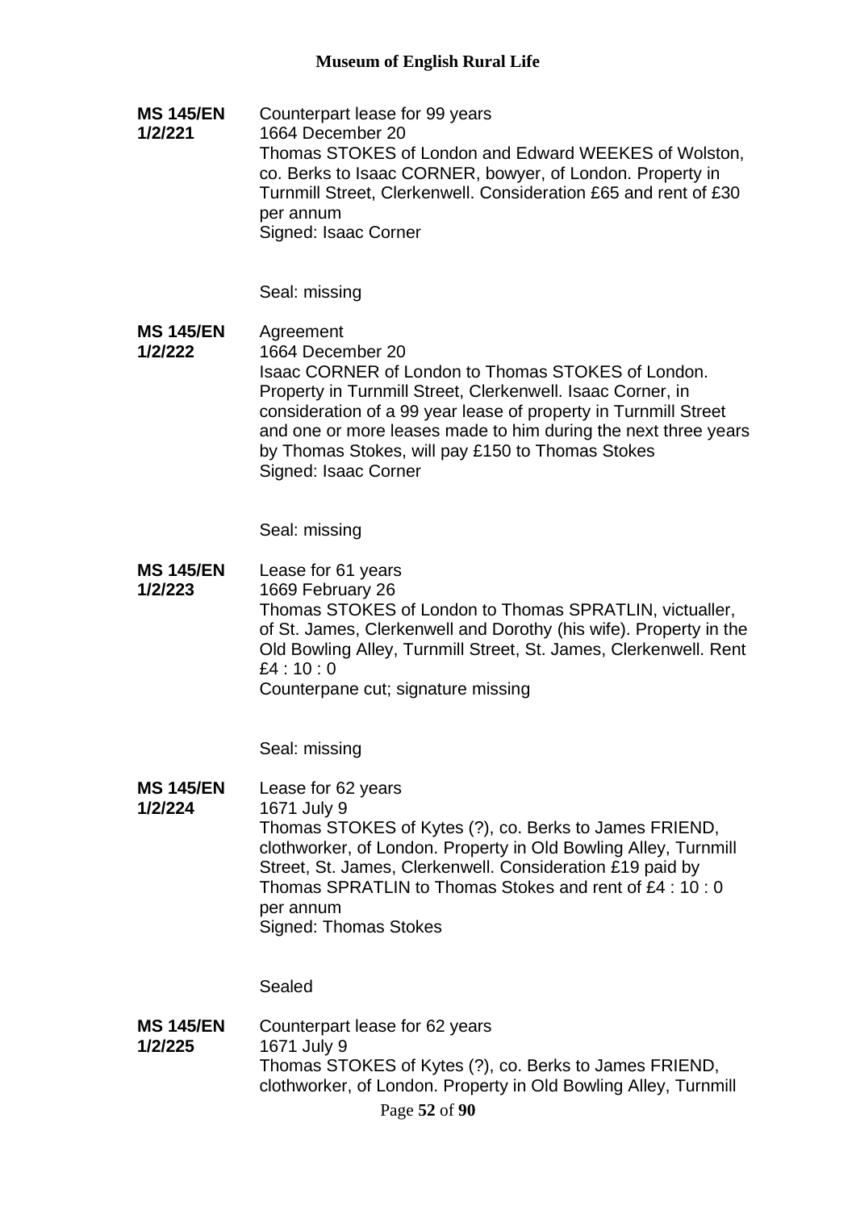**MS 145/EN 1/2/221**

Counterpart lease for 99 years
1664 December 20
Thomas STOKES of London and Edward WEEKES of Wolston, co. Berks to Isaac CORNER, bowyer, of London. Property in Turnmill Street, Clerkenwell. Consideration £65 and rent of £30 per annum
Signed: Isaac Corner

Seal: missing

**MS 145/EN 1/2/222**

Agreement
1664 December 20
Isaac CORNER of London to Thomas STOKES of London. Property in Turnmill Street, Clerkenwell. Isaac Corner, in consideration of a 99 year lease of property in Turnmill Street and one or more leases made to him during the next three years by Thomas Stokes, will pay £150 to Thomas Stokes
Signed: Isaac Corner

Seal: missing

**MS 145/EN 1/2/223**

Lease for 61 years
1669 February 26
Thomas STOKES of London to Thomas SPRATLIN, victualler, of St. James, Clerkenwell and Dorothy (his wife). Property in the Old Bowling Alley, Turnmill Street, St. James, Clerkenwell. Rent £4 : 10 : 0
Counterpane cut; signature missing

Seal: missing

**MS 145/EN 1/2/224**

Lease for 62 years
1671 July 9
Thomas STOKES of Kytes (?), co. Berks to James FRIEND, clothworker, of London. Property in Old Bowling Alley, Turnmill Street, St. James, Clerkenwell. Consideration £19 paid by Thomas SPRATLIN to Thomas Stokes and rent of £4 : 10 : 0 per annum
Signed: Thomas Stokes

Sealed

**MS 145/EN 1/2/225**

Counterpart lease for 62 years
1671 July 9
Thomas STOKES of Kytes (?), co. Berks to James FRIEND, clothworker, of London. Property in Old Bowling Alley, Turnmill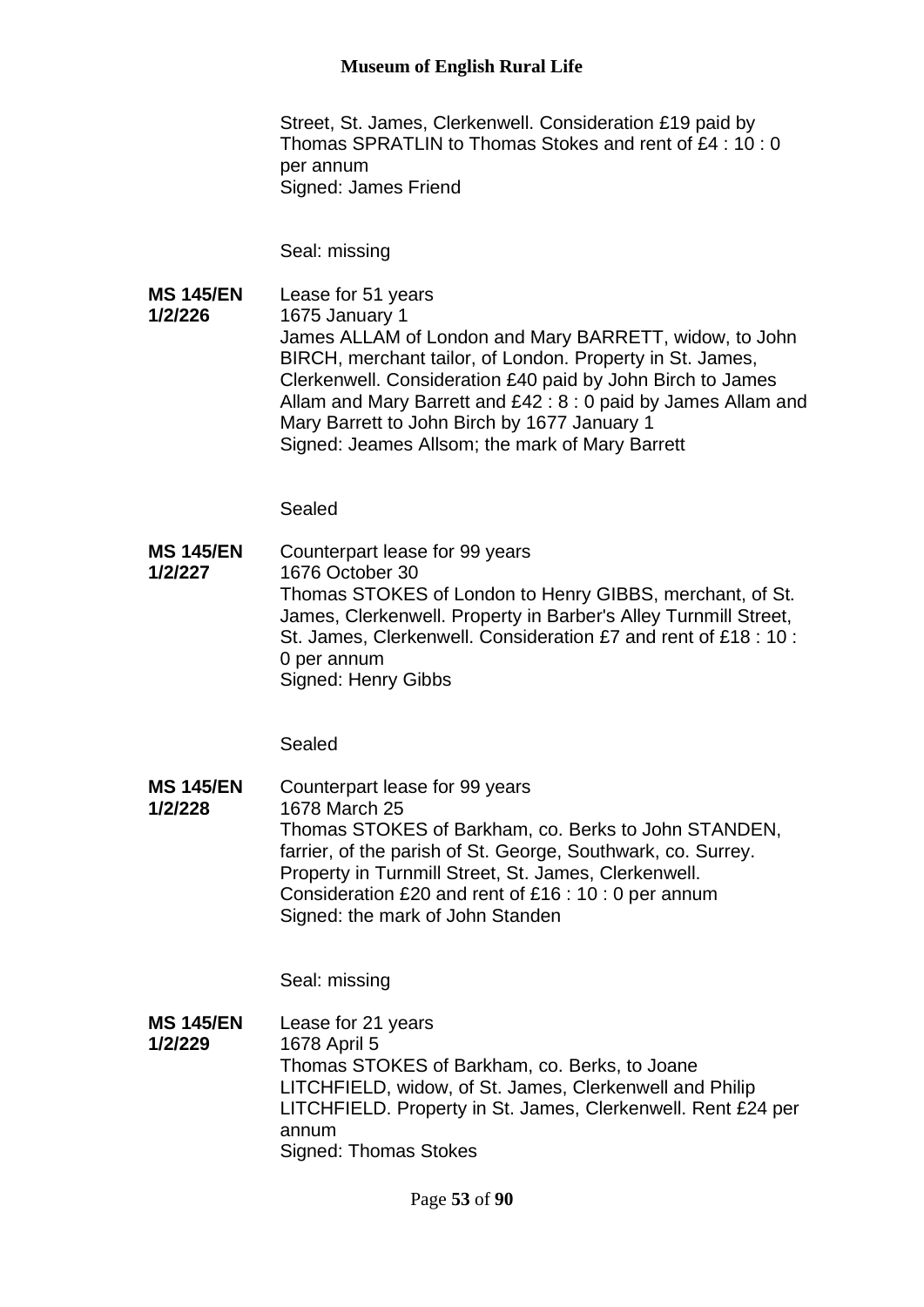Street, St. James, Clerkenwell. Consideration £19 paid by Thomas SPRATLIN to Thomas Stokes and rent of £4 : 10 : 0 per annum
Signed: James Friend

Seal: missing

**MS 145/EN 1/2/226**

Lease for 51 years
1675 January 1
James ALLAM of London and Mary BARRETT, widow, to John BIRCH, merchant tailor, of London. Property in St. James, Clerkenwell. Consideration £40 paid by John Birch to James Allam and Mary Barrett and £42 : 8 : 0 paid by James Allam and Mary Barrett to John Birch by 1677 January 1
Signed: Jeames Allsom; the mark of Mary Barrett

Sealed

**MS 145/EN 1/2/227**

Counterpart lease for 99 years
1676 October 30
Thomas STOKES of London to Henry GIBBS, merchant, of St. James, Clerkenwell. Property in Barber's Alley Turnmill Street, St. James, Clerkenwell. Consideration £7 and rent of £18 : 10 : 0 per annum
Signed: Henry Gibbs

Sealed

**MS 145/EN 1/2/228**

Counterpart lease for 99 years
1678 March 25
Thomas STOKES of Barkham, co. Berks to John STANDEN, farrier, of the parish of St. George, Southwark, co. Surrey. Property in Turnmill Street, St. James, Clerkenwell. Consideration £20 and rent of £16 : 10 : 0 per annum
Signed: the mark of John Standen

Seal: missing

**MS 145/EN 1/2/229**

Lease for 21 years
1678 April 5
Thomas STOKES of Barkham, co. Berks, to Joane LITCHFIELD, widow, of St. James, Clerkenwell and Philip LITCHFIELD. Property in St. James, Clerkenwell. Rent £24 per annum
Signed: Thomas Stokes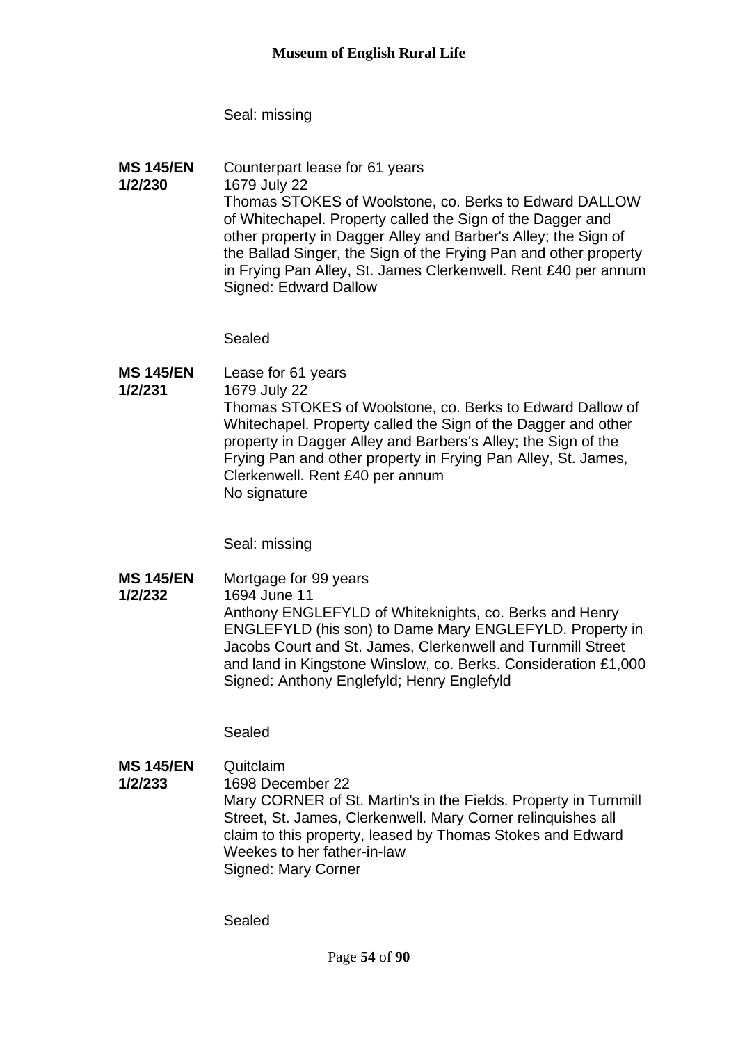Seal: missing

**MS 145/EN 1/2/230**

Counterpart lease for 61 years
1679 July 22
Thomas STOKES of Woolstone, co. Berks to Edward DALLOW of Whitechapel. Property called the Sign of the Dagger and other property in Dagger Alley and Barber's Alley; the Sign of the Ballad Singer, the Sign of the Frying Pan and other property in Frying Pan Alley, St. James Clerkenwell. Rent £40 per annum
Signed: Edward Dallow

Sealed

**MS 145/EN 1/2/231**

Lease for 61 years
1679 July 22
Thomas STOKES of Woolstone, co. Berks to Edward Dallow of Whitechapel. Property called the Sign of the Dagger and other property in Dagger Alley and Barbers's Alley; the Sign of the Frying Pan and other property in Frying Pan Alley, St. James, Clerkenwell. Rent £40 per annum
No signature

Seal: missing

**MS 145/EN 1/2/232**

Mortgage for 99 years
1694 June 11
Anthony ENGLEFYLD of Whiteknights, co. Berks and Henry ENGLEFYLD (his son) to Dame Mary ENGLEFYLD. Property in Jacobs Court and St. James, Clerkenwell and Turnmill Street and land in Kingstone Winslow, co. Berks. Consideration £1,000
Signed: Anthony Englefyld; Henry Englefyld

Sealed

**MS 145/EN 1/2/233**

Quitclaim
1698 December 22
Mary CORNER of St. Martin's in the Fields. Property in Turnmill Street, St. James, Clerkenwell. Mary Corner relinquishes all claim to this property, leased by Thomas Stokes and Edward Weekes to her father-in-law
Signed: Mary Corner

Sealed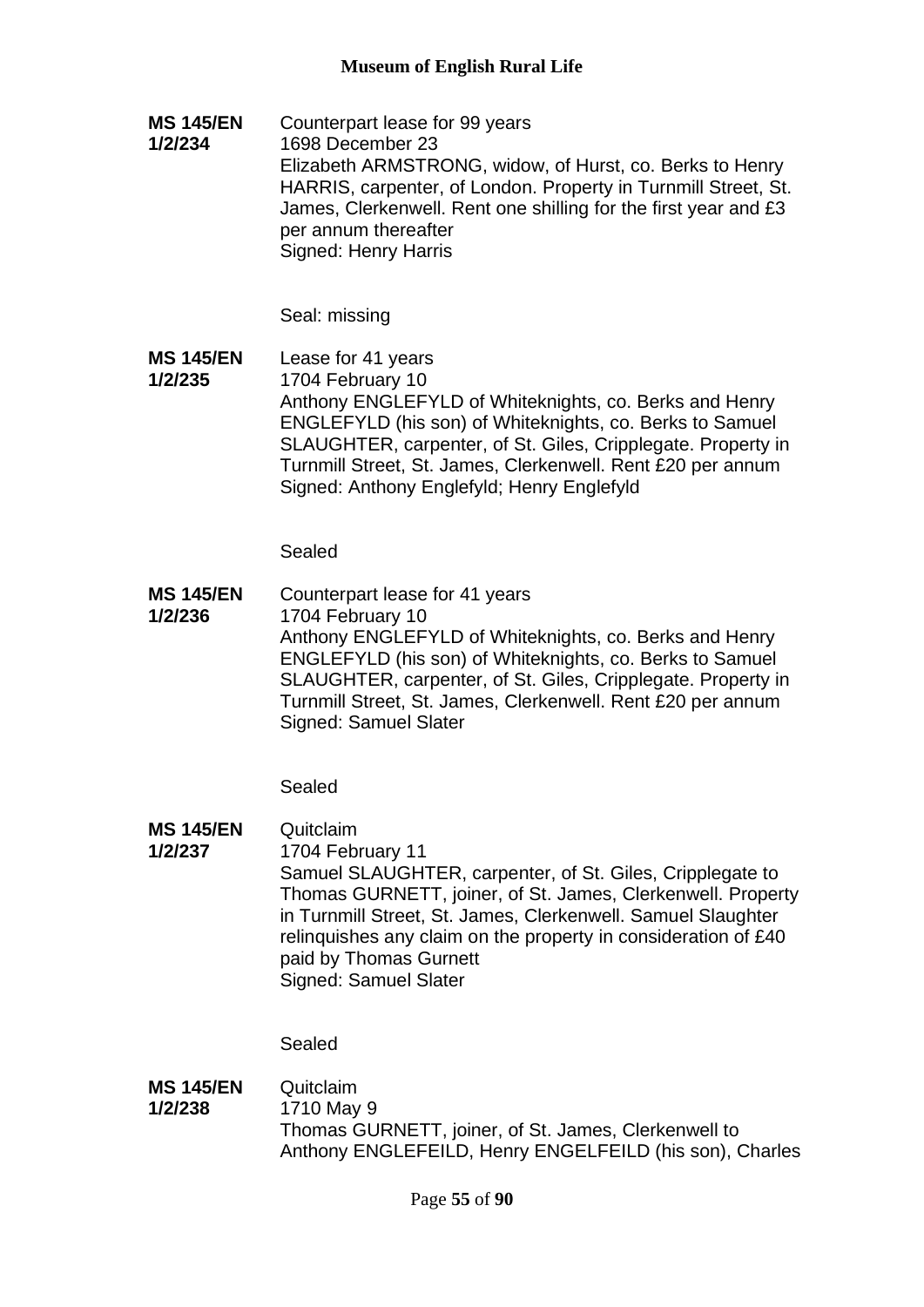**MS 145/EN 1/2/234**

Counterpart lease for 99 years
1698 December 23
Elizabeth ARMSTRONG, widow, of Hurst, co. Berks to Henry HARRIS, carpenter, of London. Property in Turnmill Street, St. James, Clerkenwell. Rent one shilling for the first year and £3 per annum thereafter
Signed: Henry Harris

Seal: missing

**MS 145/EN 1/2/235**

Lease for 41 years
1704 February 10
Anthony ENGLEFYLD of Whiteknights, co. Berks and Henry ENGLEFYLD (his son) of Whiteknights, co. Berks to Samuel SLAUGHTER, carpenter, of St. Giles, Cripplegate. Property in Turnmill Street, St. James, Clerkenwell. Rent £20 per annum
Signed: Anthony Englefyld; Henry Englefyld

Sealed

**MS 145/EN 1/2/236**

Counterpart lease for 41 years
1704 February 10
Anthony ENGLEFYLD of Whiteknights, co. Berks and Henry ENGLEFYLD (his son) of Whiteknights, co. Berks to Samuel SLAUGHTER, carpenter, of St. Giles, Cripplegate. Property in Turnmill Street, St. James, Clerkenwell. Rent £20 per annum
Signed: Samuel Slater

Sealed

**MS 145/EN 1/2/237**

Quitclaim
1704 February 11
Samuel SLAUGHTER, carpenter, of St. Giles, Cripplegate to Thomas GURNETT, joiner, of St. James, Clerkenwell. Property in Turnmill Street, St. James, Clerkenwell. Samuel Slaughter relinquishes any claim on the property in consideration of £40 paid by Thomas Gurnett
Signed: Samuel Slater

Sealed

**MS 145/EN 1/2/238**

Quitclaim
1710 May 9
Thomas GURNETT, joiner, of St. James, Clerkenwell to Anthony ENGLEFEILD, Henry ENGELFEILD (his son), Charles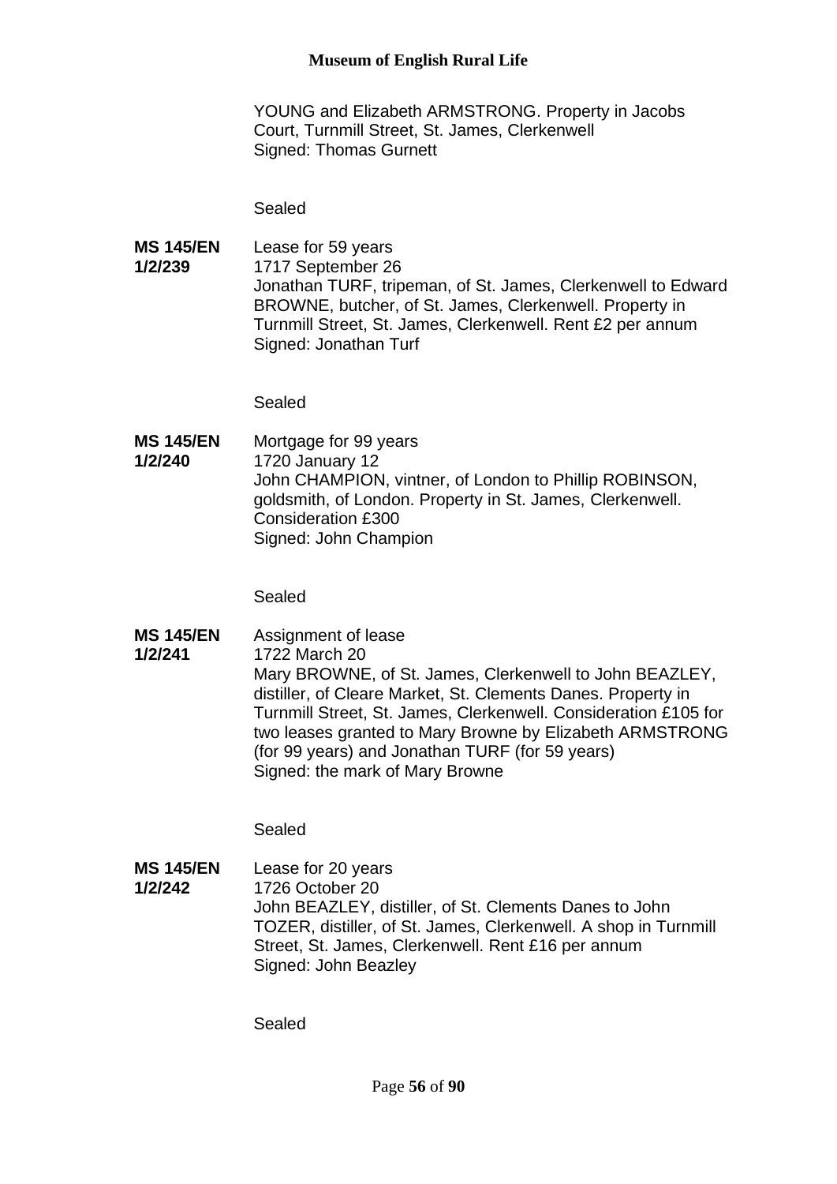YOUNG and Elizabeth ARMSTRONG. Property in Jacobs Court, Turnmill Street, St. James, Clerkenwell
Signed: Thomas Gurnett

Sealed

**MS 145/EN 1/2/239**
Lease for 59 years
1717 September 26
Jonathan TURF, tripeman, of St. James, Clerkenwell to Edward BROWNE, butcher, of St. James, Clerkenwell. Property in Turnmill Street, St. James, Clerkenwell. Rent £2 per annum
Signed: Jonathan Turf

Sealed

**MS 145/EN 1/2/240**
Mortgage for 99 years
1720 January 12
John CHAMPION, vintner, of London to Phillip ROBINSON, goldsmith, of London. Property in St. James, Clerkenwell. Consideration £300
Signed: John Champion

Sealed

**MS 145/EN 1/2/241**
Assignment of lease
1722 March 20
Mary BROWNE, of St. James, Clerkenwell to John BEAZLEY, distiller, of Cleare Market, St. Clements Danes. Property in Turnmill Street, St. James, Clerkenwell. Consideration £105 for two leases granted to Mary Browne by Elizabeth ARMSTRONG (for 99 years) and Jonathan TURF (for 59 years)
Signed: the mark of Mary Browne

Sealed

**MS 145/EN 1/2/242**
Lease for 20 years
1726 October 20
John BEAZLEY, distiller, of St. Clements Danes to John TOZER, distiller, of St. James, Clerkenwell. A shop in Turnmill Street, St. James, Clerkenwell. Rent £16 per annum
Signed: John Beazley

Sealed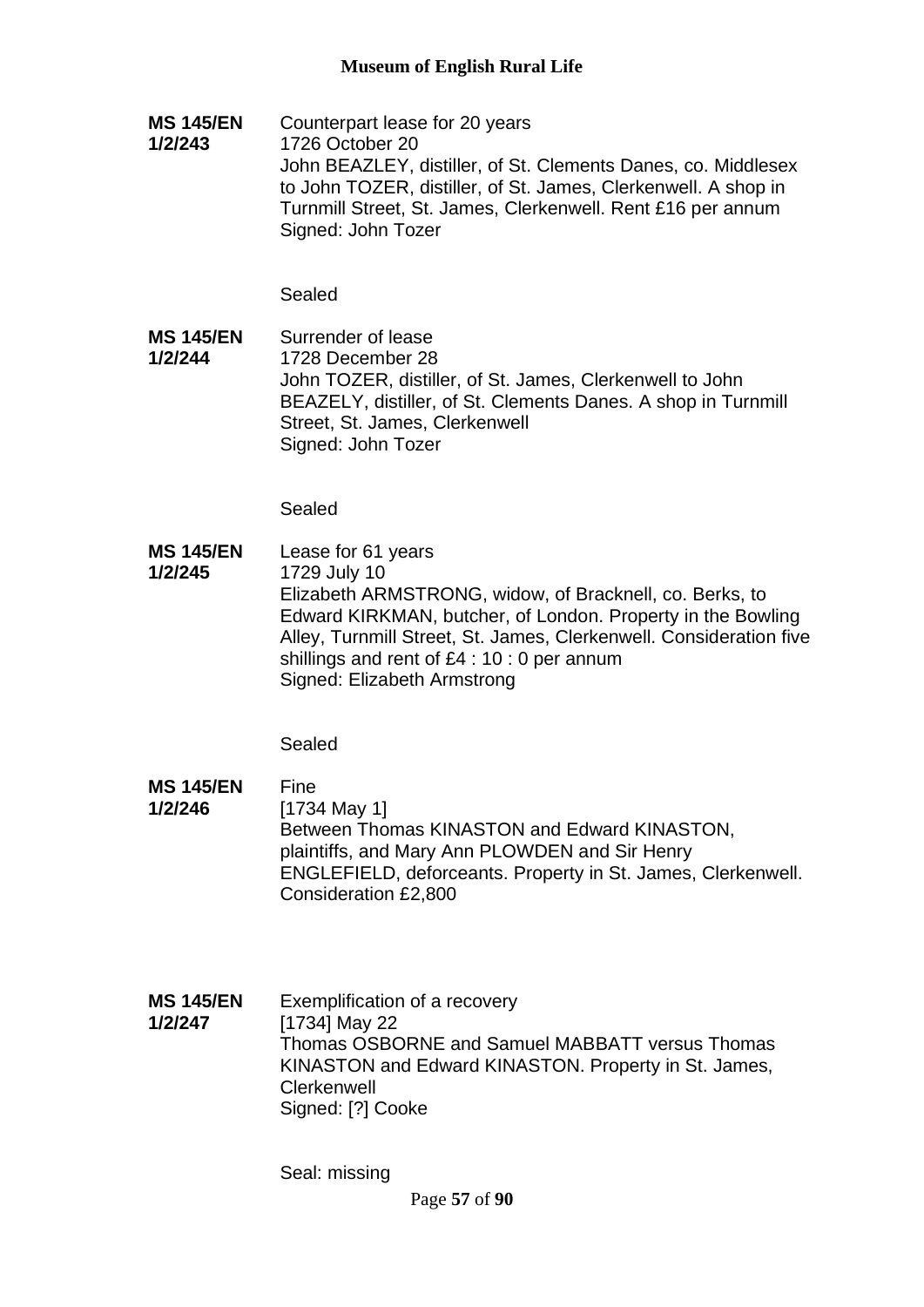**MS 145/EN 1/2/243**
Counterpart lease for 20 years
1726 October 20
John BEAZLEY, distiller, of St. Clements Danes, co. Middlesex to John TOZER, distiller, of St. James, Clerkenwell. A shop in Turnmill Street, St. James, Clerkenwell. Rent £16 per annum
Signed: John Tozer

Sealed

**MS 145/EN 1/2/244**
Surrender of lease
1728 December 28
John TOZER, distiller, of St. James, Clerkenwell to John BEAZELY, distiller, of St. Clements Danes. A shop in Turnmill Street, St. James, Clerkenwell
Signed: John Tozer

Sealed

**MS 145/EN 1/2/245**
Lease for 61 years
1729 July 10
Elizabeth ARMSTRONG, widow, of Bracknell, co. Berks, to Edward KIRKMAN, butcher, of London. Property in the Bowling Alley, Turnmill Street, St. James, Clerkenwell. Consideration five shillings and rent of £4 : 10 : 0 per annum
Signed: Elizabeth Armstrong

Sealed

**MS 145/EN 1/2/246**
Fine
[1734 May 1]
Between Thomas KINASTON and Edward KINASTON, plaintiffs, and Mary Ann PLOWDEN and Sir Henry ENGLEFIELD, deforceants. Property in St. James, Clerkenwell. Consideration £2,800

**MS 145/EN 1/2/247**
Exemplification of a recovery
[1734] May 22
Thomas OSBORNE and Samuel MABBATT versus Thomas KINASTON and Edward KINASTON. Property in St. James, Clerkenwell
Signed: [?] Cooke

Seal: missing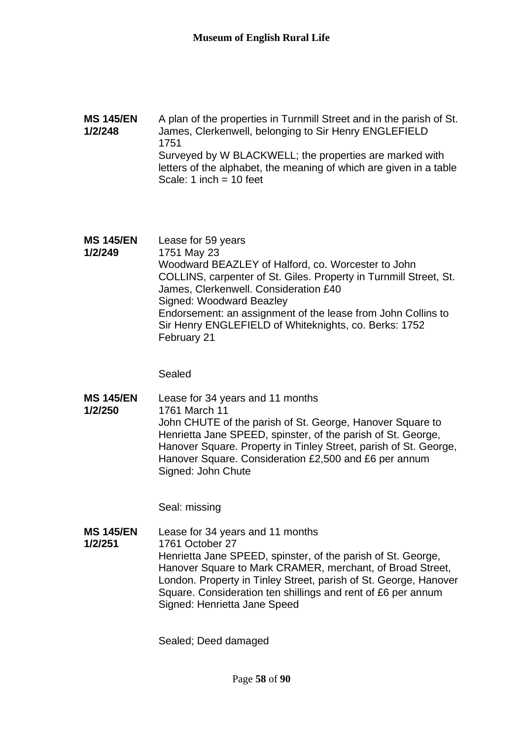**MS 145/EN 1/2/248**

A plan of the properties in Turnmill Street and in the parish of St. James, Clerkenwell, belonging to Sir Henry ENGLEFIELD
1751
Surveyed by W BLACKWELL; the properties are marked with letters of the alphabet, the meaning of which are given in a table
Scale: 1 inch = 10 feet

**MS 145/EN 1/2/249**

Lease for 59 years
1751 May 23
Woodward BEAZLEY of Halford, co. Worcester to John COLLINS, carpenter of St. Giles. Property in Turnmill Street, St. James, Clerkenwell. Consideration £40
Signed: Woodward Beazley
Endorsement: an assignment of the lease from John Collins to Sir Henry ENGLEFIELD of Whiteknights, co. Berks: 1752 February 21

Sealed

**MS 145/EN 1/2/250**

Lease for 34 years and 11 months
1761 March 11
John CHUTE of the parish of St. George, Hanover Square to Henrietta Jane SPEED, spinster, of the parish of St. George, Hanover Square. Property in Tinley Street, parish of St. George, Hanover Square. Consideration £2,500 and £6 per annum
Signed: John Chute

Seal: missing

**MS 145/EN 1/2/251**

Lease for 34 years and 11 months
1761 October 27
Henrietta Jane SPEED, spinster, of the parish of St. George, Hanover Square to Mark CRAMER, merchant, of Broad Street, London. Property in Tinley Street, parish of St. George, Hanover Square. Consideration ten shillings and rent of £6 per annum
Signed: Henrietta Jane Speed

Sealed; Deed damaged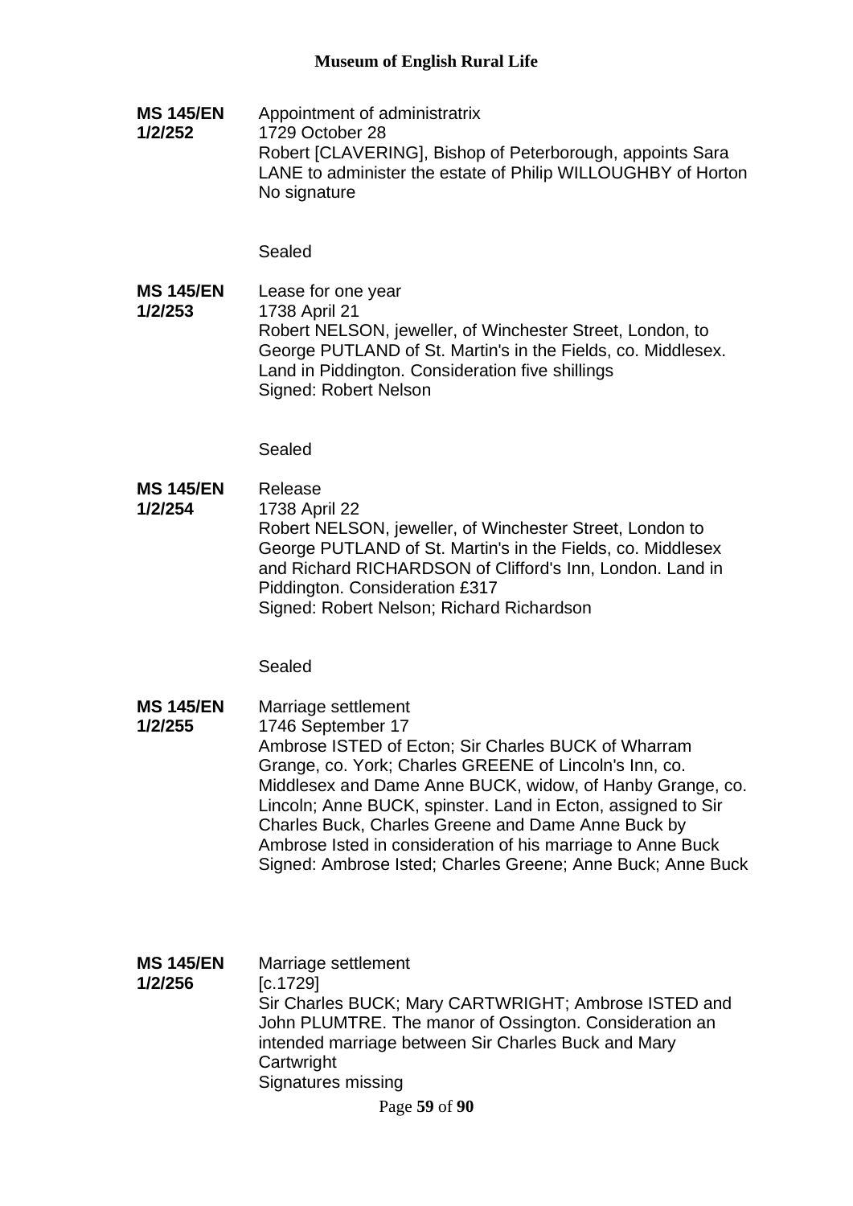**MS 145/EN 1/2/252**
Appointment of administratrix
1729 October 28
Robert [CLAVERING], Bishop of Peterborough, appoints Sara LANE to administer the estate of Philip WILLOUGHBY of Horton
No signature

Sealed

**MS 145/EN 1/2/253**
Lease for one year
1738 April 21
Robert NELSON, jeweller, of Winchester Street, London, to George PUTLAND of St. Martin's in the Fields, co. Middlesex. Land in Piddington. Consideration five shillings
Signed: Robert Nelson

Sealed

**MS 145/EN 1/2/254**
Release
1738 April 22
Robert NELSON, jeweller, of Winchester Street, London to George PUTLAND of St. Martin's in the Fields, co. Middlesex and Richard RICHARDSON of Clifford's Inn, London. Land in Piddington. Consideration £317
Signed: Robert Nelson; Richard Richardson

Sealed

**MS 145/EN 1/2/255**
Marriage settlement
1746 September 17
Ambrose ISTED of Ecton; Sir Charles BUCK of Wharram Grange, co. York; Charles GREENE of Lincoln's Inn, co. Middlesex and Dame Anne BUCK, widow, of Hanby Grange, co. Lincoln; Anne BUCK, spinster. Land in Ecton, assigned to Sir Charles Buck, Charles Greene and Dame Anne Buck by Ambrose Isted in consideration of his marriage to Anne Buck
Signed: Ambrose Isted; Charles Greene; Anne Buck; Anne Buck

**MS 145/EN 1/2/256**
Marriage settlement
[c.1729]
Sir Charles BUCK; Mary CARTWRIGHT; Ambrose ISTED and John PLUMTRE. The manor of Ossington. Consideration an intended marriage between Sir Charles Buck and Mary Cartwright
Signatures missing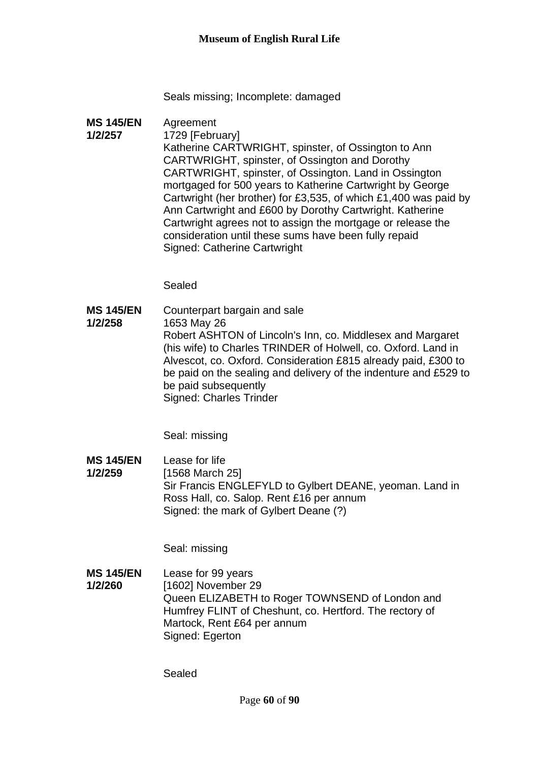Seals missing; Incomplete: damaged

**MS 145/EN 1/2/257**

Agreement
1729 [February]
Katherine CARTWRIGHT, spinster, of Ossington to Ann CARTWRIGHT, spinster, of Ossington and Dorothy CARTWRIGHT, spinster, of Ossington. Land in Ossington mortgaged for 500 years to Katherine Cartwright by George Cartwright (her brother) for £3,535, of which £1,400 was paid by Ann Cartwright and £600 by Dorothy Cartwright. Katherine Cartwright agrees not to assign the mortgage or release the consideration until these sums have been fully repaid
Signed: Catherine Cartwright

Sealed

**MS 145/EN 1/2/258**

Counterpart bargain and sale
1653 May 26
Robert ASHTON of Lincoln's Inn, co. Middlesex and Margaret (his wife) to Charles TRINDER of Holwell, co. Oxford. Land in Alvescot, co. Oxford. Consideration £815 already paid, £300 to be paid on the sealing and delivery of the indenture and £529 to be paid subsequently
Signed: Charles Trinder

Seal: missing

**MS 145/EN 1/2/259**

Lease for life
[1568 March 25]
Sir Francis ENGLEFYLD to Gylbert DEANE, yeoman. Land in Ross Hall, co. Salop. Rent £16 per annum
Signed: the mark of Gylbert Deane (?)

Seal: missing

**MS 145/EN 1/2/260**

Lease for 99 years
[1602] November 29
Queen ELIZABETH to Roger TOWNSEND of London and Humfrey FLINT of Cheshunt, co. Hertford. The rectory of Martock, Rent £64 per annum
Signed: Egerton

Sealed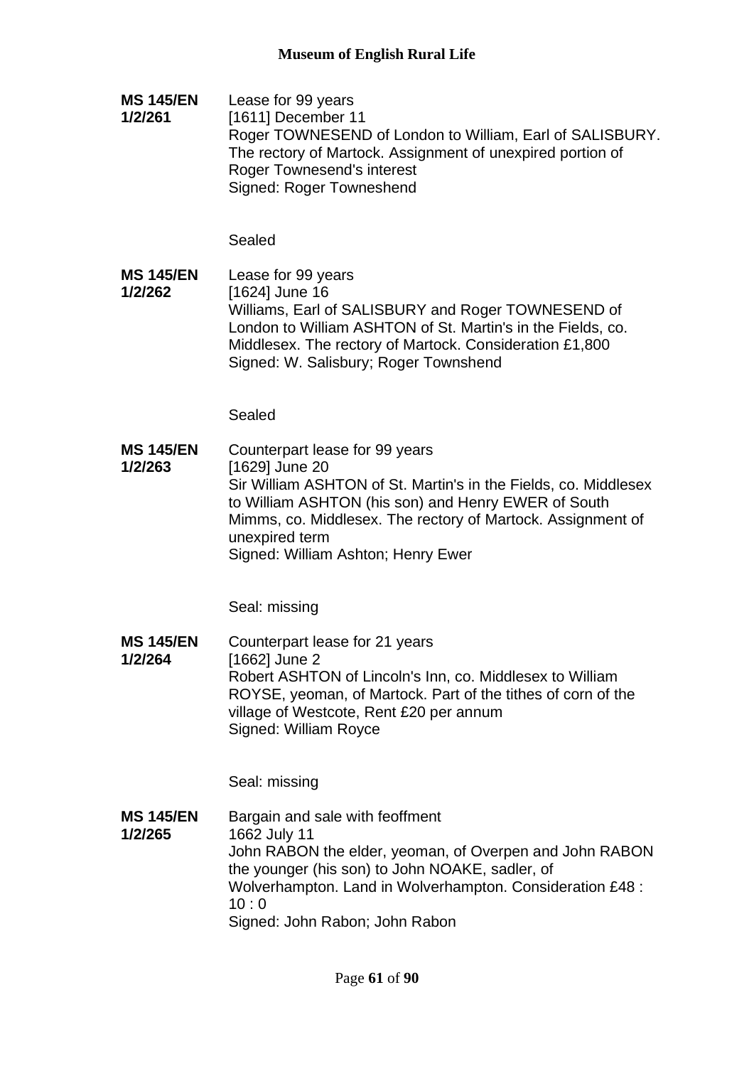**MS 145/EN 1/2/261**

Lease for 99 years
[1611] December 11
Roger TOWNESEND of London to William, Earl of SALISBURY. The rectory of Martock. Assignment of unexpired portion of Roger Townesend's interest
Signed: Roger Towneshend

Sealed

**MS 145/EN 1/2/262**

Lease for 99 years
[1624] June 16
Williams, Earl of SALISBURY and Roger TOWNESEND of London to William ASHTON of St. Martin's in the Fields, co. Middlesex. The rectory of Martock. Consideration £1,800
Signed: W. Salisbury; Roger Townshend

Sealed

**MS 145/EN 1/2/263**

Counterpart lease for 99 years
[1629] June 20
Sir William ASHTON of St. Martin's in the Fields, co. Middlesex to William ASHTON (his son) and Henry EWER of South Mimms, co. Middlesex. The rectory of Martock. Assignment of unexpired term
Signed: William Ashton; Henry Ewer

Seal: missing

**MS 145/EN 1/2/264**

Counterpart lease for 21 years
[1662] June 2
Robert ASHTON of Lincoln's Inn, co. Middlesex to William ROYSE, yeoman, of Martock. Part of the tithes of corn of the village of Westcote, Rent £20 per annum
Signed: William Royce

Seal: missing

**MS 145/EN 1/2/265**

Bargain and sale with feoffment
1662 July 11
John RABON the elder, yeoman, of Overpen and John RABON the younger (his son) to John NOAKE, sadler, of Wolverhampton. Land in Wolverhampton. Consideration £48 : 10 : 0
Signed: John Rabon; John Rabon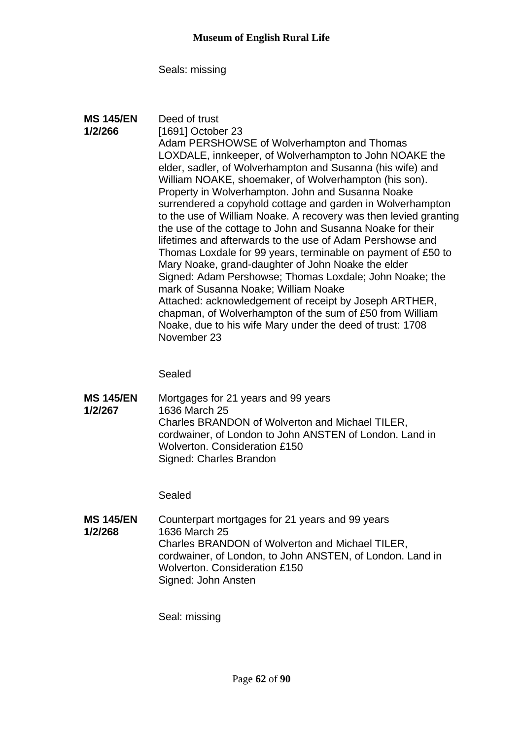Seals: missing

**MS 145/EN 1/2/266**

Deed of trust
[1691] October 23
Adam PERSHOWSE of Wolverhampton and Thomas LOXDALE, innkeeper, of Wolverhampton to John NOAKE the elder, sadler, of Wolverhampton and Susanna (his wife) and William NOAKE, shoemaker, of Wolverhampton (his son). Property in Wolverhampton. John and Susanna Noake surrendered a copyhold cottage and garden in Wolverhampton to the use of William Noake. A recovery was then levied granting the use of the cottage to John and Susanna Noake for their lifetimes and afterwards to the use of Adam Pershowse and Thomas Loxdale for 99 years, terminable on payment of £50 to Mary Noake, grand-daughter of John Noake the elder
Signed: Adam Pershowse; Thomas Loxdale; John Noake; the mark of Susanna Noake; William Noake
Attached: acknowledgement of receipt by Joseph ARTHER, chapman, of Wolverhampton of the sum of £50 from William Noake, due to his wife Mary under the deed of trust: 1708 November 23

Sealed

**MS 145/EN 1/2/267**

Mortgages for 21 years and 99 years
1636 March 25
Charles BRANDON of Wolverton and Michael TILER, cordwainer, of London to John ANSTEN of London. Land in Wolverton. Consideration £150
Signed: Charles Brandon

Sealed

**MS 145/EN 1/2/268**

Counterpart mortgages for 21 years and 99 years
1636 March 25
Charles BRANDON of Wolverton and Michael TILER, cordwainer, of London, to John ANSTEN, of London. Land in Wolverton. Consideration £150
Signed: John Ansten

Seal: missing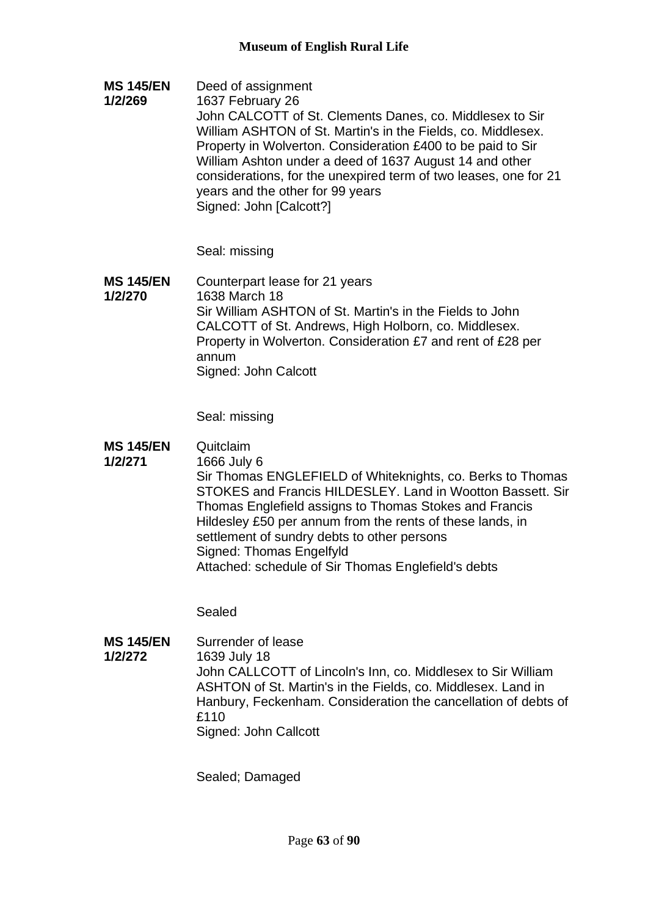**MS 145/EN 1/2/269**

Deed of assignment
1637 February 26
John CALCOTT of St. Clements Danes, co. Middlesex to Sir William ASHTON of St. Martin's in the Fields, co. Middlesex. Property in Wolverton. Consideration £400 to be paid to Sir William Ashton under a deed of 1637 August 14 and other considerations, for the unexpired term of two leases, one for 21 years and the other for 99 years
Signed: John [Calcott?]

Seal: missing

**MS 145/EN 1/2/270**

Counterpart lease for 21 years
1638 March 18
Sir William ASHTON of St. Martin's in the Fields to John CALCOTT of St. Andrews, High Holborn, co. Middlesex. Property in Wolverton. Consideration £7 and rent of £28 per annum
Signed: John Calcott

Seal: missing

**MS 145/EN 1/2/271**

Quitclaim
1666 July 6
Sir Thomas ENGLEFIELD of Whiteknights, co. Berks to Thomas STOKES and Francis HILDESLEY. Land in Wootton Bassett. Sir Thomas Englefield assigns to Thomas Stokes and Francis Hildesley £50 per annum from the rents of these lands, in settlement of sundry debts to other persons
Signed: Thomas Engelfyld
Attached: schedule of Sir Thomas Englefield's debts

Sealed

**MS 145/EN 1/2/272**

Surrender of lease
1639 July 18
John CALLCOTT of Lincoln's Inn, co. Middlesex to Sir William ASHTON of St. Martin's in the Fields, co. Middlesex. Land in Hanbury, Feckenham. Consideration the cancellation of debts of £110
Signed: John Callcott

Sealed; Damaged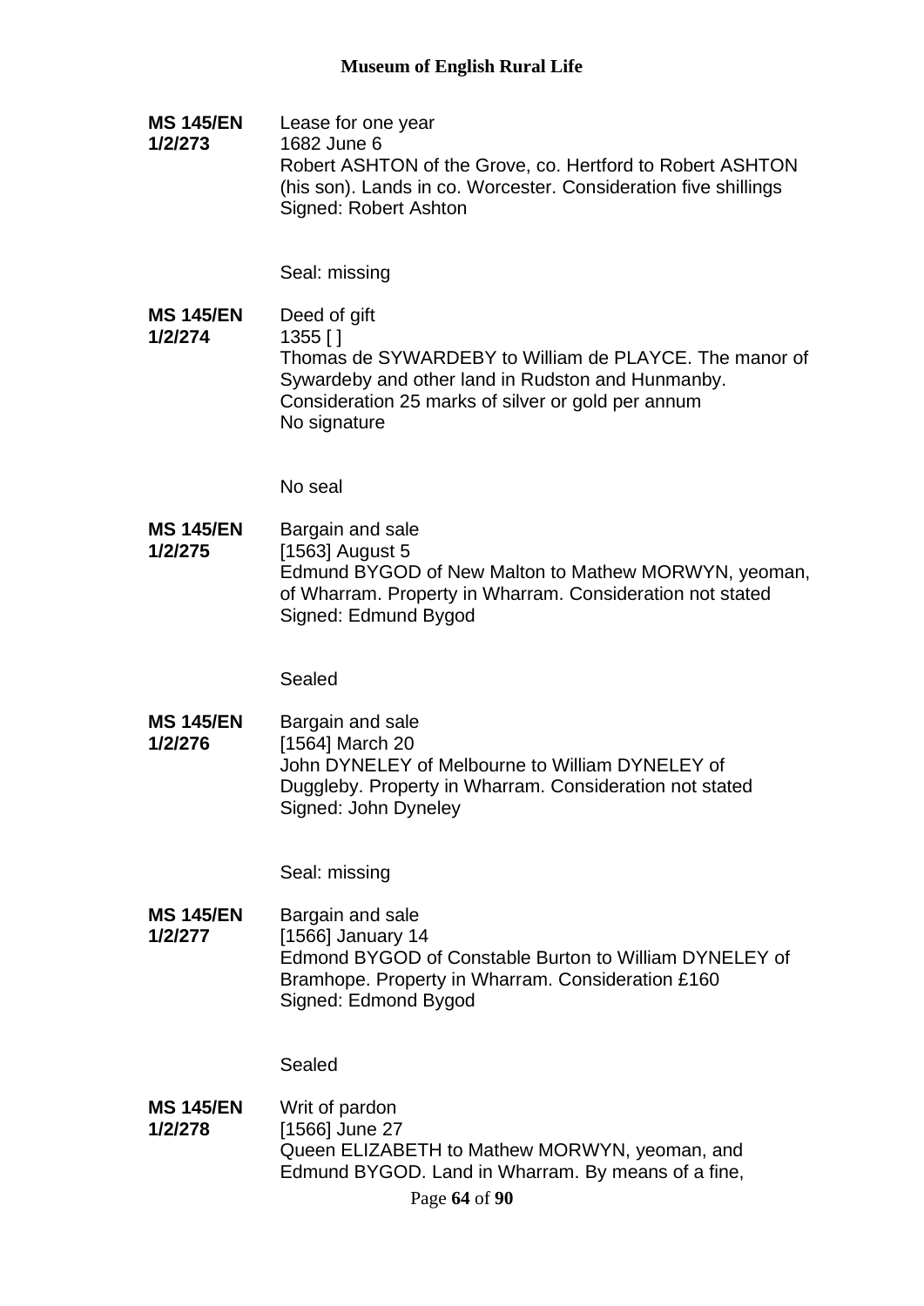**MS 145/EN 1/2/273**

Lease for one year
1682 June 6
Robert ASHTON of the Grove, co. Hertford to Robert ASHTON (his son). Lands in co. Worcester. Consideration five shillings
Signed: Robert Ashton

Seal: missing

**MS 145/EN 1/2/274**

Deed of gift
1355 [ ]
Thomas de SYWARDEBY to William de PLAYCE. The manor of Sywardeby and other land in Rudston and Hunmanby. Consideration 25 marks of silver or gold per annum
No signature

No seal

**MS 145/EN 1/2/275**

Bargain and sale
[1563] August 5
Edmund BYGOD of New Malton to Mathew MORWYN, yeoman, of Wharram. Property in Wharram. Consideration not stated
Signed: Edmund Bygod

Sealed

**MS 145/EN 1/2/276**

Bargain and sale
[1564] March 20
John DYNELEY of Melbourne to William DYNELEY of Duggleby. Property in Wharram. Consideration not stated
Signed: John Dyneley

Seal: missing

**MS 145/EN 1/2/277**

Bargain and sale
[1566] January 14
Edmund BYGOD of Constable Burton to William DYNELEY of Bramhope. Property in Wharram. Consideration £160
Signed: Edmond Bygod

Sealed

**MS 145/EN 1/2/278**

Writ of pardon
[1566] June 27
Queen ELIZABETH to Mathew MORWYN, yeoman, and Edmund BYGOD. Land in Wharram. By means of a fine,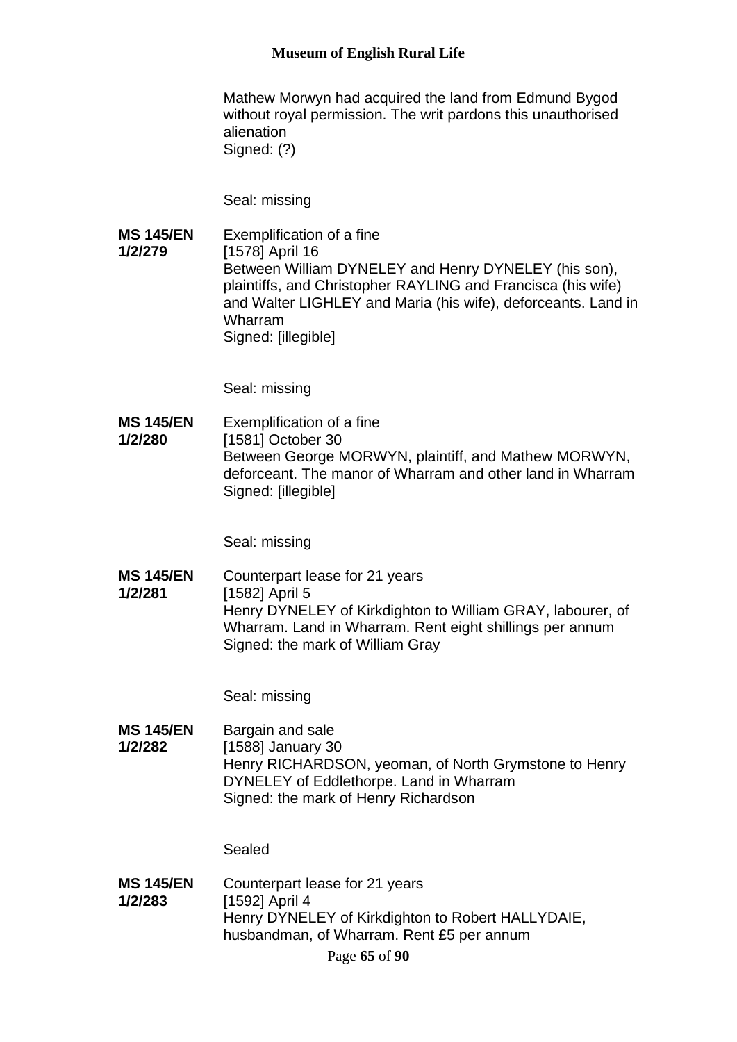Mathew Morwyn had acquired the land from Edmund Bygod without royal permission. The writ pardons this unauthorised alienation
Signed: (?)

Seal: missing

**MS 145/EN 1/2/279**

Exemplification of a fine
[1578] April 16
Between William DYNELEY and Henry DYNELEY (his son), plaintiffs, and Christopher RAYLING and Francisca (his wife) and Walter LIGHLEY and Maria (his wife), deforceants. Land in Wharram
Signed: [illegible]

Seal: missing

**MS 145/EN 1/2/280**

Exemplification of a fine
[1581] October 30
Between George MORWYN, plaintiff, and Mathew MORWYN, deforceant. The manor of Wharram and other land in Wharram
Signed: [illegible]

Seal: missing

**MS 145/EN 1/2/281**

Counterpart lease for 21 years
[1582] April 5
Henry DYNELEY of Kirkdighton to William GRAY, labourer, of Wharram. Land in Wharram. Rent eight shillings per annum
Signed: the mark of William Gray

Seal: missing

**MS 145/EN 1/2/282**

Bargain and sale
[1588] January 30
Henry RICHARDSON, yeoman, of North Grymstone to Henry DYNELEY of Eddlethorpe. Land in Wharram
Signed: the mark of Henry Richardson

Sealed

**MS 145/EN 1/2/283**

Counterpart lease for 21 years
[1592] April 4
Henry DYNELEY of Kirkdighton to Robert HALLYDAIE, husbandman, of Wharram. Rent £5 per annum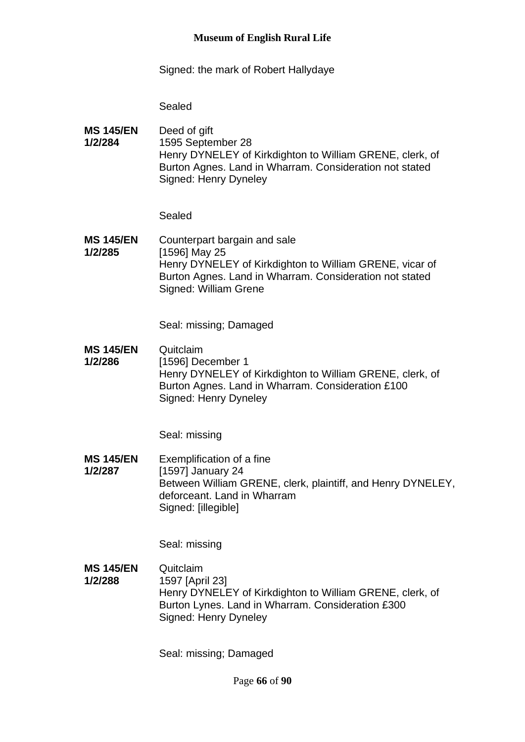Signed: the mark of Robert Hallydaye

Sealed

**MS 145/EN 1/2/284**

Deed of gift
1595 September 28
Henry DYNELEY of Kirkdighton to William GRENE, clerk, of Burton Agnes. Land in Wharram. Consideration not stated
Signed: Henry Dyneley

Sealed

**MS 145/EN 1/2/285**

Counterpart bargain and sale
[1596] May 25
Henry DYNELEY of Kirkdighton to William GRENE, vicar of Burton Agnes. Land in Wharram. Consideration not stated
Signed: William Grene

Seal: missing; Damaged

**MS 145/EN 1/2/286**

Quitclaim
[1596] December 1
Henry DYNELEY of Kirkdighton to William GRENE, clerk, of Burton Agnes. Land in Wharram. Consideration £100
Signed: Henry Dyneley

Seal: missing

**MS 145/EN 1/2/287**

Exemplification of a fine
[1597] January 24
Between William GRENE, clerk, plaintiff, and Henry DYNELEY, deforceant. Land in Wharram
Signed: [illegible]

Seal: missing

**MS 145/EN 1/2/288**

Quitclaim
1597 [April 23]
Henry DYNELEY of Kirkdighton to William GRENE, clerk, of Burton Lynes. Land in Wharram. Consideration £300
Signed: Henry Dyneley

Seal: missing; Damaged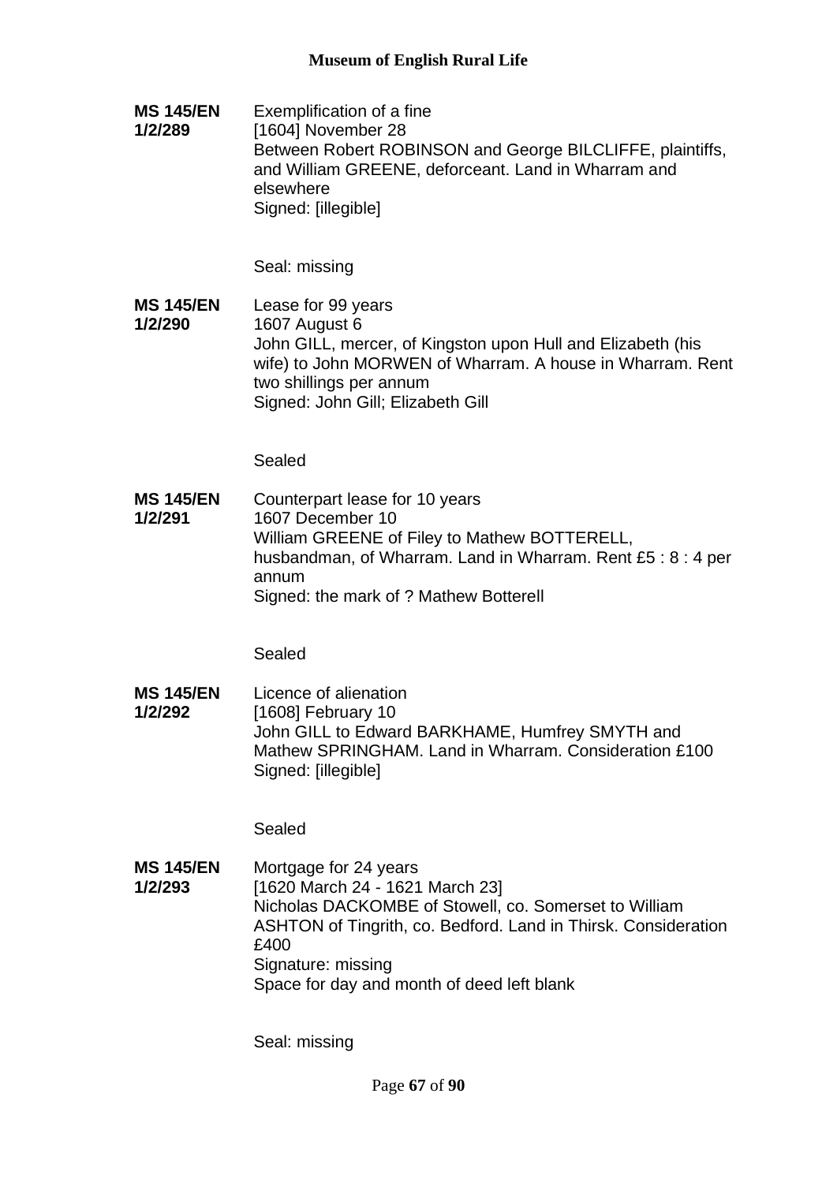**MS 145/EN 1/2/289**
Exemplification of a fine
[1604] November 28
Between Robert ROBINSON and George BILCLIFFE, plaintiffs, and William GREENE, deforceant. Land in Wharram and elsewhere
Signed: [illegible]

Seal: missing

**MS 145/EN 1/2/290**
Lease for 99 years
1607 August 6
John GILL, mercer, of Kingston upon Hull and Elizabeth (his wife) to John MORWEN of Wharram. A house in Wharram. Rent two shillings per annum
Signed: John Gill; Elizabeth Gill

Sealed

**MS 145/EN 1/2/291**
Counterpart lease for 10 years
1607 December 10
William GREENE of Filey to Mathew BOTTERELL, husbandman, of Wharram. Land in Wharram. Rent £5 : 8 : 4 per annum
Signed: the mark of ? Mathew Botterell

Sealed

**MS 145/EN 1/2/292**
Licence of alienation
[1608] February 10
John GILL to Edward BARKHAME, Humfrey SMYTH and Mathew SPRINGHAM. Land in Wharram. Consideration £100
Signed: [illegible]

Sealed

**MS 145/EN 1/2/293**
Mortgage for 24 years
[1620 March 24 - 1621 March 23]
Nicholas DACKOMBE of Stowell, co. Somerset to William ASHTON of Tingrith, co. Bedford. Land in Thirsk. Consideration £400
Signature: missing
Space for day and month of deed left blank

Seal: missing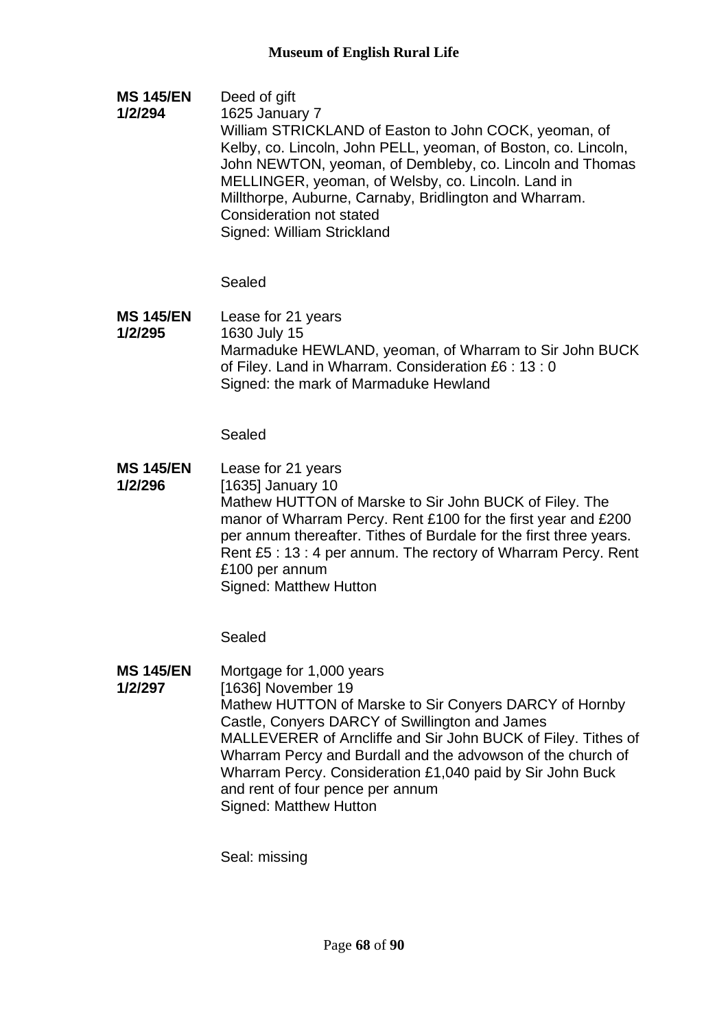**MS 145/EN 1/2/294**

Deed of gift
1625 January 7
William STRICKLAND of Easton to John COCK, yeoman, of Kelby, co. Lincoln, John PELL, yeoman, of Boston, co. Lincoln, John NEWTON, yeoman, of Dembleby, co. Lincoln and Thomas MELLINGER, yeoman, of Welsby, co. Lincoln. Land in Millthorpe, Auburne, Carnaby, Bridlington and Wharram. Consideration not stated
Signed: William Strickland

Sealed

**MS 145/EN 1/2/295**

Lease for 21 years
1630 July 15
Marmaduke HEWLAND, yeoman, of Wharram to Sir John BUCK of Filey. Land in Wharram. Consideration £6 : 13 : 0
Signed: the mark of Marmaduke Hewland

Sealed

**MS 145/EN 1/2/296**

Lease for 21 years
[1635] January 10
Mathew HUTTON of Marske to Sir John BUCK of Filey. The manor of Wharram Percy. Rent £100 for the first year and £200 per annum thereafter. Tithes of Burdale for the first three years. Rent £5 : 13 : 4 per annum. The rectory of Wharram Percy. Rent £100 per annum
Signed: Matthew Hutton

Sealed

**MS 145/EN 1/2/297**

Mortgage for 1,000 years
[1636] November 19
Mathew HUTTON of Marske to Sir Conyers DARCY of Hornby Castle, Conyers DARCY of Swillington and James MALLEVERER of Arncliffe and Sir John BUCK of Filey. Tithes of Wharram Percy and Burdall and the advowson of the church of Wharram Percy. Consideration £1,040 paid by Sir John Buck and rent of four pence per annum
Signed: Matthew Hutton

Seal: missing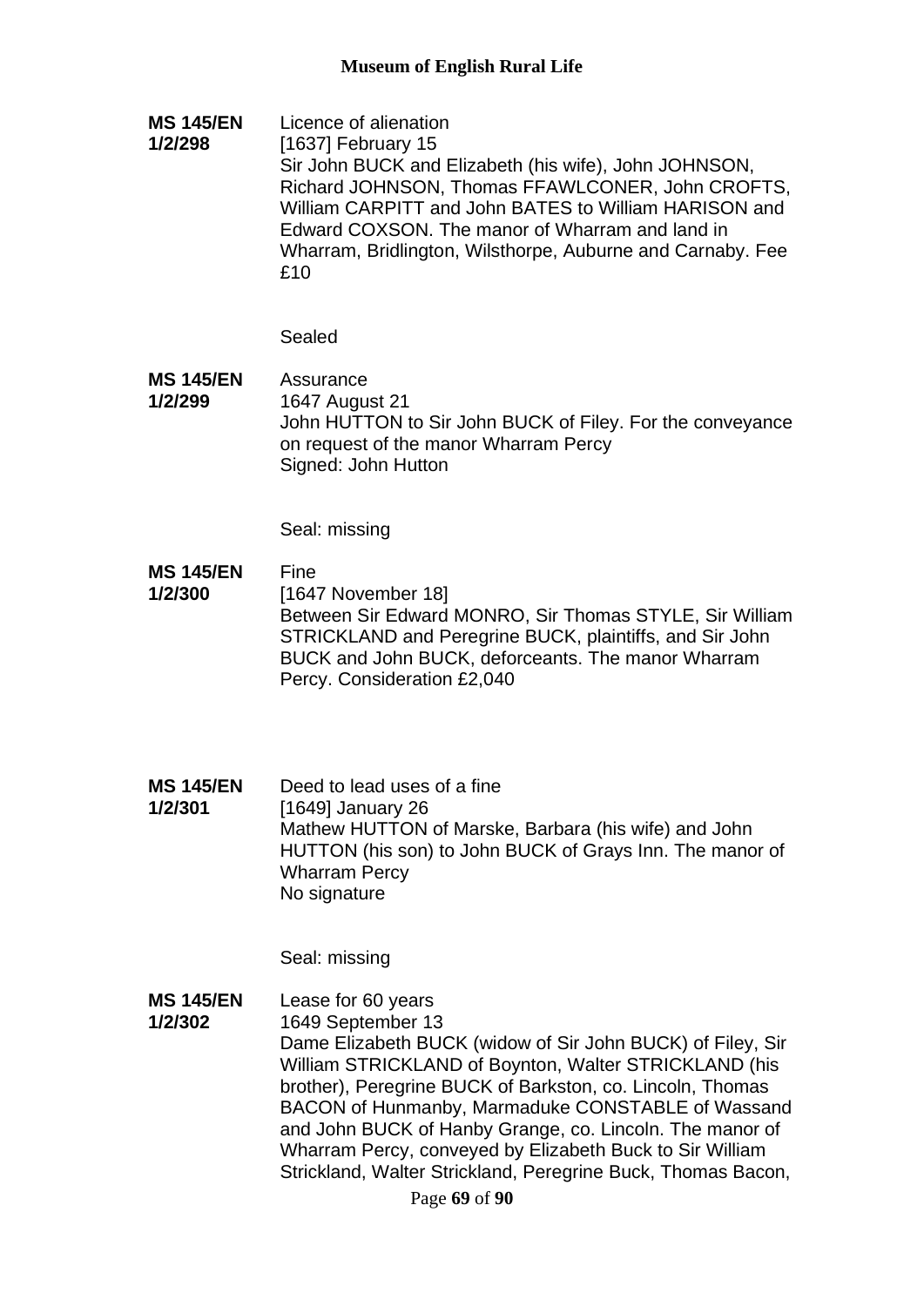**MS 145/EN 1/2/298**

Licence of alienation
[1637] February 15
Sir John BUCK and Elizabeth (his wife), John JOHNSON, Richard JOHNSON, Thomas FFAWLCONER, John CROFTS, William CARPITT and John BATES to William HARISON and Edward COXSON. The manor of Wharram and land in Wharram, Bridlington, Wilsthorpe, Auburne and Carnaby. Fee £10

Sealed

**MS 145/EN 1/2/299**

Assurance
1647 August 21
John HUTTON to Sir John BUCK of Filey. For the conveyance on request of the manor Wharram Percy
Signed: John Hutton

Seal: missing

**MS 145/EN 1/2/300**

Fine
[1647 November 18]
Between Sir Edward MONRO, Sir Thomas STYLE, Sir William STRICKLAND and Peregrine BUCK, plaintiffs, and Sir John BUCK and John BUCK, deforceants. The manor Wharram Percy. Consideration £2,040

**MS 145/EN 1/2/301**

Deed to lead uses of a fine
[1649] January 26
Mathew HUTTON of Marske, Barbara (his wife) and John HUTTON (his son) to John BUCK of Grays Inn. The manor of Wharram Percy
No signature

Seal: missing

**MS 145/EN 1/2/302**

Lease for 60 years
1649 September 13
Dame Elizabeth BUCK (widow of Sir John BUCK) of Filey, Sir William STRICKLAND of Boynton, Walter STRICKLAND (his brother), Peregrine BUCK of Barkston, co. Lincoln, Thomas BACON of Hunmanby, Marmaduke CONSTABLE of Wassand and John BUCK of Hanby Grange, co. Lincoln. The manor of Wharram Percy, conveyed by Elizabeth Buck to Sir William Strickland, Walter Strickland, Peregrine Buck, Thomas Bacon,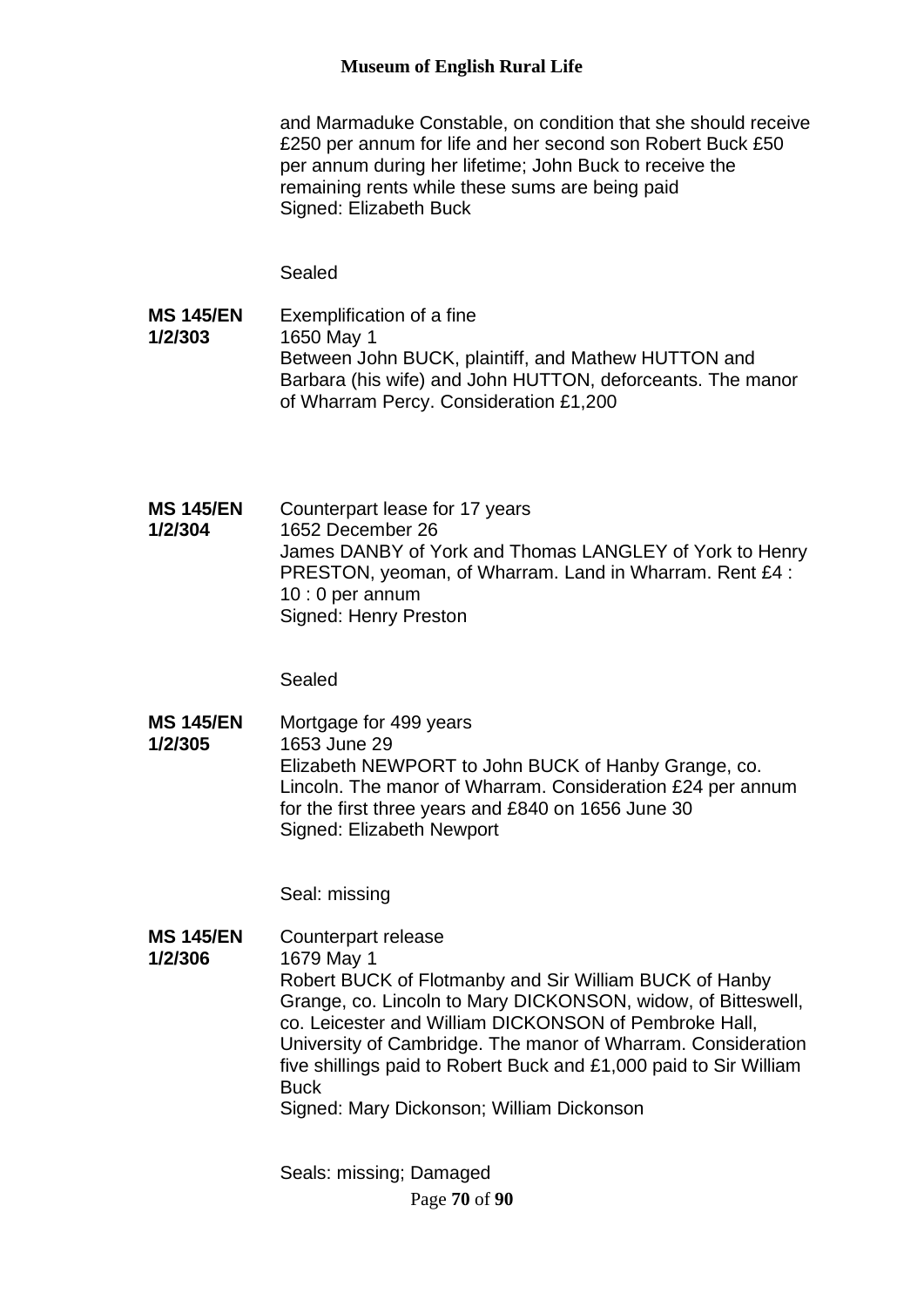and Marmaduke Constable, on condition that she should receive £250 per annum for life and her second son Robert Buck £50 per annum during her lifetime; John Buck to receive the remaining rents while these sums are being paid
Signed: Elizabeth Buck

Sealed

**MS 145/EN 1/2/303**
Exemplification of a fine
1650 May 1
Between John BUCK, plaintiff, and Mathew HUTTON and Barbara (his wife) and John HUTTON, deforceants. The manor of Wharram Percy. Consideration £1,200

**MS 145/EN 1/2/304**
Counterpart lease for 17 years
1652 December 26
James DANBY of York and Thomas LANGLEY of York to Henry PRESTON, yeoman, of Wharram. Land in Wharram. Rent £4 : 10 : 0 per annum
Signed: Henry Preston

Sealed

**MS 145/EN 1/2/305**
Mortgage for 499 years
1653 June 29
Elizabeth NEWPORT to John BUCK of Hanby Grange, co. Lincoln. The manor of Wharram. Consideration £24 per annum for the first three years and £840 on 1656 June 30
Signed: Elizabeth Newport

Seal: missing

**MS 145/EN 1/2/306**
Counterpart release
1679 May 1
Robert BUCK of Flotmanby and Sir William BUCK of Hanby Grange, co. Lincoln to Mary DICKONSON, widow, of Bitteswell, co. Leicester and William DICKONSON of Pembroke Hall, University of Cambridge. The manor of Wharram. Consideration five shillings paid to Robert Buck and £1,000 paid to Sir William Buck
Signed: Mary Dickonson; William Dickonson

Seals: missing; Damaged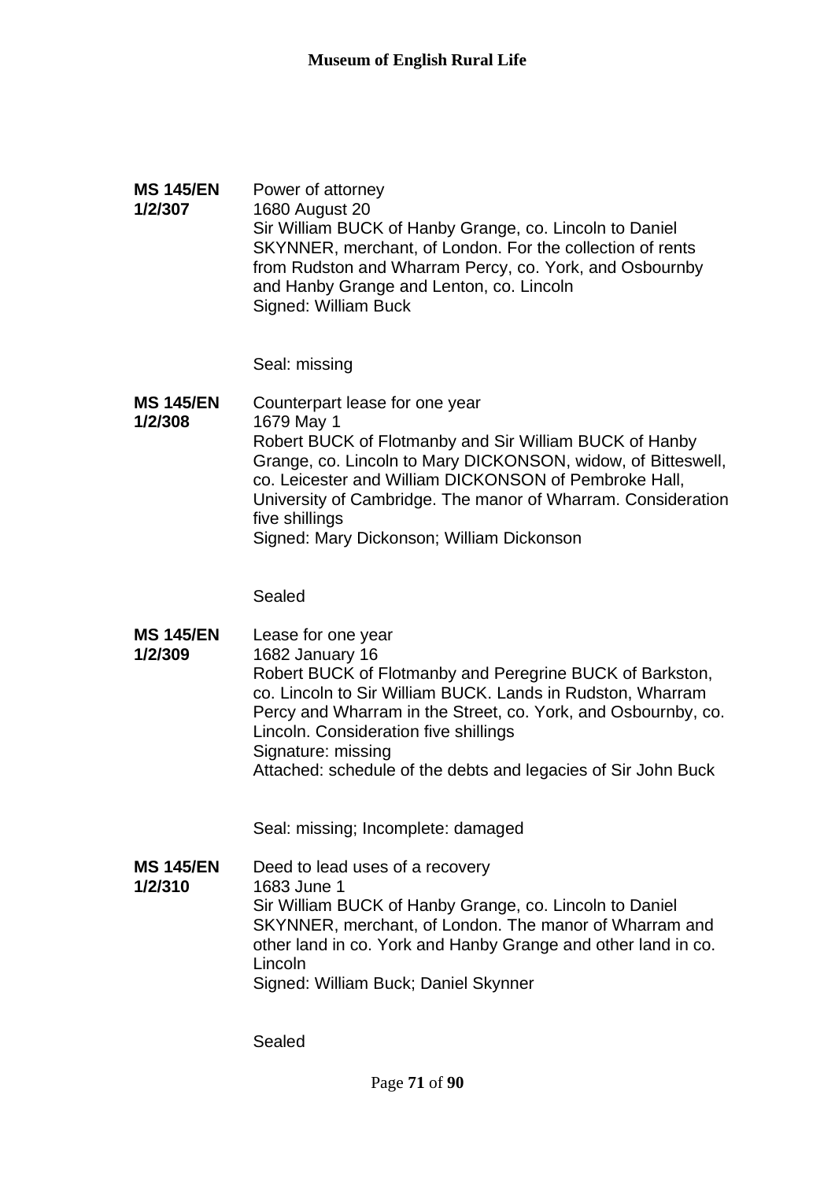**MS 145/EN 1/2/307**

Power of attorney
1680 August 20
Sir William BUCK of Hanby Grange, co. Lincoln to Daniel SKYNNER, merchant, of London. For the collection of rents from Rudston and Wharram Percy, co. York, and Osbournby and Hanby Grange and Lenton, co. Lincoln
Signed: William Buck

Seal: missing

**MS 145/EN 1/2/308**

Counterpart lease for one year
1679 May 1
Robert BUCK of Flotmanby and Sir William BUCK of Hanby Grange, co. Lincoln to Mary DICKONSON, widow, of Bitteswell, co. Leicester and William DICKONSON of Pembroke Hall, University of Cambridge. The manor of Wharram. Consideration five shillings
Signed: Mary Dickonson; William Dickonson

Sealed

**MS 145/EN 1/2/309**

Lease for one year
1682 January 16
Robert BUCK of Flotmanby and Peregrine BUCK of Barkston, co. Lincoln to Sir William BUCK. Lands in Rudston, Wharram Percy and Wharram in the Street, co. York, and Osbournby, co. Lincoln. Consideration five shillings
Signature: missing
Attached: schedule of the debts and legacies of Sir John Buck

Seal: missing; Incomplete: damaged

**MS 145/EN 1/2/310**

Deed to lead uses of a recovery
1683 June 1
Sir William BUCK of Hanby Grange, co. Lincoln to Daniel SKYNNER, merchant, of London. The manor of Wharram and other land in co. York and Hanby Grange and other land in co. Lincoln
Signed: William Buck; Daniel Skynner

Sealed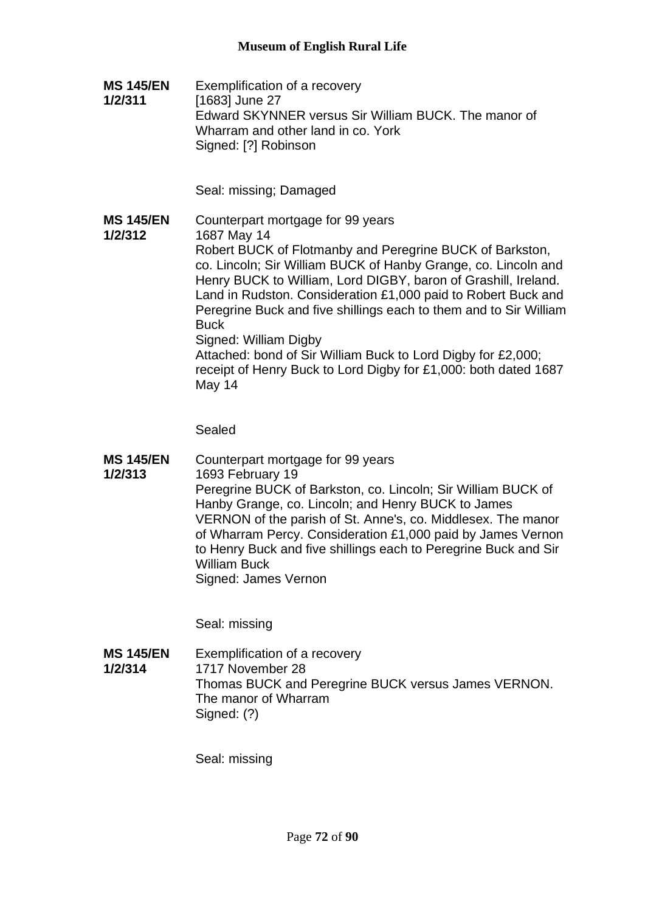**MS 145/EN 1/2/311**

Exemplification of a recovery
[1683] June 27
Edward SKYNNER versus Sir William BUCK. The manor of Wharram and other land in co. York
Signed: [?] Robinson

Seal: missing; Damaged

**MS 145/EN 1/2/312**

Counterpart mortgage for 99 years
1687 May 14
Robert BUCK of Flotmanby and Peregrine BUCK of Barkston, co. Lincoln; Sir William BUCK of Hanby Grange, co. Lincoln and Henry BUCK to William, Lord DIGBY, baron of Grashill, Ireland. Land in Rudston. Consideration £1,000 paid to Robert Buck and Peregrine Buck and five shillings each to them and to Sir William Buck
Signed: William Digby
Attached: bond of Sir William Buck to Lord Digby for £2,000; receipt of Henry Buck to Lord Digby for £1,000: both dated 1687 May 14

Sealed

**MS 145/EN 1/2/313**

Counterpart mortgage for 99 years
1693 February 19
Peregrine BUCK of Barkston, co. Lincoln; Sir William BUCK of Hanby Grange, co. Lincoln; and Henry BUCK to James VERNON of the parish of St. Anne's, co. Middlesex. The manor of Wharram Percy. Consideration £1,000 paid by James Vernon to Henry Buck and five shillings each to Peregrine Buck and Sir William Buck
Signed: James Vernon

Seal: missing

**MS 145/EN 1/2/314**

Exemplification of a recovery
1717 November 28
Thomas BUCK and Peregrine BUCK versus James VERNON. The manor of Wharram
Signed: (?)

Seal: missing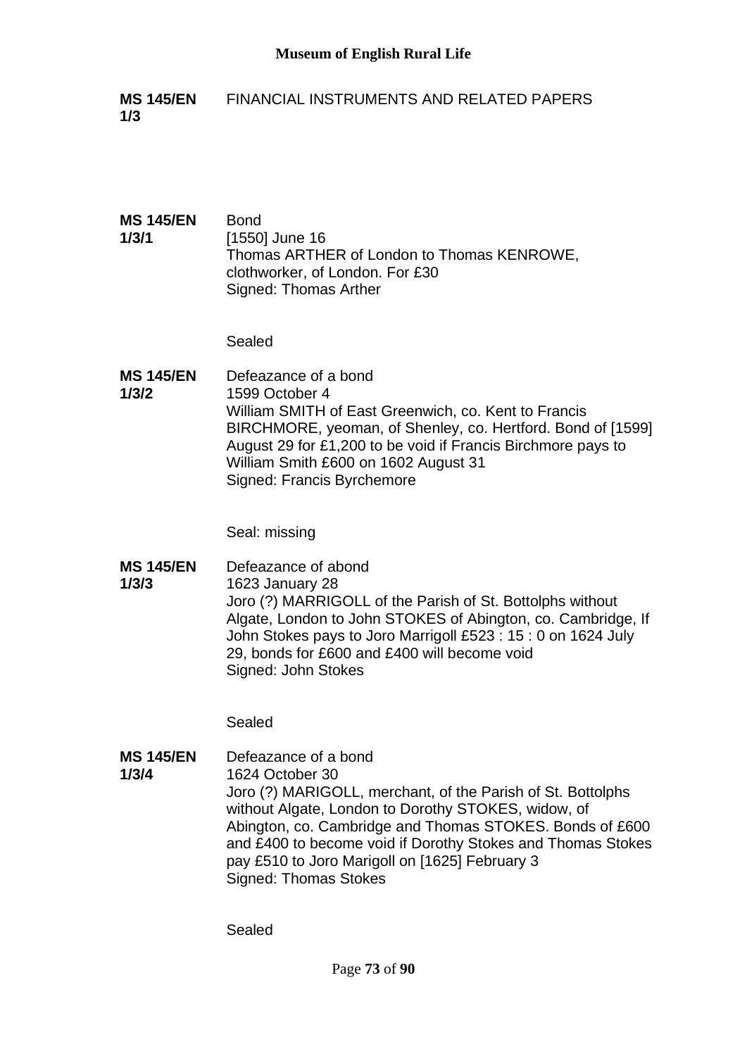**MS 145/EN 1/3** FINANCIAL INSTRUMENTS AND RELATED PAPERS

**MS 145/EN 1/3/1**

Bond
[1550] June 16
Thomas ARTHER of London to Thomas KENROWE, clothworker, of London. For £30
Signed: Thomas Arther

Sealed

**MS 145/EN 1/3/2**

Defeazance of a bond
1599 October 4
William SMITH of East Greenwich, co. Kent to Francis BIRCHMORE, yeoman, of Shenley, co. Hertford. Bond of [1599] August 29 for £1,200 to be void if Francis Birchmore pays to William Smith £600 on 1602 August 31
Signed: Francis Byrchemore

Seal: missing

**MS 145/EN 1/3/3**

Defeazance of abond
1623 January 28
Joro (?) MARRIGOLL of the Parish of St. Bottolphs without Algate, London to John STOKES of Abington, co. Cambridge, If John Stokes pays to Joro Marrigoll £523 : 15 : 0 on 1624 July 29, bonds for £600 and £400 will become void
Signed: John Stokes

Sealed

**MS 145/EN 1/3/4**

Defeazance of a bond
1624 October 30
Joro (?) MARIGOLL, merchant, of the Parish of St. Bottolphs without Algate, London to Dorothy STOKES, widow, of Abington, co. Cambridge and Thomas STOKES. Bonds of £600 and £400 to become void if Dorothy Stokes and Thomas Stokes pay £510 to Joro Marigoll on [1625] February 3
Signed: Thomas Stokes

Sealed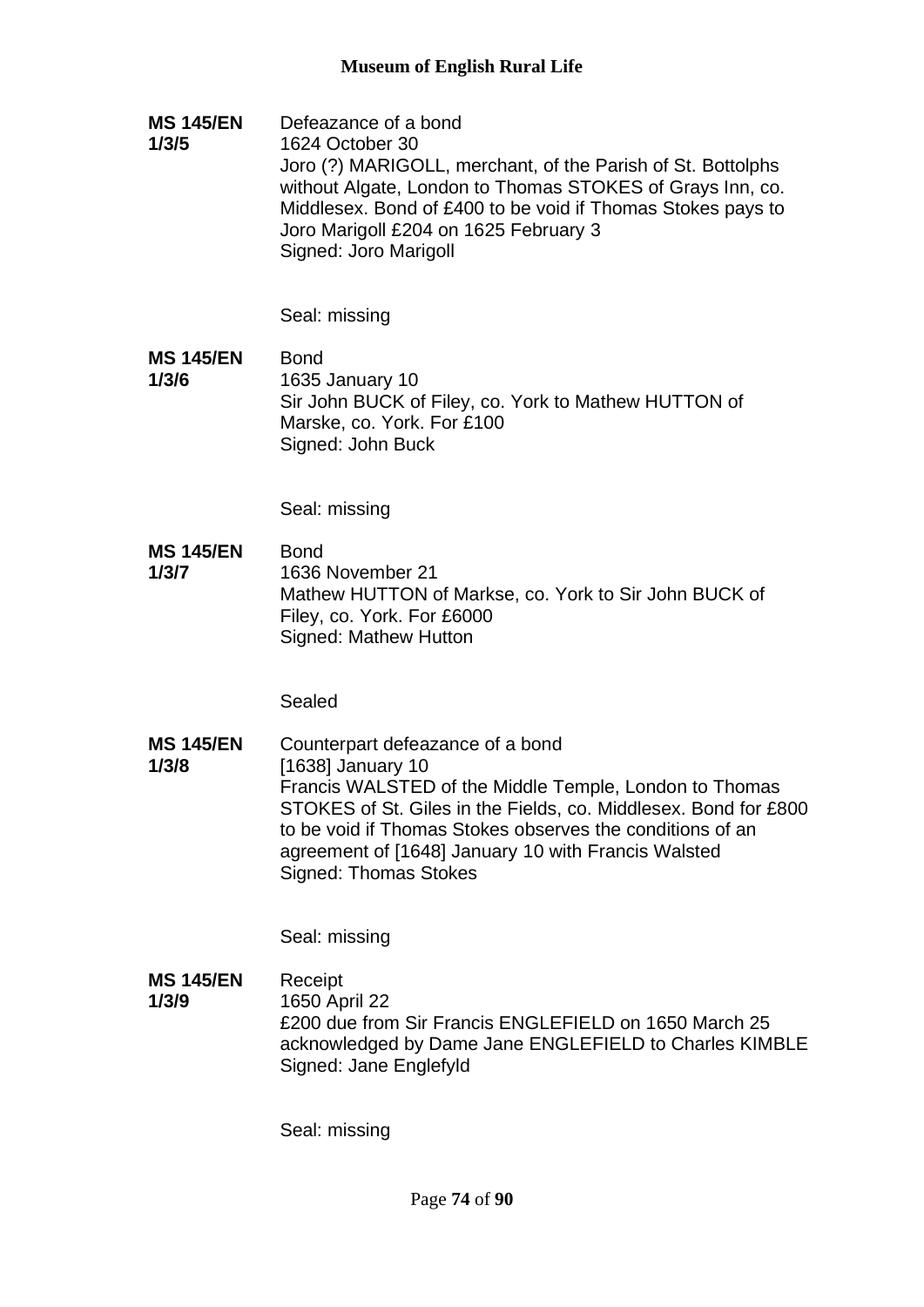**MS 145/EN 1/3/5**

Defeazance of a bond
1624 October 30
Joro (?) MARIGOLL, merchant, of the Parish of St. Bottolphs without Algate, London to Thomas STOKES of Grays Inn, co. Middlesex. Bond of £400 to be void if Thomas Stokes pays to Joro Marigoll £204 on 1625 February 3
Signed: Joro Marigoll

Seal: missing

**MS 145/EN 1/3/6**

Bond
1635 January 10
Sir John BUCK of Filey, co. York to Mathew HUTTON of Marske, co. York. For £100
Signed: John Buck

Seal: missing

**MS 145/EN 1/3/7**

Bond
1636 November 21
Mathew HUTTON of Markse, co. York to Sir John BUCK of Filey, co. York. For £6000
Signed: Mathew Hutton

Sealed

**MS 145/EN 1/3/8**

Counterpart defeazance of a bond
[1638] January 10
Francis WALSTED of the Middle Temple, London to Thomas STOKES of St. Giles in the Fields, co. Middlesex. Bond for £800 to be void if Thomas Stokes observes the conditions of an agreement of [1648] January 10 with Francis Walsted
Signed: Thomas Stokes

Seal: missing

**MS 145/EN 1/3/9**

Receipt
1650 April 22
£200 due from Sir Francis ENGLEFIELD on 1650 March 25 acknowledged by Dame Jane ENGLEFIELD to Charles KIMBLE
Signed: Jane Englefyld

Seal: missing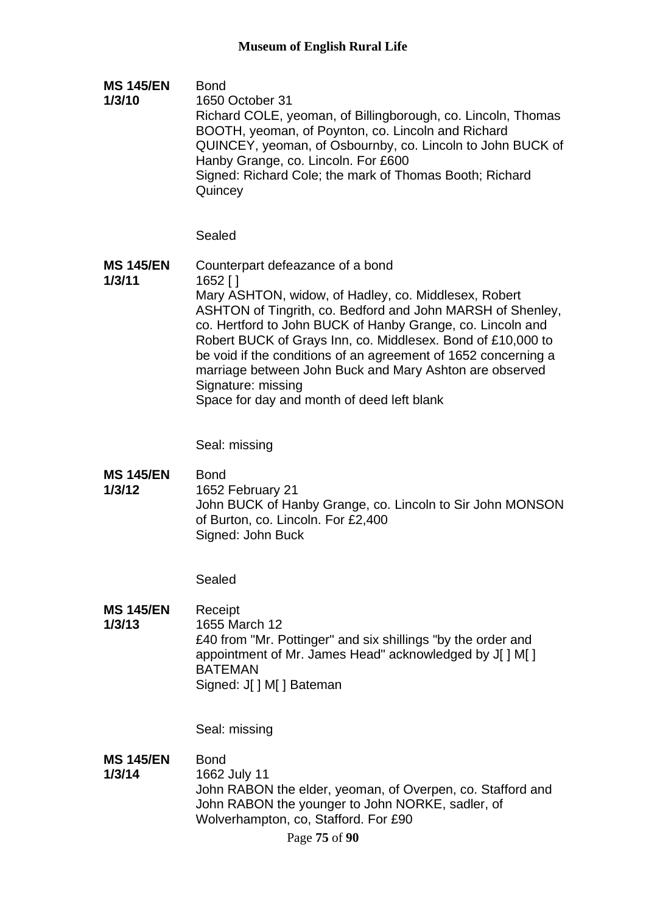**MS 145/EN 1/3/10**

Bond
1650 October 31
Richard COLE, yeoman, of Billingborough, co. Lincoln, Thomas BOOTH, yeoman, of Poynton, co. Lincoln and Richard QUINCEY, yeoman, of Osbournby, co. Lincoln to John BUCK of Hanby Grange, co. Lincoln. For £600
Signed: Richard Cole; the mark of Thomas Booth; Richard Quincey

Sealed

**MS 145/EN 1/3/11**

Counterpart defeazance of a bond
1652 [ ]
Mary ASHTON, widow, of Hadley, co. Middlesex, Robert ASHTON of Tingrith, co. Bedford and John MARSH of Shenley, co. Hertford to John BUCK of Hanby Grange, co. Lincoln and Robert BUCK of Grays Inn, co. Middlesex. Bond of £10,000 to be void if the conditions of an agreement of 1652 concerning a marriage between John Buck and Mary Ashton are observed
Signature: missing
Space for day and month of deed left blank

Seal: missing

**MS 145/EN 1/3/12**

Bond
1652 February 21
John BUCK of Hanby Grange, co. Lincoln to Sir John MONSON of Burton, co. Lincoln. For £2,400
Signed: John Buck

Sealed

**MS 145/EN 1/3/13**

Receipt
1655 March 12
£40 from "Mr. Pottinger" and six shillings "by the order and appointment of Mr. James Head" acknowledged by J[ ] M[ ] BATEMAN
Signed: J[ ] M[ ] Bateman

Seal: missing

**MS 145/EN 1/3/14**

Bond
1662 July 11
John RABON the elder, yeoman, of Overpen, co. Stafford and John RABON the younger to John NORKE, sadler, of Wolverhampton, co, Stafford. For £90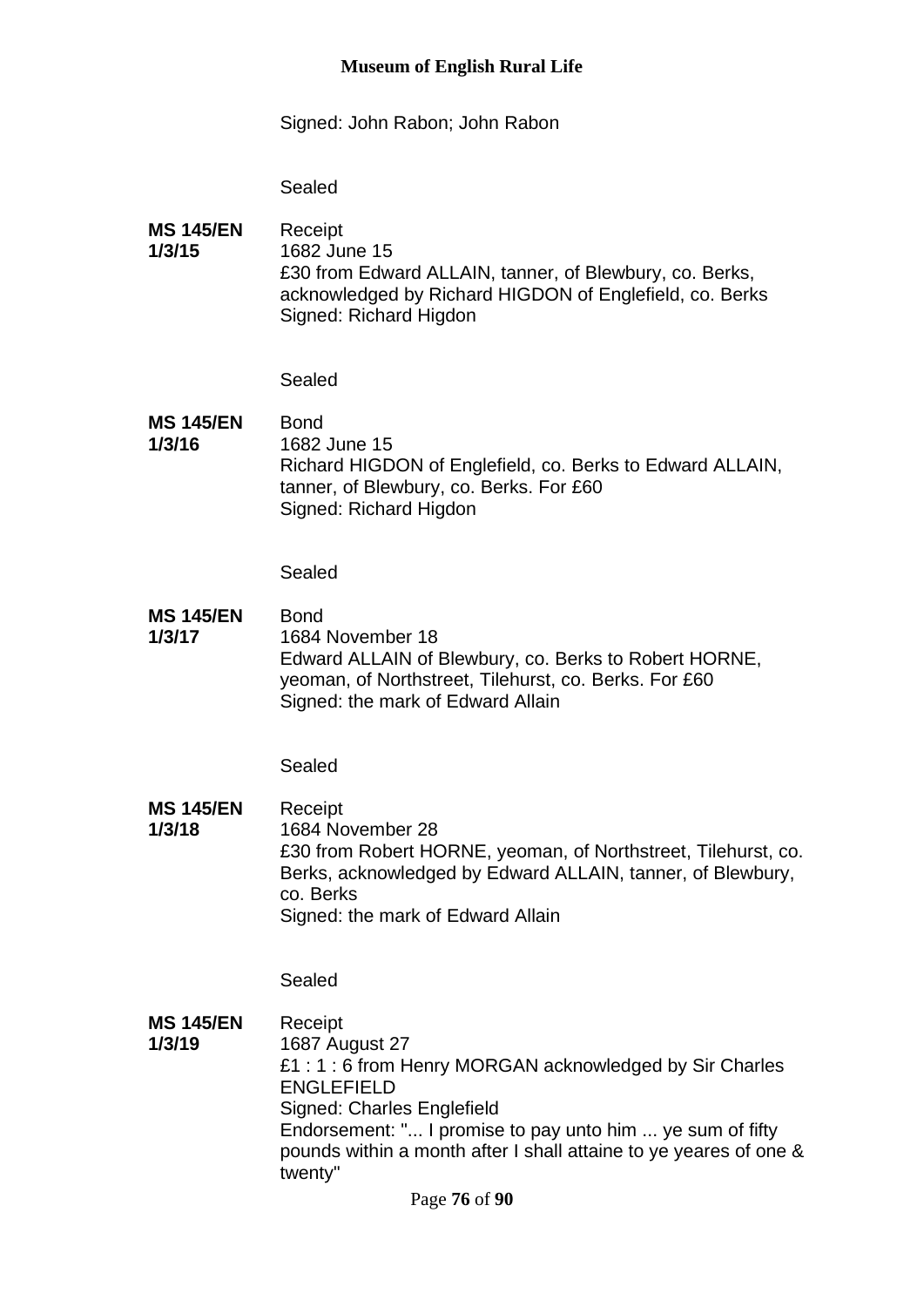Signed: John Rabon; John Rabon

Sealed

**MS 145/EN 1/3/15** Receipt
1682 June 15
£30 from Edward ALLAIN, tanner, of Blewbury, co. Berks, acknowledged by Richard HIGDON of Englefield, co. Berks
Signed: Richard Higdon

Sealed

**MS 145/EN 1/3/16** Bond
1682 June 15
Richard HIGDON of Englefield, co. Berks to Edward ALLAIN, tanner, of Blewbury, co. Berks. For £60
Signed: Richard Higdon

Sealed

**MS 145/EN 1/3/17** Bond
1684 November 18
Edward ALLAIN of Blewbury, co. Berks to Robert HORNE, yeoman, of Northstreet, Tilehurst, co. Berks. For £60
Signed: the mark of Edward Allain

Sealed

**MS 145/EN 1/3/18** Receipt
1684 November 28
£30 from Robert HORNE, yeoman, of Northstreet, Tilehurst, co. Berks, acknowledged by Edward ALLAIN, tanner, of Blewbury, co. Berks
Signed: the mark of Edward Allain

Sealed

**MS 145/EN 1/3/19** Receipt
1687 August 27
£1 : 1 : 6 from Henry MORGAN acknowledged by Sir Charles ENGLEFIELD
Signed: Charles Englefield
Endorsement: "... I promise to pay unto him ... ye sum of fifty pounds within a month after I shall attaine to ye yeares of one & twenty"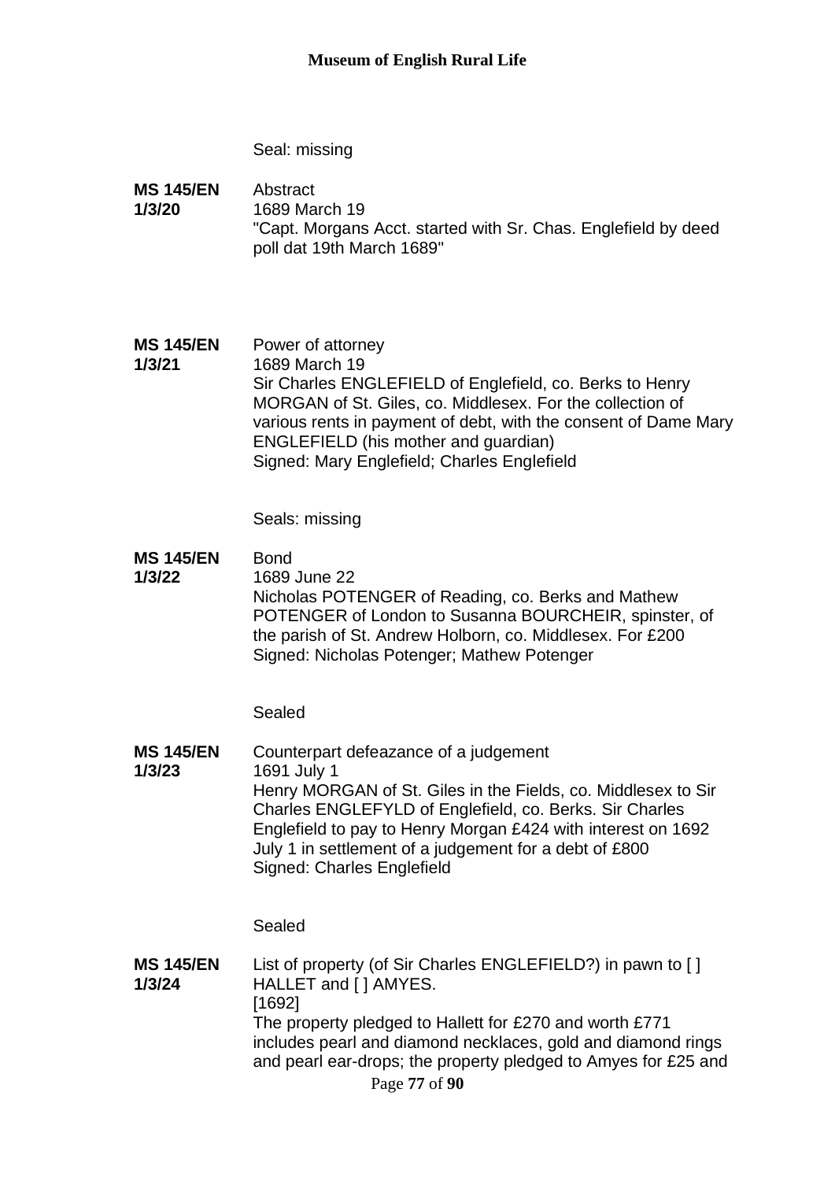Seal: missing

**MS 145/EN 1/3/20**

Abstract
1689 March 19
"Capt. Morgans Acct. started with Sr. Chas. Englefield by deed poll dat 19th March 1689"

**MS 145/EN 1/3/21**

Power of attorney
1689 March 19
Sir Charles ENGLEFIELD of Englefield, co. Berks to Henry MORGAN of St. Giles, co. Middlesex. For the collection of various rents in payment of debt, with the consent of Dame Mary ENGLEFIELD (his mother and guardian)
Signed: Mary Englefield; Charles Englefield

Seals: missing

**MS 145/EN 1/3/22**

Bond
1689 June 22
Nicholas POTENGER of Reading, co. Berks and Mathew POTENGER of London to Susanna BOURCHEIR, spinster, of the parish of St. Andrew Holborn, co. Middlesex. For £200
Signed: Nicholas Potenger; Mathew Potenger

Sealed

**MS 145/EN 1/3/23**

Counterpart defeazance of a judgement
1691 July 1
Henry MORGAN of St. Giles in the Fields, co. Middlesex to Sir Charles ENGLEFYLD of Englefield, co. Berks. Sir Charles Englefield to pay to Henry Morgan £424 with interest on 1692 July 1 in settlement of a judgement for a debt of £800
Signed: Charles Englefield

Sealed

**MS 145/EN 1/3/24**

List of property (of Sir Charles ENGLEFIELD?) in pawn to [ ] HALLET and [ ] AMYES.
[1692]
The property pledged to Hallett for £270 and worth £771 includes pearl and diamond necklaces, gold and diamond rings and pearl ear-drops; the property pledged to Amyes for £25 and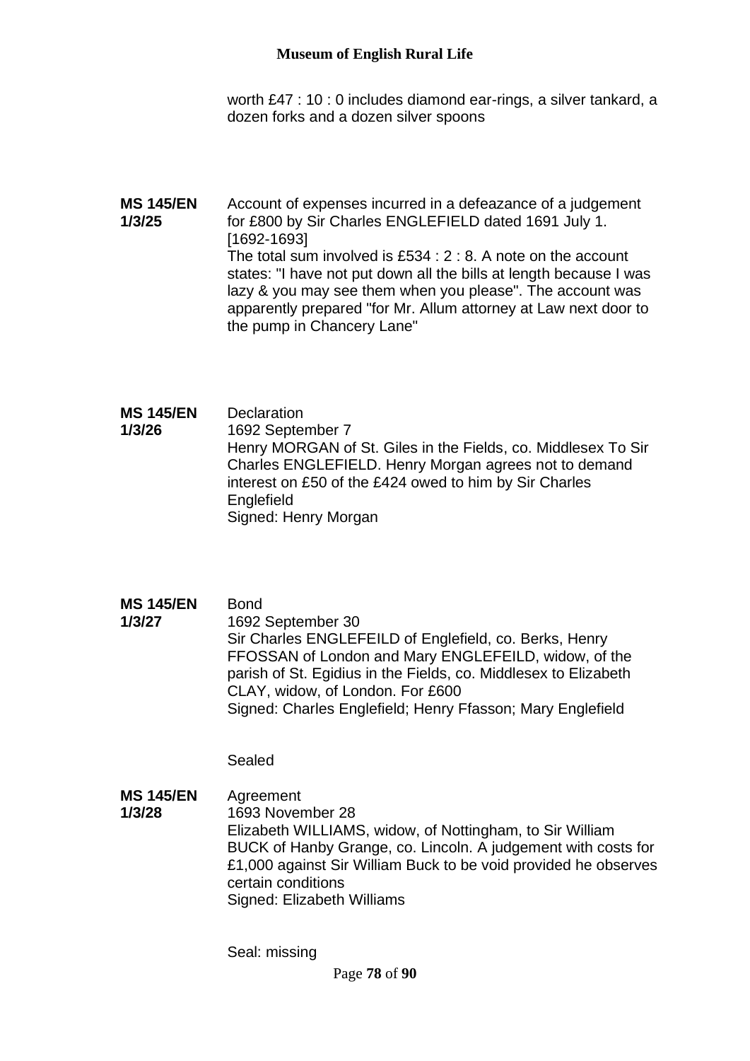worth £47 : 10 : 0 includes diamond ear-rings, a silver tankard, a dozen forks and a dozen silver spoons

**MS 145/EN 1/3/25**

Account of expenses incurred in a defeazance of a judgement for £800 by Sir Charles ENGLEFIELD dated 1691 July 1.
[1692-1693]
The total sum involved is £534 : 2 : 8. A note on the account states: "I have not put down all the bills at length because I was lazy & you may see them when you please". The account was apparently prepared "for Mr. Allum attorney at Law next door to the pump in Chancery Lane"

**MS 145/EN 1/3/26**

Declaration
1692 September 7
Henry MORGAN of St. Giles in the Fields, co. Middlesex To Sir Charles ENGLEFIELD. Henry Morgan agrees not to demand interest on £50 of the £424 owed to him by Sir Charles Englefield
Signed: Henry Morgan

**MS 145/EN 1/3/27**

Bond
1692 September 30
Sir Charles ENGLEFEILD of Englefield, co. Berks, Henry FFOSSAN of London and Mary ENGLEFEILD, widow, of the parish of St. Egidius in the Fields, co. Middlesex to Elizabeth CLAY, widow, of London. For £600
Signed: Charles Englefield; Henry Ffasson; Mary Englefield

Sealed

**MS 145/EN 1/3/28**

Agreement
1693 November 28
Elizabeth WILLIAMS, widow, of Nottingham, to Sir William BUCK of Hanby Grange, co. Lincoln. A judgement with costs for £1,000 against Sir William Buck to be void provided he observes certain conditions
Signed: Elizabeth Williams

Seal: missing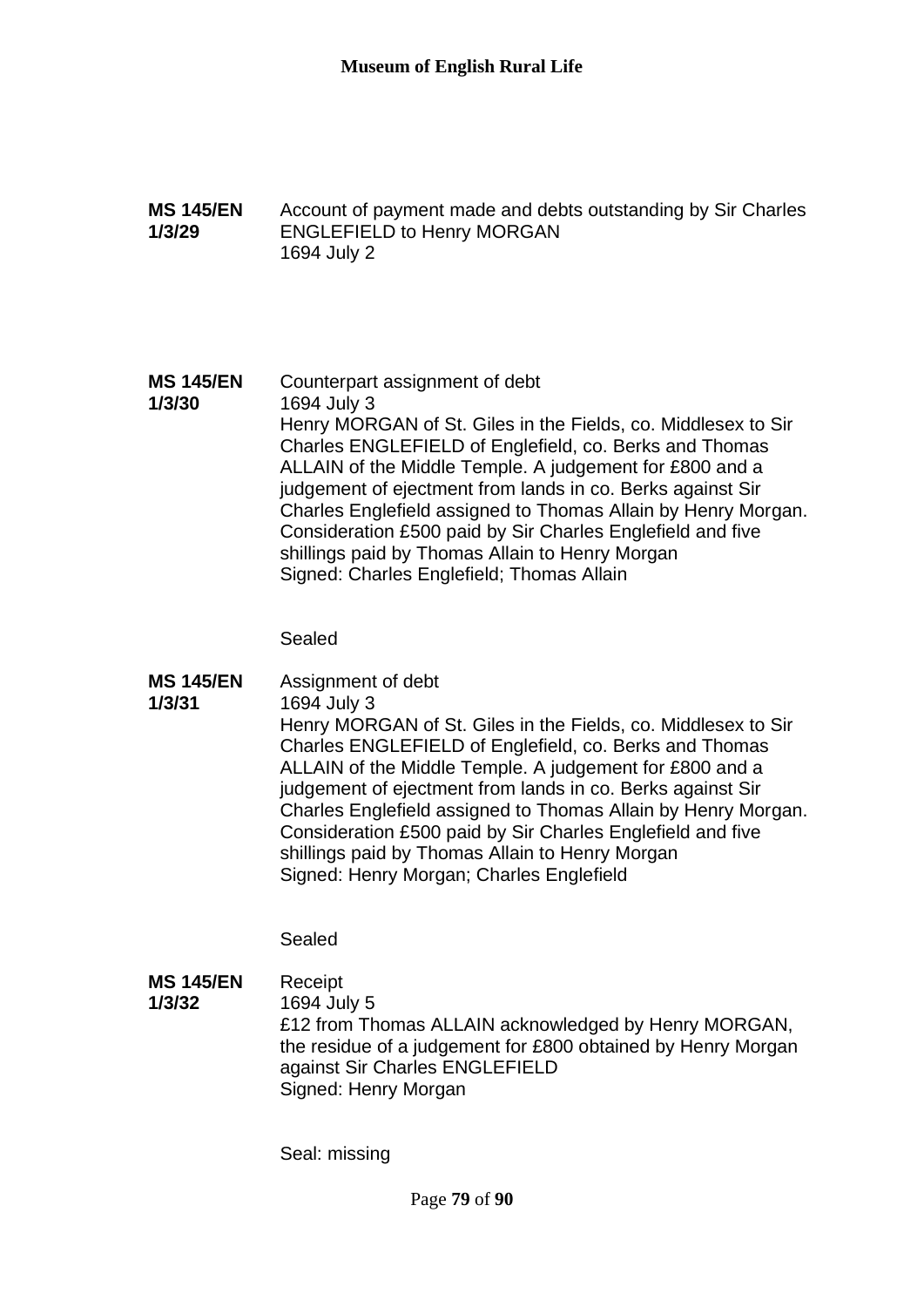**MS 145/EN 1/3/29**

Account of payment made and debts outstanding by Sir Charles ENGLEFIELD to Henry MORGAN
1694 July 2

**MS 145/EN 1/3/30**

Counterpart assignment of debt
1694 July 3
Henry MORGAN of St. Giles in the Fields, co. Middlesex to Sir Charles ENGLEFIELD of Englefield, co. Berks and Thomas ALLAIN of the Middle Temple. A judgement for £800 and a judgement of ejectment from lands in co. Berks against Sir Charles Englefield assigned to Thomas Allain by Henry Morgan. Consideration £500 paid by Sir Charles Englefield and five shillings paid by Thomas Allain to Henry Morgan
Signed: Charles Englefield; Thomas Allain

Sealed

**MS 145/EN 1/3/31**

Assignment of debt
1694 July 3
Henry MORGAN of St. Giles in the Fields, co. Middlesex to Sir Charles ENGLEFIELD of Englefield, co. Berks and Thomas ALLAIN of the Middle Temple. A judgement for £800 and a judgement of ejectment from lands in co. Berks against Sir Charles Englefield assigned to Thomas Allain by Henry Morgan. Consideration £500 paid by Sir Charles Englefield and five shillings paid by Thomas Allain to Henry Morgan
Signed: Henry Morgan; Charles Englefield

Sealed

**MS 145/EN 1/3/32**

Receipt
1694 July 5
£12 from Thomas ALLAIN acknowledged by Henry MORGAN, the residue of a judgement for £800 obtained by Henry Morgan against Sir Charles ENGLEFIELD
Signed: Henry Morgan

Seal: missing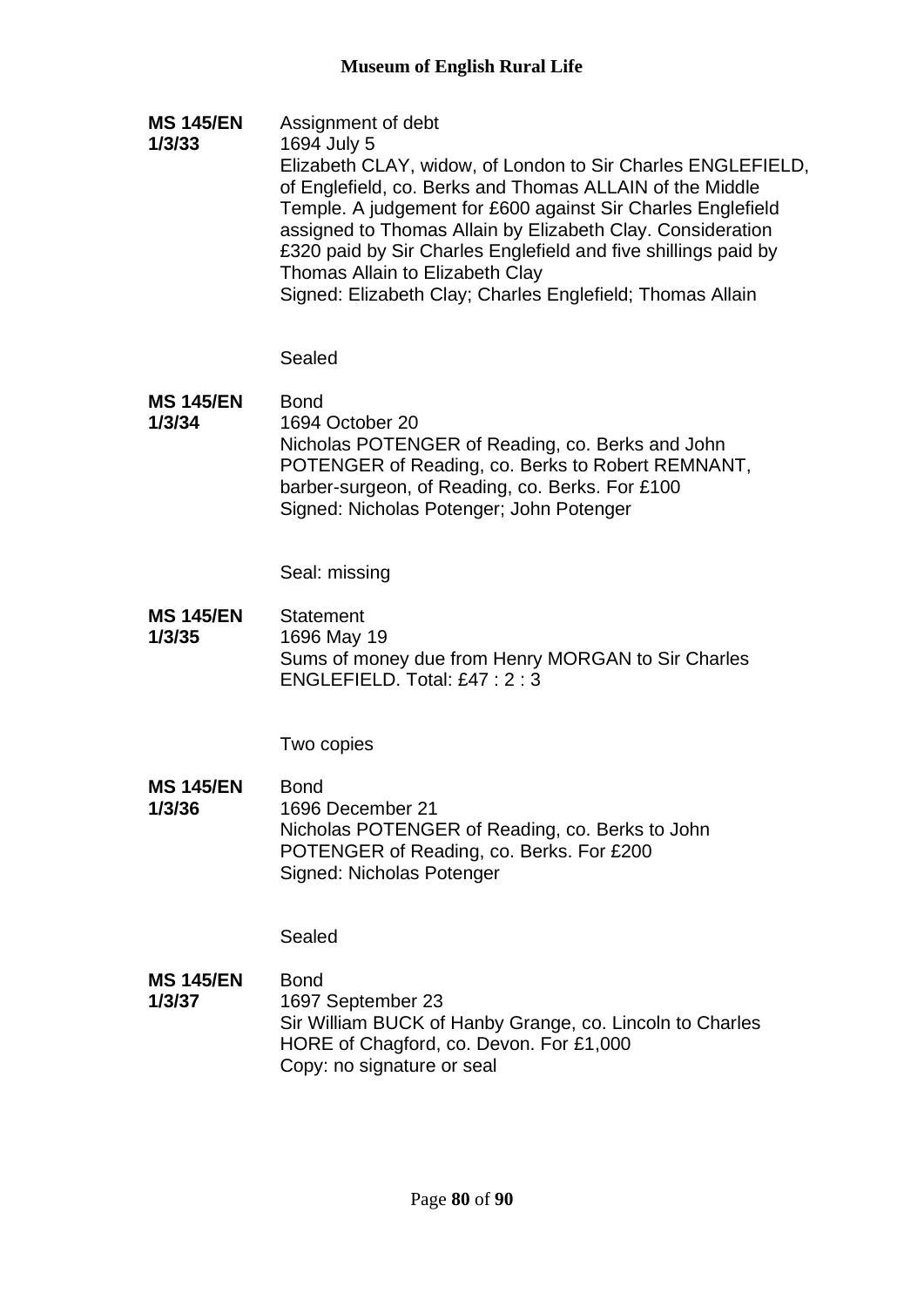**MS 145/EN 1/3/33**

Assignment of debt
1694 July 5
Elizabeth CLAY, widow, of London to Sir Charles ENGLEFIELD, of Englefield, co. Berks and Thomas ALLAIN of the Middle Temple. A judgement for £600 against Sir Charles Englefield assigned to Thomas Allain by Elizabeth Clay. Consideration £320 paid by Sir Charles Englefield and five shillings paid by Thomas Allain to Elizabeth Clay
Signed: Elizabeth Clay; Charles Englefield; Thomas Allain

Sealed

**MS 145/EN 1/3/34**

Bond
1694 October 20
Nicholas POTENGER of Reading, co. Berks and John POTENGER of Reading, co. Berks to Robert REMNANT, barber-surgeon, of Reading, co. Berks. For £100
Signed: Nicholas Potenger; John Potenger

Seal: missing

**MS 145/EN 1/3/35**

Statement
1696 May 19
Sums of money due from Henry MORGAN to Sir Charles ENGLEFIELD. Total: £47 : 2 : 3

Two copies

**MS 145/EN 1/3/36**

Bond
1696 December 21
Nicholas POTENGER of Reading, co. Berks to John POTENGER of Reading, co. Berks. For £200
Signed: Nicholas Potenger

Sealed

**MS 145/EN 1/3/37**

Bond
1697 September 23
Sir William BUCK of Hanby Grange, co. Lincoln to Charles HORE of Chagford, co. Devon. For £1,000
Copy: no signature or seal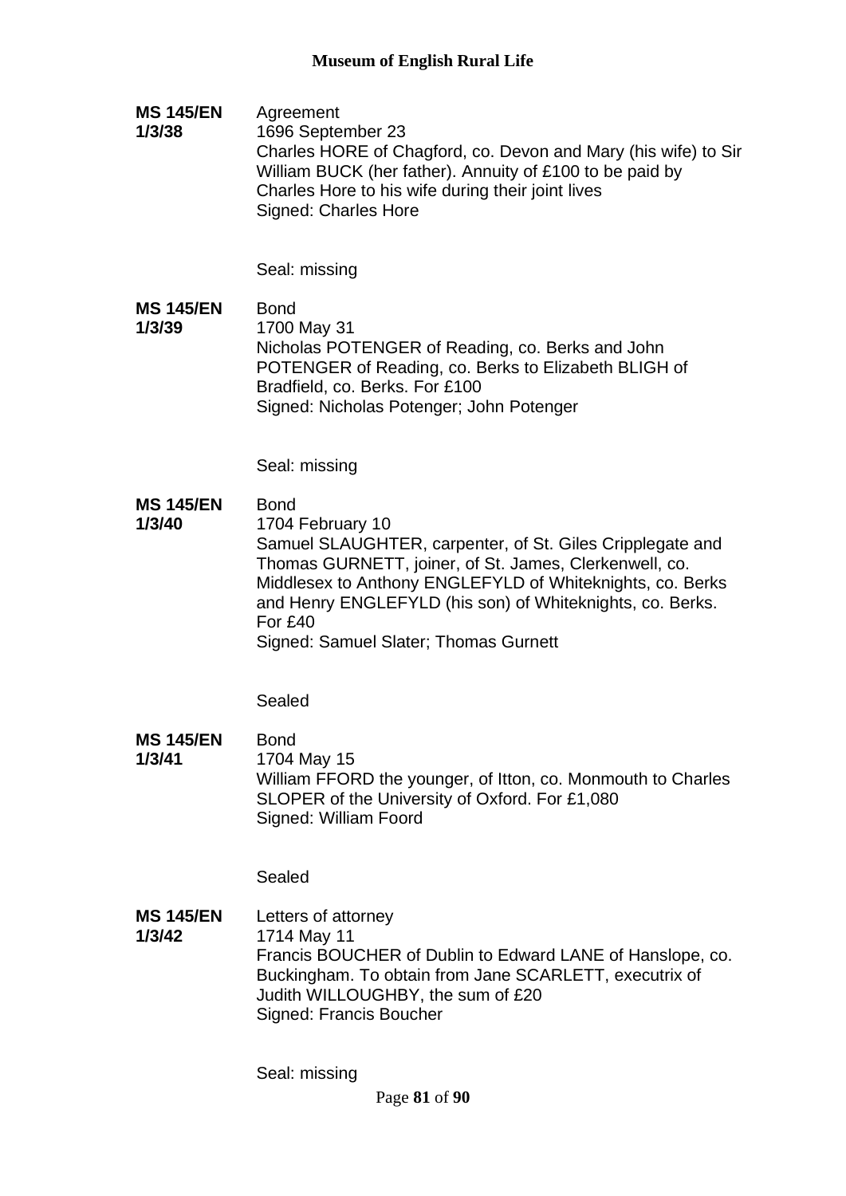**MS 145/EN 1/3/38**

Agreement
1696 September 23
Charles HORE of Chagford, co. Devon and Mary (his wife) to Sir William BUCK (her father). Annuity of £100 to be paid by Charles Hore to his wife during their joint lives
Signed: Charles Hore

Seal: missing

**MS 145/EN 1/3/39**

Bond
1700 May 31
Nicholas POTENGER of Reading, co. Berks and John POTENGER of Reading, co. Berks to Elizabeth BLIGH of Bradfield, co. Berks. For £100
Signed: Nicholas Potenger; John Potenger

Seal: missing

**MS 145/EN 1/3/40**

Bond
1704 February 10
Samuel SLAUGHTER, carpenter, of St. Giles Cripplegate and Thomas GURNETT, joiner, of St. James, Clerkenwell, co. Middlesex to Anthony ENGLEFYLD of Whiteknights, co. Berks and Henry ENGLEFYLD (his son) of Whiteknights, co. Berks. For £40
Signed: Samuel Slater; Thomas Gurnett

Sealed

**MS 145/EN 1/3/41**

Bond
1704 May 15
William FFORD the younger, of Itton, co. Monmouth to Charles SLOPER of the University of Oxford. For £1,080
Signed: William Foord

Sealed

**MS 145/EN 1/3/42**

Letters of attorney
1714 May 11
Francis BOUCHER of Dublin to Edward LANE of Hanslope, co. Buckingham. To obtain from Jane SCARLETT, executrix of Judith WILLOUGHBY, the sum of £20
Signed: Francis Boucher

Seal: missing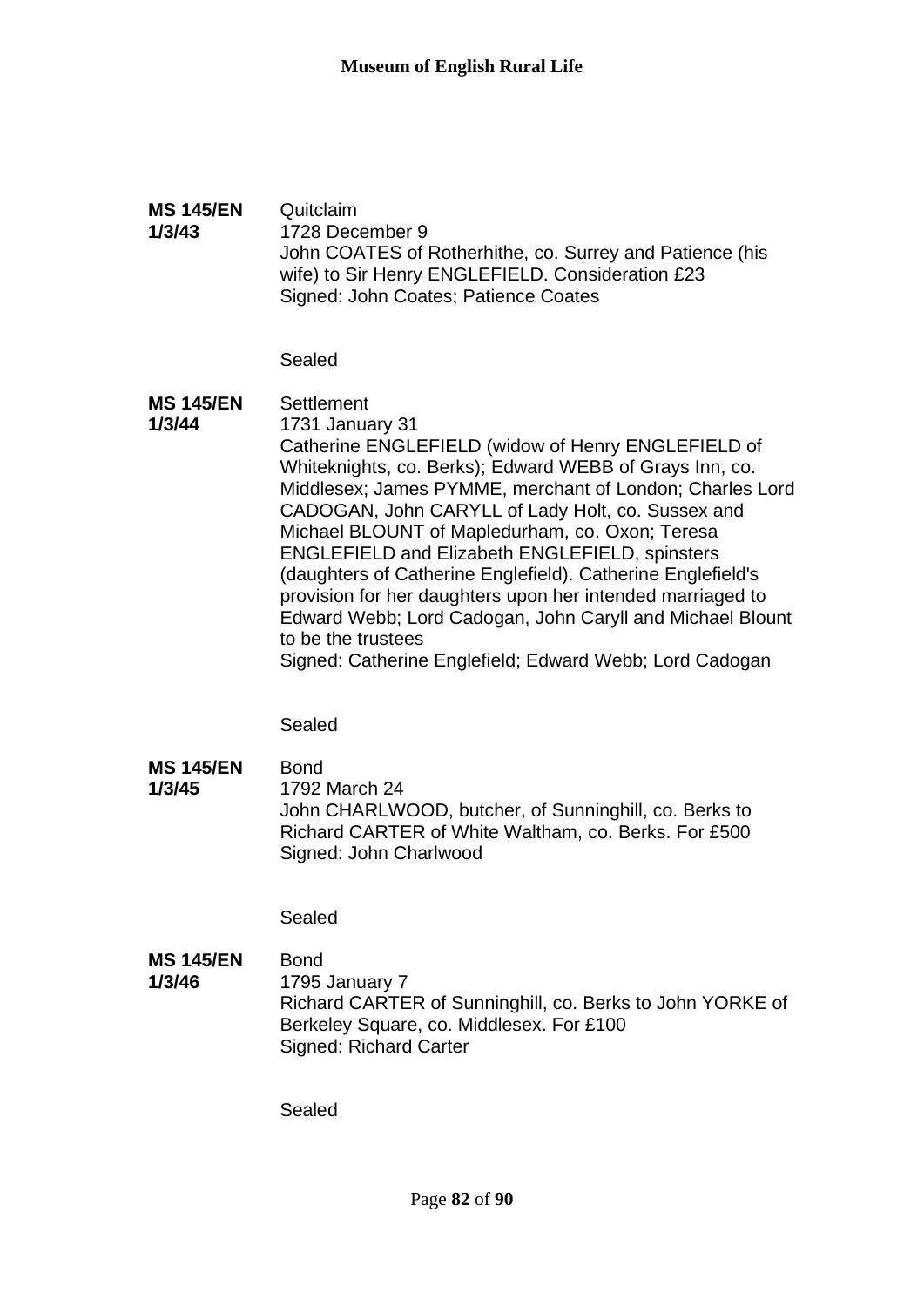**MS 145/EN 1/3/43**

Quitclaim
1728 December 9
John COATES of Rotherhithe, co. Surrey and Patience (his wife) to Sir Henry ENGLEFIELD. Consideration £23
Signed: John Coates; Patience Coates

Sealed

**MS 145/EN 1/3/44**

Settlement
1731 January 31
Catherine ENGLEFIELD (widow of Henry ENGLEFIELD of Whiteknights, co. Berks); Edward WEBB of Grays Inn, co. Middlesex; James PYMME, merchant of London; Charles Lord CADOGAN, John CARYLL of Lady Holt, co. Sussex and Michael BLOUNT of Mapledurham, co. Oxon; Teresa ENGLEFIELD and Elizabeth ENGLEFIELD, spinsters (daughters of Catherine Englefield). Catherine Englefield's provision for her daughters upon her intended marriaged to Edward Webb; Lord Cadogan, John Caryll and Michael Blount to be the trustees
Signed: Catherine Englefield; Edward Webb; Lord Cadogan

Sealed

**MS 145/EN 1/3/45**

Bond
1792 March 24
John CHARLWOOD, butcher, of Sunninghill, co. Berks to Richard CARTER of White Waltham, co. Berks. For £500
Signed: John Charlwood

Sealed

**MS 145/EN 1/3/46**

Bond
1795 January 7
Richard CARTER of Sunninghill, co. Berks to John YORKE of Berkeley Square, co. Middlesex. For £100
Signed: Richard Carter

Sealed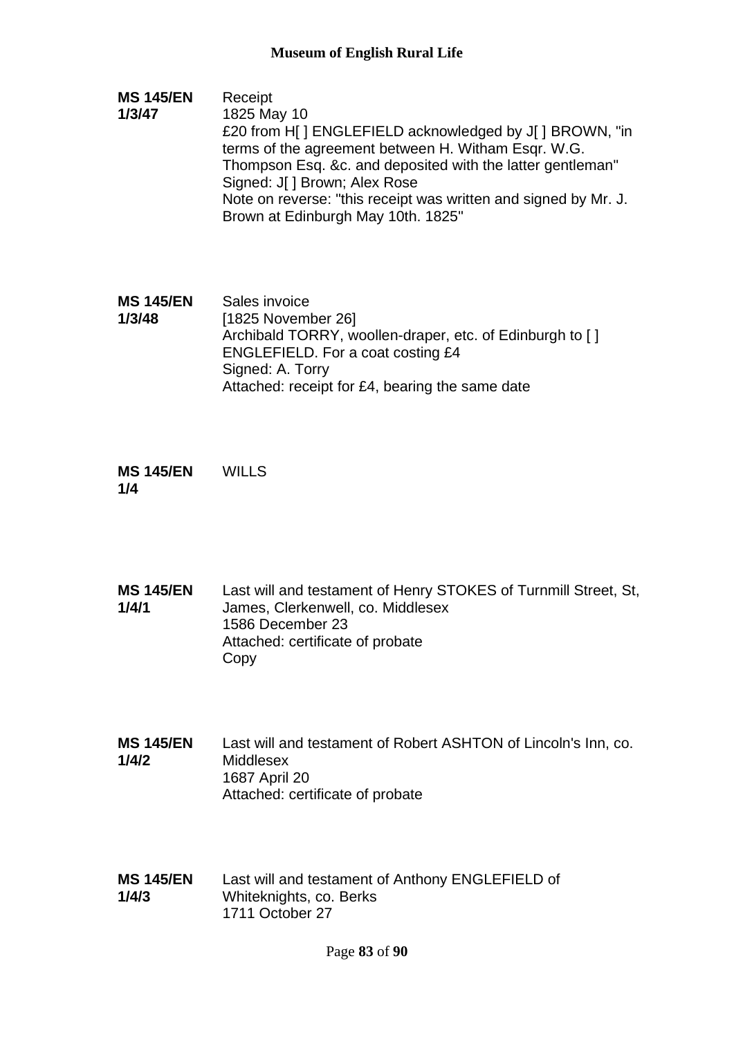**MS 145/EN 1/3/47**

Receipt
1825 May 10
£20 from H[ ] ENGLEFIELD acknowledged by J[ ] BROWN, "in terms of the agreement between H. Witham Esqr. W.G. Thompson Esq. &c. and deposited with the latter gentleman"
Signed: J[ ] Brown; Alex Rose
Note on reverse: "this receipt was written and signed by Mr. J. Brown at Edinburgh May 10th. 1825"

**MS 145/EN 1/3/48**

Sales invoice
[1825 November 26]
Archibald TORRY, woollen-draper, etc. of Edinburgh to [ ] ENGLEFIELD. For a coat costing £4
Signed: A. Torry
Attached: receipt for £4, bearing the same date

**MS 145/EN 1/4**

WILLS

**MS 145/EN 1/4/1**

Last will and testament of Henry STOKES of Turnmill Street, St, James, Clerkenwell, co. Middlesex
1586 December 23
Attached: certificate of probate
Copy

**MS 145/EN 1/4/2**

Last will and testament of Robert ASHTON of Lincoln's Inn, co. Middlesex
1687 April 20
Attached: certificate of probate

**MS 145/EN 1/4/3**

Last will and testament of Anthony ENGLEFIELD of Whiteknights, co. Berks
1711 October 27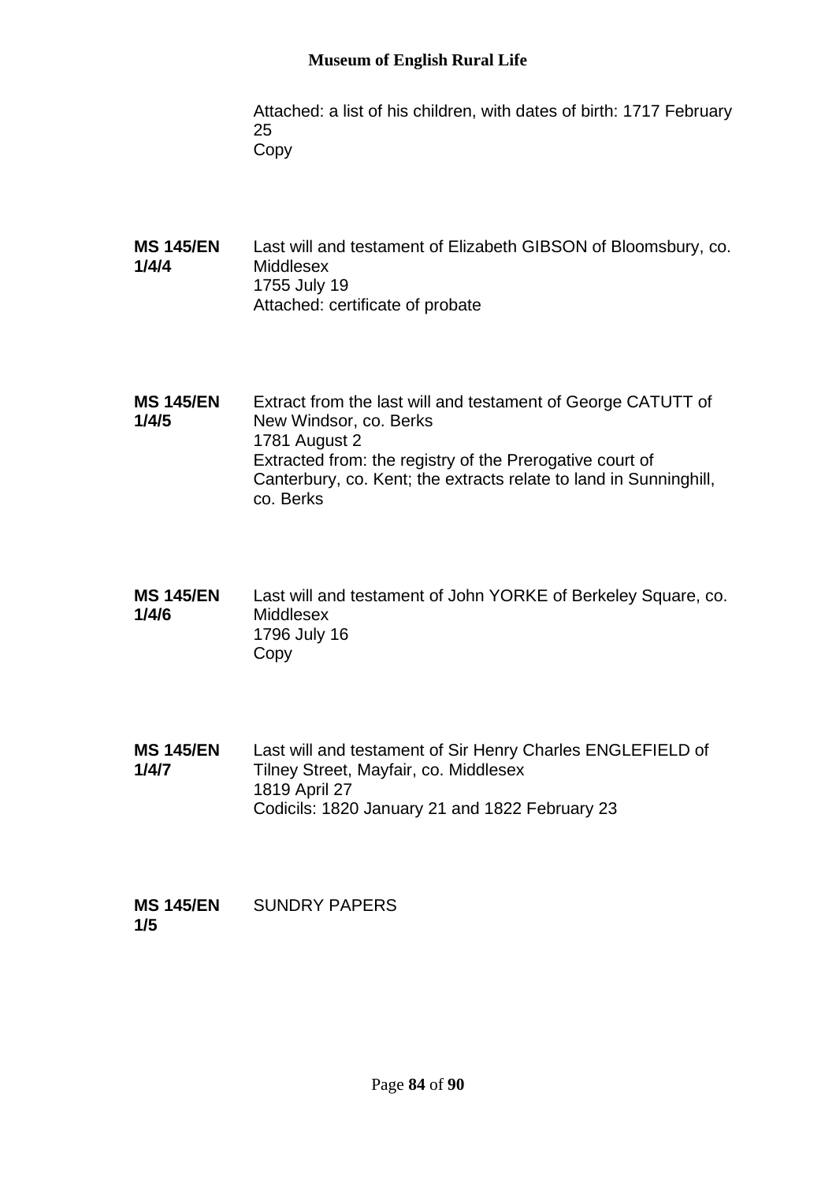Attached: a list of his children, with dates of birth: 1717 February 25
Copy

**MS 145/EN 1/4/4** Last will and testament of Elizabeth GIBSON of Bloomsbury, co. Middlesex
1755 July 19
Attached: certificate of probate

**MS 145/EN 1/4/5** Extract from the last will and testament of George CATUTT of New Windsor, co. Berks
1781 August 2
Extracted from: the registry of the Prerogative court of Canterbury, co. Kent; the extracts relate to land in Sunninghill, co. Berks

**MS 145/EN 1/4/6** Last will and testament of John YORKE of Berkeley Square, co. Middlesex
1796 July 16
Copy

**MS 145/EN 1/4/7** Last will and testament of Sir Henry Charles ENGLEFIELD of Tilney Street, Mayfair, co. Middlesex
1819 April 27
Codicils: 1820 January 21 and 1822 February 23

**MS 145/EN 1/5** SUNDRY PAPERS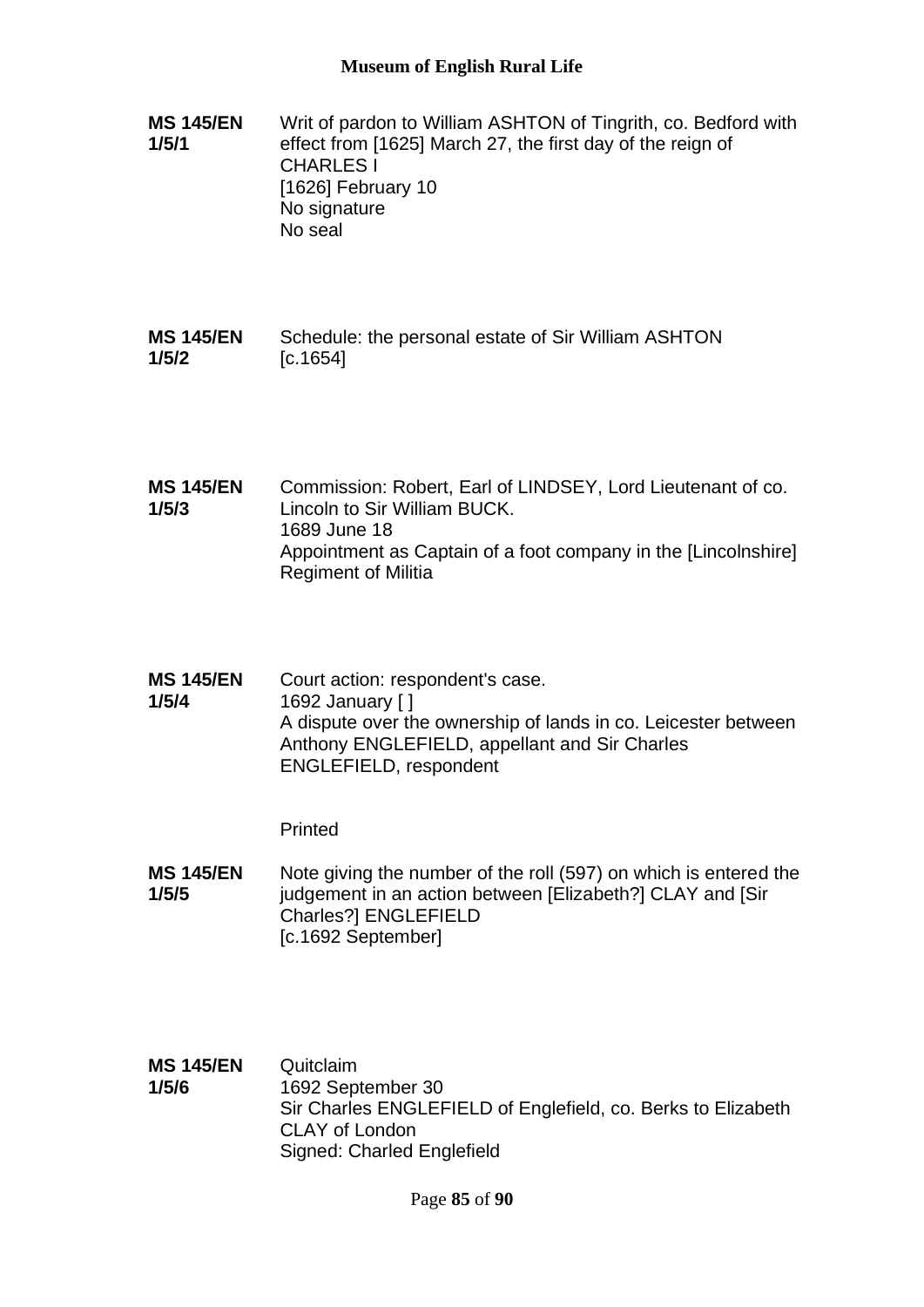**MS 145/EN 1/5/1**

Writ of pardon to William ASHTON of Tingrith, co. Bedford with effect from [1625] March 27, the first day of the reign of CHARLES I
[1626] February 10
No signature
No seal

**MS 145/EN 1/5/2**

Schedule: the personal estate of Sir William ASHTON
[c.1654]

**MS 145/EN 1/5/3**

Commission: Robert, Earl of LINDSEY, Lord Lieutenant of co. Lincoln to Sir William BUCK.
1689 June 18
Appointment as Captain of a foot company in the [Lincolnshire] Regiment of Militia

**MS 145/EN 1/5/4**

Court action: respondent's case.
1692 January [ ]
A dispute over the ownership of lands in co. Leicester between Anthony ENGLEFIELD, appellant and Sir Charles ENGLEFIELD, respondent

Printed

**MS 145/EN 1/5/5**

Note giving the number of the roll (597) on which is entered the judgement in an action between [Elizabeth?] CLAY and [Sir Charles?] ENGLEFIELD
[c.1692 September]

**MS 145/EN 1/5/6**

Quitclaim
1692 September 30
Sir Charles ENGLEFIELD of Englefield, co. Berks to Elizabeth CLAY of London
Signed: Charled Englefield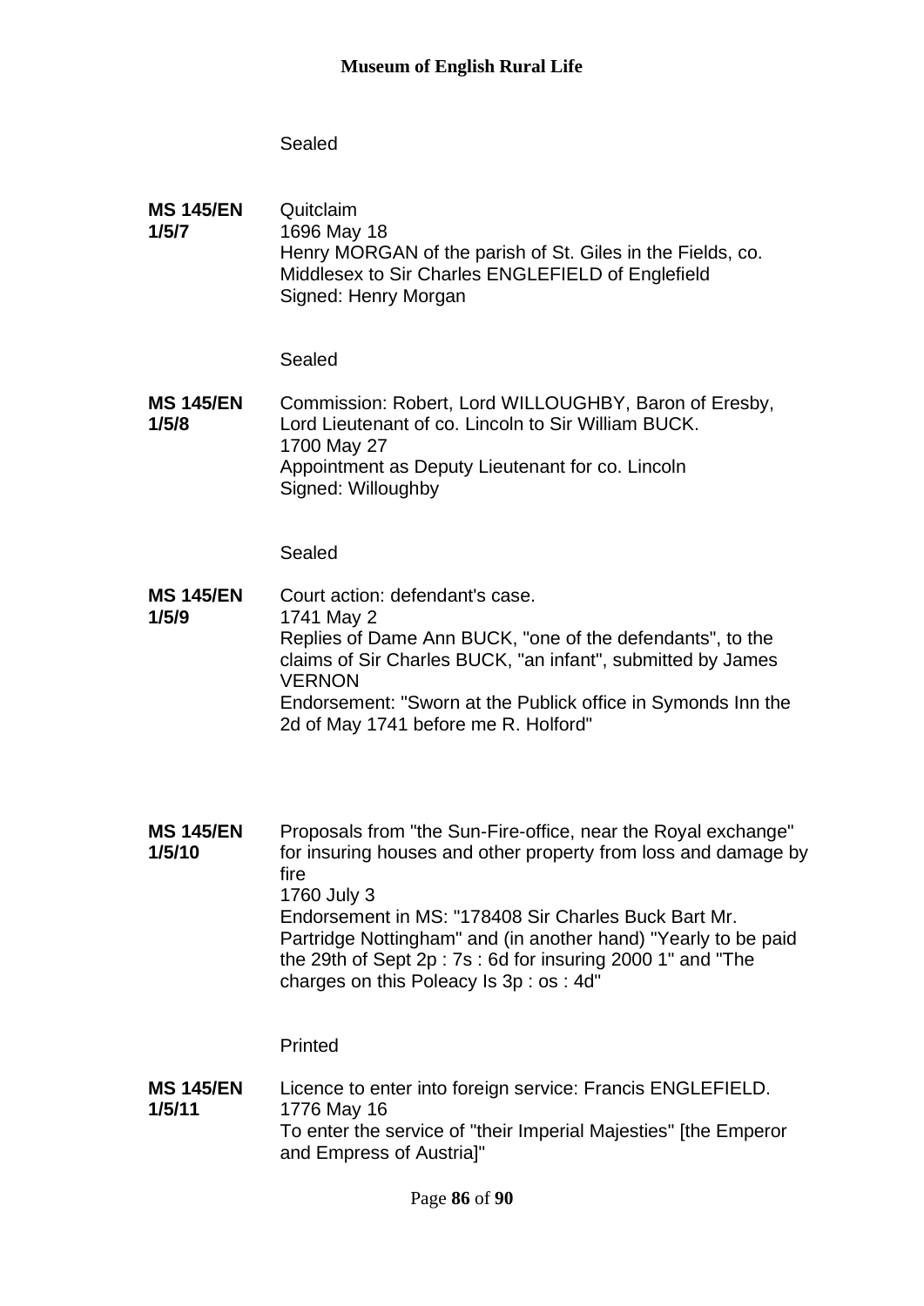Sealed

**MS 145/EN 1/5/7**

Quitclaim
1696 May 18
Henry MORGAN of the parish of St. Giles in the Fields, co. Middlesex to Sir Charles ENGLEFIELD of Englefield
Signed: Henry Morgan

Sealed

**MS 145/EN 1/5/8**

Commission: Robert, Lord WILLOUGHBY, Baron of Eresby, Lord Lieutenant of co. Lincoln to Sir William BUCK.
1700 May 27
Appointment as Deputy Lieutenant for co. Lincoln
Signed: Willoughby

Sealed

**MS 145/EN 1/5/9**

Court action: defendant's case.
1741 May 2
Replies of Dame Ann BUCK, "one of the defendants", to the claims of Sir Charles BUCK, "an infant", submitted by James VERNON
Endorsement: "Sworn at the Publick office in Symonds Inn the 2d of May 1741 before me R. Holford"

**MS 145/EN 1/5/10**

Proposals from "the Sun-Fire-office, near the Royal exchange" for insuring houses and other property from loss and damage by fire
1760 July 3
Endorsement in MS: "178408 Sir Charles Buck Bart Mr. Partridge Nottingham" and (in another hand) "Yearly to be paid the 29th of Sept 2p : 7s : 6d for insuring 2000 1" and "The charges on this Poleacy Is 3p : os : 4d"

Printed

**MS 145/EN 1/5/11**

Licence to enter into foreign service: Francis ENGLEFIELD.
1776 May 16
To enter the service of "their Imperial Majesties" [the Emperor and Empress of Austria]"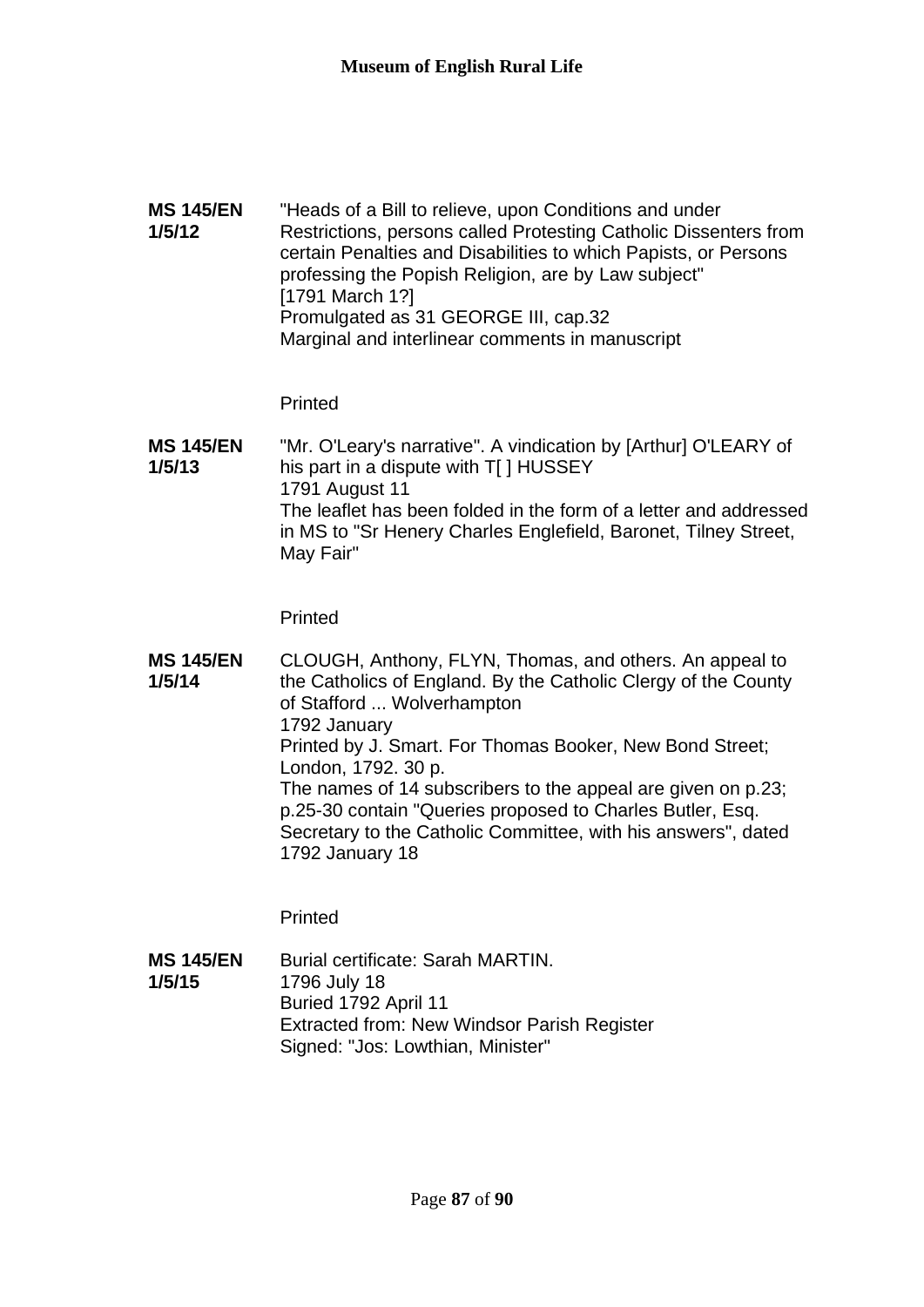**MS 145/EN 1/5/12**

"Heads of a Bill to relieve, upon Conditions and under Restrictions, persons called Protesting Catholic Dissenters from certain Penalties and Disabilities to which Papists, or Persons professing the Popish Religion, are by Law subject"
[1791 March 1?]
Promulgated as 31 GEORGE III, cap.32
Marginal and interlinear comments in manuscript

Printed

**MS 145/EN 1/5/13**

"Mr. O'Leary's narrative". A vindication by [Arthur] O'LEARY of his part in a dispute with T[ ] HUSSEY
1791 August 11
The leaflet has been folded in the form of a letter and addressed in MS to "Sr Henery Charles Englefield, Baronet, Tilney Street, May Fair"

Printed

**MS 145/EN 1/5/14**

CLOUGH, Anthony, FLYN, Thomas, and others. An appeal to the Catholics of England. By the Catholic Clergy of the County of Stafford ... Wolverhampton
1792 January
Printed by J. Smart. For Thomas Booker, New Bond Street; London, 1792. 30 p.
The names of 14 subscribers to the appeal are given on p.23; p.25-30 contain "Queries proposed to Charles Butler, Esq. Secretary to the Catholic Committee, with his answers", dated 1792 January 18

Printed

**MS 145/EN 1/5/15**

Burial certificate: Sarah MARTIN.
1796 July 18
Buried 1792 April 11
Extracted from: New Windsor Parish Register
Signed: "Jos: Lowthian, Minister"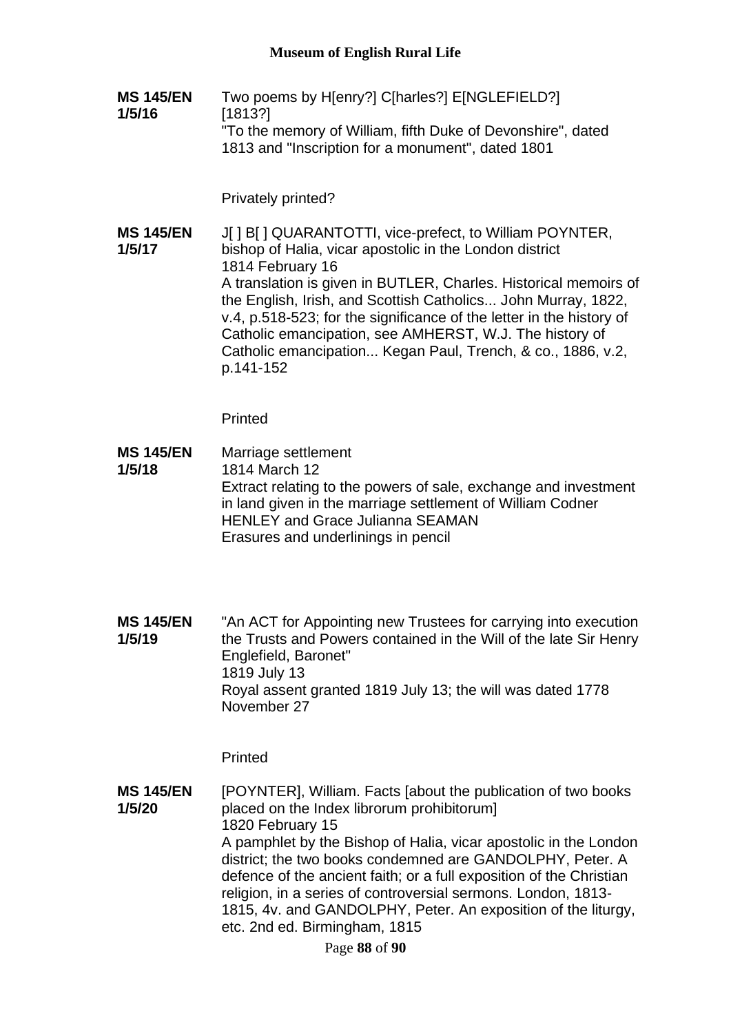**MS 145/EN 1/5/16**

Two poems by H[enry?] C[harles?] E[NGLEFIELD?]
[1813?]
"To the memory of William, fifth Duke of Devonshire", dated 1813 and "Inscription for a monument", dated 1801

Privately printed?

**MS 145/EN 1/5/17**

J[ ] B[ ] QUARANTOTTI, vice-prefect, to William POYNTER, bishop of Halia, vicar apostolic in the London district
1814 February 16
A translation is given in BUTLER, Charles. Historical memoirs of the English, Irish, and Scottish Catholics... John Murray, 1822, v.4, p.518-523; for the significance of the letter in the history of Catholic emancipation, see AMHERST, W.J. The history of Catholic emancipation... Kegan Paul, Trench, & co., 1886, v.2, p.141-152

Printed

**MS 145/EN 1/5/18**

Marriage settlement
1814 March 12
Extract relating to the powers of sale, exchange and investment in land given in the marriage settlement of William Codner HENLEY and Grace Julianna SEAMAN
Erasures and underlinings in pencil

**MS 145/EN 1/5/19**

"An ACT for Appointing new Trustees for carrying into execution the Trusts and Powers contained in the Will of the late Sir Henry Englefield, Baronet"
1819 July 13
Royal assent granted 1819 July 13; the will was dated 1778 November 27

Printed

**MS 145/EN 1/5/20**

[POYNTER], William. Facts [about the publication of two books placed on the Index librorum prohibitorum]
1820 February 15
A pamphlet by the Bishop of Halia, vicar apostolic in the London district; the two books condemned are GANDOLPHY, Peter. A defence of the ancient faith; or a full exposition of the Christian religion, in a series of controversial sermons. London, 1813-1815, 4v. and GANDOLPHY, Peter. An exposition of the liturgy, etc. 2nd ed. Birmingham, 1815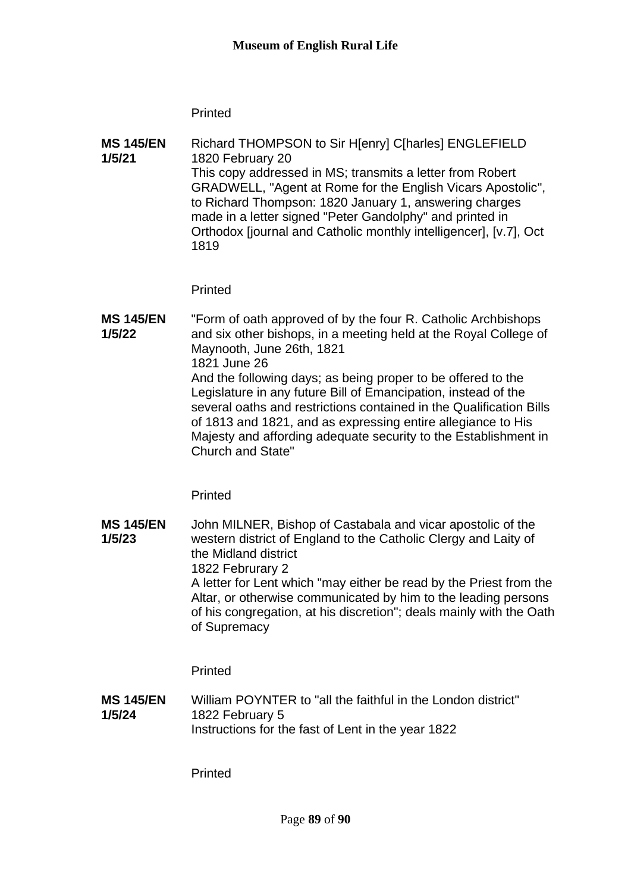Printed

**MS 145/EN 1/5/21**

Richard THOMPSON to Sir H[enry] C[harles] ENGLEFIELD
1820 February 20
This copy addressed in MS; transmits a letter from Robert GRADWELL, "Agent at Rome for the English Vicars Apostolic", to Richard Thompson: 1820 January 1, answering charges made in a letter signed "Peter Gandolphy" and printed in Orthodox [journal and Catholic monthly intelligencer], [v.7], Oct 1819

Printed

**MS 145/EN 1/5/22**

"Form of oath approved of by the four R. Catholic Archbishops and six other bishops, in a meeting held at the Royal College of Maynooth, June 26th, 1821
1821 June 26
And the following days; as being proper to be offered to the Legislature in any future Bill of Emancipation, instead of the several oaths and restrictions contained in the Qualification Bills of 1813 and 1821, and as expressing entire allegiance to His Majesty and affording adequate security to the Establishment in Church and State"

Printed

**MS 145/EN 1/5/23**

John MILNER, Bishop of Castabala and vicar apostolic of the western district of England to the Catholic Clergy and Laity of the Midland district
1822 Februrary 2
A letter for Lent which "may either be read by the Priest from the Altar, or otherwise communicated by him to the leading persons of his congregation, at his discretion"; deals mainly with the Oath of Supremacy

Printed

**MS 145/EN 1/5/24**

William POYNTER to "all the faithful in the London district"
1822 February 5
Instructions for the fast of Lent in the year 1822

Printed